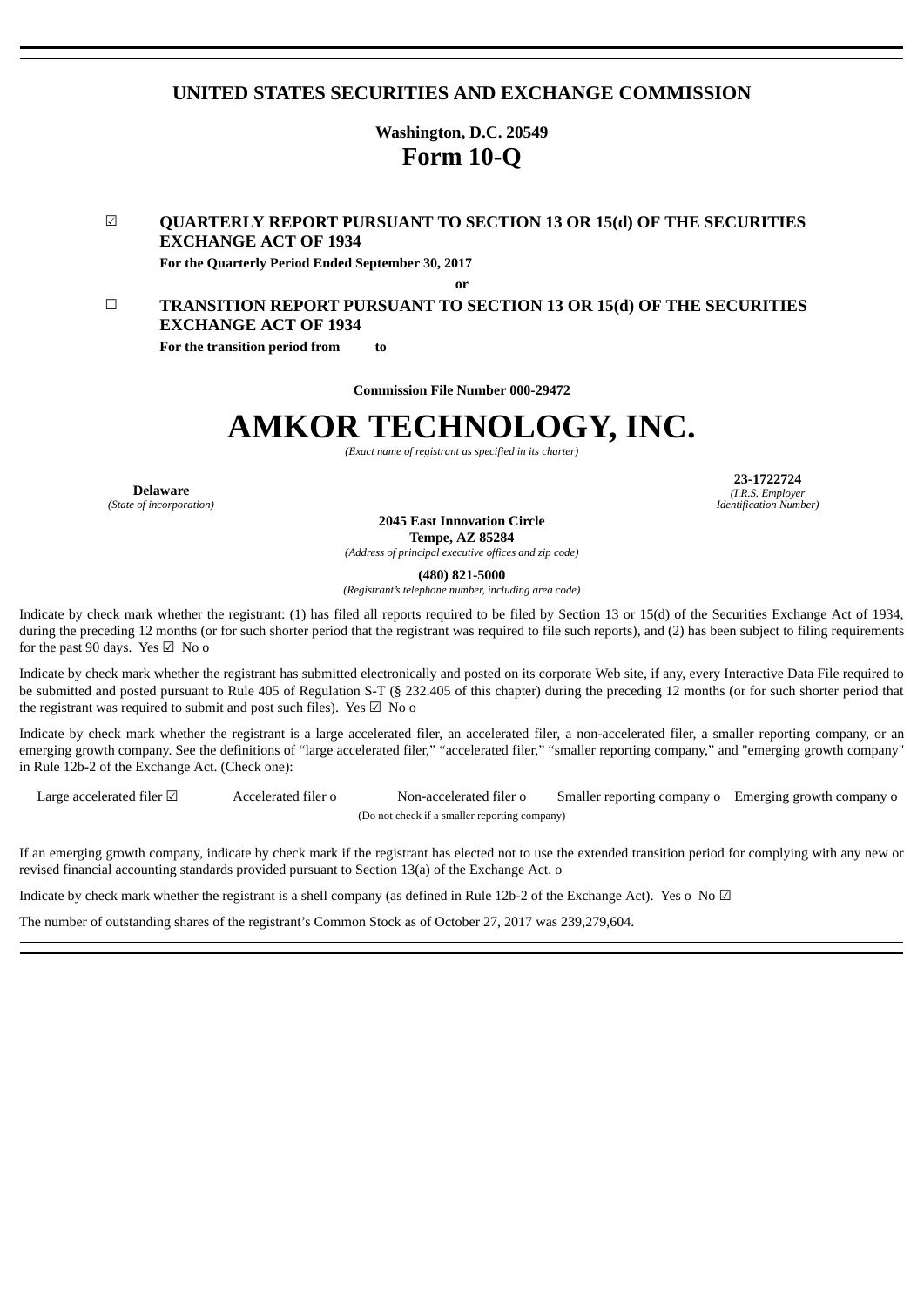# UNITED STATES SECURITIES AND EXCHANGE COMMISSION

**Washington, D.C. 20549**

# Form 10-Q

☑ **QUARTERLY REPORT PURSUANT TO SECTION 13 OR 15(d) OF THE SECURITIES EXCHANGE ACT OF 1934**

**For the Quarterly Period Ended September 30, 2017**

**or**

☐ **TRANSITION REPORT PURSUANT TO SECTION 13 OR 15(d) OF THE SECURITIES EXCHANGE ACT OF 1934**

**For the transition period from to**

**Commission File Number 000-29472**

# AMKOR TECHNOLOGY, INC.

*(Exact name of registrant as specified in its charter)*

| **Delaware** | **23-1722724** |
|---|---|
| *(State of incorporation)* | *(I.R.S. Employer Identification Number)* |

**2045 East Innovation Circle**
**Tempe, AZ 85284**
*(Address of principal executive offices and zip code)*

**(480) 821-5000**
*(Registrant's telephone number, including area code)*

Indicate by check mark whether the registrant: (1) has filed all reports required to be filed by Section 13 or 15(d) of the Securities Exchange Act of 1934, during the preceding 12 months (or for such shorter period that the registrant was required to file such reports), and (2) has been subject to filing requirements for the past 90 days. Yes ☑ No o

Indicate by check mark whether the registrant has submitted electronically and posted on its corporate Web site, if any, every Interactive Data File required to be submitted and posted pursuant to Rule 405 of Regulation S-T (§ 232.405 of this chapter) during the preceding 12 months (or for such shorter period that the registrant was required to submit and post such files). Yes ☑ No o

Indicate by check mark whether the registrant is a large accelerated filer, an accelerated filer, a non-accelerated filer, a smaller reporting company, or an emerging growth company. See the definitions of "large accelerated filer," "accelerated filer," "smaller reporting company," and "emerging growth company" in Rule 12b-2 of the Exchange Act. (Check one):

Large accelerated filer ☑ Accelerated filer o Non-accelerated filer o Smaller reporting company o Emerging growth company o
(Do not check if a smaller reporting company)

If an emerging growth company, indicate by check mark if the registrant has elected not to use the extended transition period for complying with any new or revised financial accounting standards provided pursuant to Section 13(a) of the Exchange Act. o

Indicate by check mark whether the registrant is a shell company (as defined in Rule 12b-2 of the Exchange Act). Yes o No ☑

The number of outstanding shares of the registrant's Common Stock as of October 27, 2017 was 239,279,604.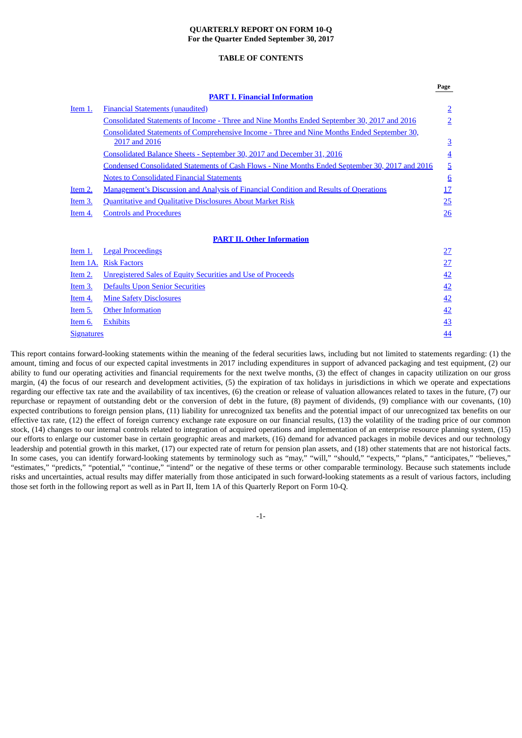**QUARTERLY REPORT ON FORM 10-Q**
**For the Quarter Ended September 30, 2017**

**TABLE OF CONTENTS**

| | | Page |
|---|---|---|
| | **PART I. Financial Information** | |
| Item 1. | Financial Statements (unaudited) | 2 |
| | Consolidated Statements of Income - Three and Nine Months Ended September 30, 2017 and 2016 | 2 |
| | Consolidated Statements of Comprehensive Income - Three and Nine Months Ended September 30, 2017 and 2016 | 3 |
| | Consolidated Balance Sheets - September 30, 2017 and December 31, 2016 | 4 |
| | Condensed Consolidated Statements of Cash Flows - Nine Months Ended September 30, 2017 and 2016 | 5 |
| | Notes to Consolidated Financial Statements | 6 |
| Item 2. | Management's Discussion and Analysis of Financial Condition and Results of Operations | 17 |
| Item 3. | Quantitative and Qualitative Disclosures About Market Risk | 25 |
| Item 4. | Controls and Procedures | 26 |
| | **PART II. Other Information** | |
| Item 1. | Legal Proceedings | 27 |
| Item 1A. | Risk Factors | 27 |
| Item 2. | Unregistered Sales of Equity Securities and Use of Proceeds | 42 |
| Item 3. | Defaults Upon Senior Securities | 42 |
| Item 4. | Mine Safety Disclosures | 42 |
| Item 5. | Other Information | 42 |
| Item 6. | Exhibits | 43 |
| Signatures | | 44 |

This report contains forward-looking statements within the meaning of the federal securities laws, including but not limited to statements regarding: (1) the amount, timing and focus of our expected capital investments in 2017 including expenditures in support of advanced packaging and test equipment, (2) our ability to fund our operating activities and financial requirements for the next twelve months, (3) the effect of changes in capacity utilization on our gross margin, (4) the focus of our research and development activities, (5) the expiration of tax holidays in jurisdictions in which we operate and expectations regarding our effective tax rate and the availability of tax incentives, (6) the creation or release of valuation allowances related to taxes in the future, (7) our repurchase or repayment of outstanding debt or the conversion of debt in the future, (8) payment of dividends, (9) compliance with our covenants, (10) expected contributions to foreign pension plans, (11) liability for unrecognized tax benefits and the potential impact of our unrecognized tax benefits on our effective tax rate, (12) the effect of foreign currency exchange rate exposure on our financial results, (13) the volatility of the trading price of our common stock, (14) changes to our internal controls related to integration of acquired operations and implementation of an enterprise resource planning system, (15) our efforts to enlarge our customer base in certain geographic areas and markets, (16) demand for advanced packages in mobile devices and our technology leadership and potential growth in this market, (17) our expected rate of return for pension plan assets, and (18) other statements that are not historical facts. In some cases, you can identify forward-looking statements by terminology such as "may," "will," "should," "expects," "plans," "anticipates," "believes," "estimates," "predicts," "potential," "continue," "intend" or the negative of these terms or other comparable terminology. Because such statements include risks and uncertainties, actual results may differ materially from those anticipated in such forward-looking statements as a result of various factors, including those set forth in the following report as well as in Part II, Item 1A of this Quarterly Report on Form 10-Q.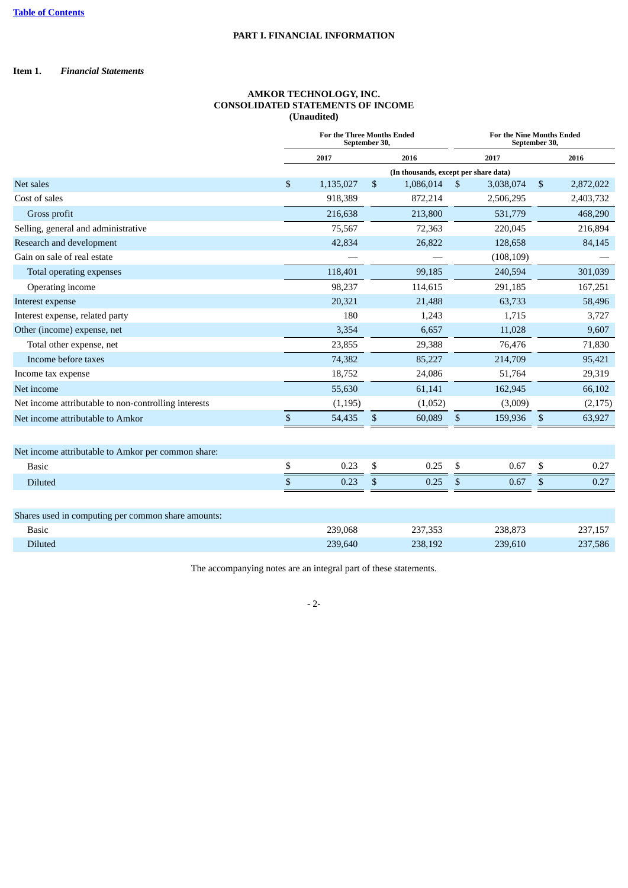[Table of Contents](#)

# PART I. FINANCIAL INFORMATION

**Item 1.** ***Financial Statements***

## AMKOR TECHNOLOGY, INC.
## CONSOLIDATED STATEMENTS OF INCOME
## (Unaudited)

| | For the Three Months Ended September 30, | | For the Nine Months Ended September 30, | |
|---|---|---|---|---|
| | 2017 | 2016 | 2017 | 2016 |
| | (In thousands, except per share data) | | | |
| Net sales | $ 1,135,027 | $ 1,086,014 | $ 3,038,074 | $ 2,872,022 |
| Cost of sales | 918,389 | 872,214 | 2,506,295 | 2,403,732 |
| Gross profit | 216,638 | 213,800 | 531,779 | 468,290 |
| Selling, general and administrative | 75,567 | 72,363 | 220,045 | 216,894 |
| Research and development | 42,834 | 26,822 | 128,658 | 84,145 |
| Gain on sale of real estate | — | — | (108,109) | — |
| Total operating expenses | 118,401 | 99,185 | 240,594 | 301,039 |
| Operating income | 98,237 | 114,615 | 291,185 | 167,251 |
| Interest expense | 20,321 | 21,488 | 63,733 | 58,496 |
| Interest expense, related party | 180 | 1,243 | 1,715 | 3,727 |
| Other (income) expense, net | 3,354 | 6,657 | 11,028 | 9,607 |
| Total other expense, net | 23,855 | 29,388 | 76,476 | 71,830 |
| Income before taxes | 74,382 | 85,227 | 214,709 | 95,421 |
| Income tax expense | 18,752 | 24,086 | 51,764 | 29,319 |
| Net income | 55,630 | 61,141 | 162,945 | 66,102 |
| Net income attributable to non-controlling interests | (1,195) | (1,052) | (3,009) | (2,175) |
| Net income attributable to Amkor | $ 54,435 | $ 60,089 | $ 159,936 | $ 63,927 |
| | | | | |
| Net income attributable to Amkor per common share: | | | | |
| Basic | $ 0.23 | $ 0.25 | $ 0.67 | $ 0.27 |
| Diluted | $ 0.23 | $ 0.25 | $ 0.67 | $ 0.27 |
| | | | | |
| Shares used in computing per common share amounts: | | | | |
| Basic | 239,068 | 237,353 | 238,873 | 237,157 |
| Diluted | 239,640 | 238,192 | 239,610 | 237,586 |

The accompanying notes are an integral part of these statements.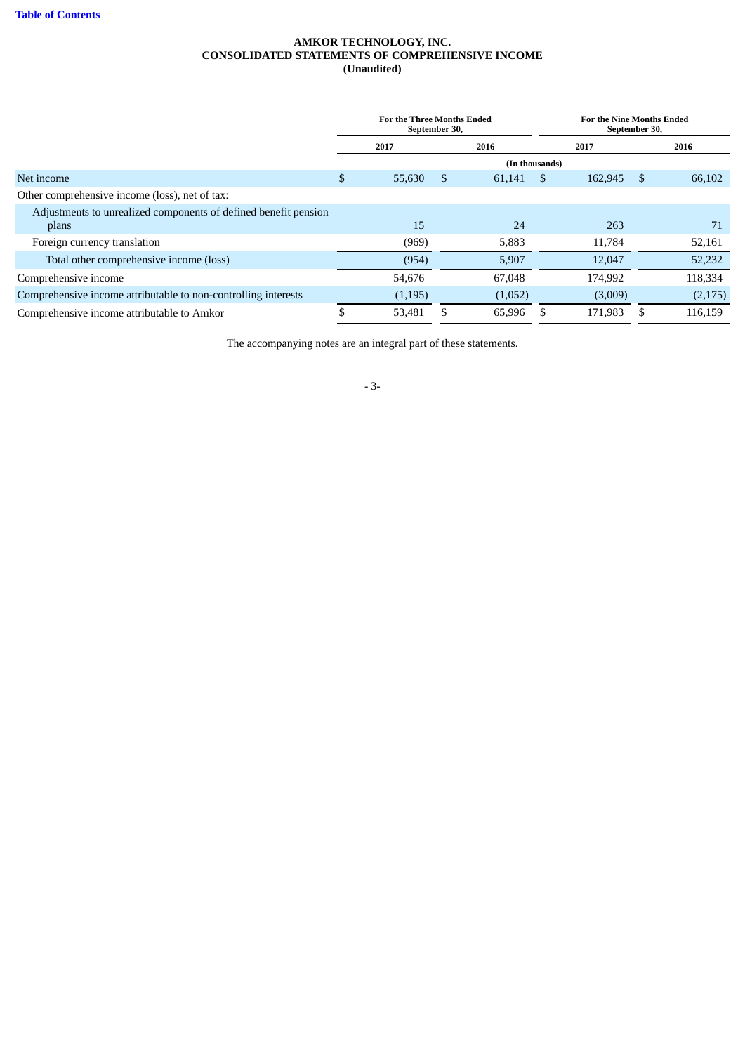[Table of Contents](#)

**AMKOR TECHNOLOGY, INC.**
**CONSOLIDATED STATEMENTS OF COMPREHENSIVE INCOME**
**(Unaudited)**

| | For the Three Months Ended September 30, | | For the Nine Months Ended September 30, | |
|---|---|---|---|---|
| | 2017 | 2016 | 2017 | 2016 |
| | (In thousands) | | | |
| Net income | $ 55,630 | $ 61,141 | $ 162,945 | $ 66,102 |
| Other comprehensive income (loss), net of tax: | | | | |
| Adjustments to unrealized components of defined benefit pension plans | 15 | 24 | 263 | 71 |
| Foreign currency translation | (969) | 5,883 | 11,784 | 52,161 |
| Total other comprehensive income (loss) | (954) | 5,907 | 12,047 | 52,232 |
| Comprehensive income | 54,676 | 67,048 | 174,992 | 118,334 |
| Comprehensive income attributable to non-controlling interests | (1,195) | (1,052) | (3,009) | (2,175) |
| Comprehensive income attributable to Amkor | $ 53,481 | $ 65,996 | $ 171,983 | $ 116,159 |

The accompanying notes are an integral part of these statements.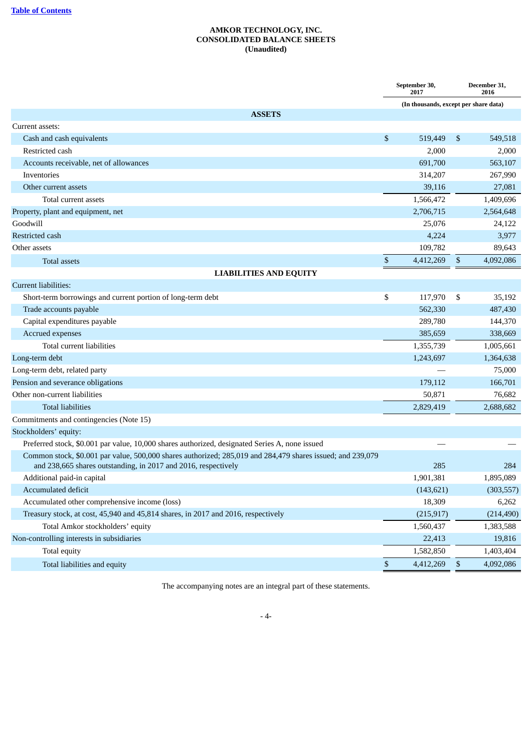**AMKOR TECHNOLOGY, INC.**
**CONSOLIDATED BALANCE SHEETS**
**(Unaudited)**

| | September 30, 2017 | December 31, 2016 |
|---|---|---|
| | (In thousands, except per share data) | |
| **ASSETS** | | |
| Current assets: | | |
| Cash and cash equivalents | $ 519,449 | $ 549,518 |
| Restricted cash | 2,000 | 2,000 |
| Accounts receivable, net of allowances | 691,700 | 563,107 |
| Inventories | 314,207 | 267,990 |
| Other current assets | 39,116 | 27,081 |
| Total current assets | 1,566,472 | 1,409,696 |
| Property, plant and equipment, net | 2,706,715 | 2,564,648 |
| Goodwill | 25,076 | 24,122 |
| Restricted cash | 4,224 | 3,977 |
| Other assets | 109,782 | 89,643 |
| Total assets | $ 4,412,269 | $ 4,092,086 |
| **LIABILITIES AND EQUITY** | | |
| Current liabilities: | | |
| Short-term borrowings and current portion of long-term debt | $ 117,970 | $ 35,192 |
| Trade accounts payable | 562,330 | 487,430 |
| Capital expenditures payable | 289,780 | 144,370 |
| Accrued expenses | 385,659 | 338,669 |
| Total current liabilities | 1,355,739 | 1,005,661 |
| Long-term debt | 1,243,697 | 1,364,638 |
| Long-term debt, related party | — | 75,000 |
| Pension and severance obligations | 179,112 | 166,701 |
| Other non-current liabilities | 50,871 | 76,682 |
| Total liabilities | 2,829,419 | 2,688,682 |
| Commitments and contingencies (Note 15) | | |
| Stockholders' equity: | | |
| Preferred stock, $0.001 par value, 10,000 shares authorized, designated Series A, none issued | — | — |
| Common stock, $0.001 par value, 500,000 shares authorized; 285,019 and 284,479 shares issued; and 239,079 and 238,665 shares outstanding, in 2017 and 2016, respectively | 285 | 284 |
| Additional paid-in capital | 1,901,381 | 1,895,089 |
| Accumulated deficit | (143,621) | (303,557) |
| Accumulated other comprehensive income (loss) | 18,309 | 6,262 |
| Treasury stock, at cost, 45,940 and 45,814 shares, in 2017 and 2016, respectively | (215,917) | (214,490) |
| Total Amkor stockholders' equity | 1,560,437 | 1,383,588 |
| Non-controlling interests in subsidiaries | 22,413 | 19,816 |
| Total equity | 1,582,850 | 1,403,404 |
| Total liabilities and equity | $ 4,412,269 | $ 4,092,086 |

The accompanying notes are an integral part of these statements.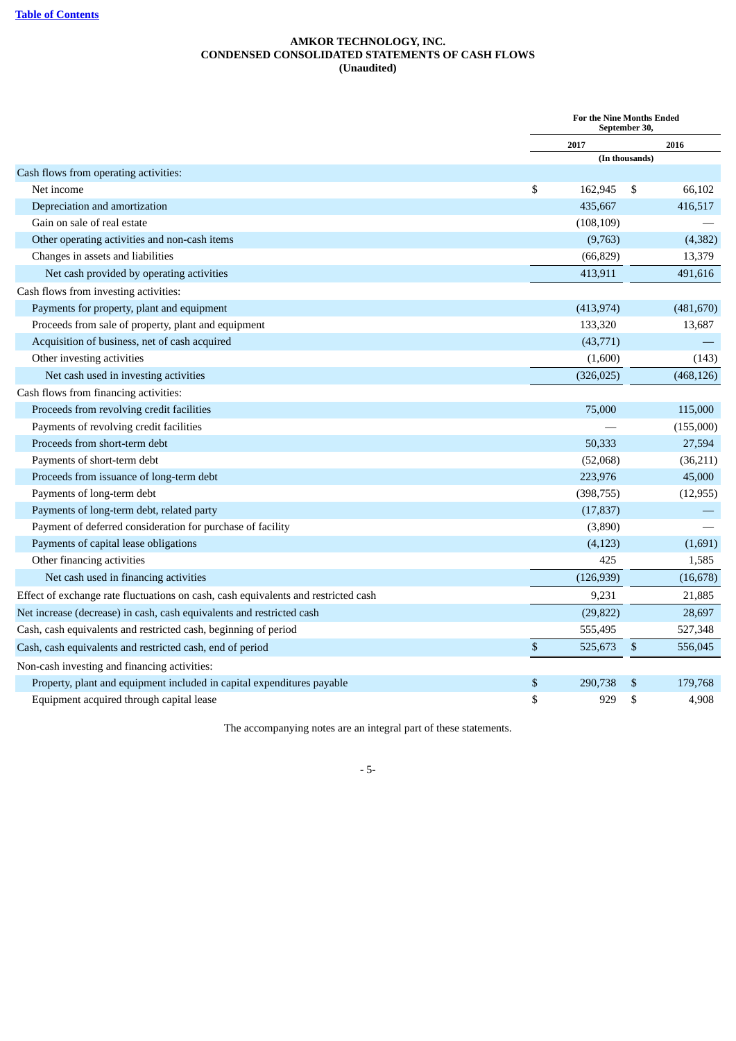**AMKOR TECHNOLOGY, INC.**
**CONDENSED CONSOLIDATED STATEMENTS OF CASH FLOWS**
**(Unaudited)**

| | For the Nine Months Ended September 30, | |
|---|---|---|
| | 2017 | 2016 |
| | (In thousands) | |
| Cash flows from operating activities: | | |
| Net income | $ 162,945 | $ 66,102 |
| Depreciation and amortization | 435,667 | 416,517 |
| Gain on sale of real estate | (108,109) | — |
| Other operating activities and non-cash items | (9,763) | (4,382) |
| Changes in assets and liabilities | (66,829) | 13,379 |
| Net cash provided by operating activities | 413,911 | 491,616 |
| Cash flows from investing activities: | | |
| Payments for property, plant and equipment | (413,974) | (481,670) |
| Proceeds from sale of property, plant and equipment | 133,320 | 13,687 |
| Acquisition of business, net of cash acquired | (43,771) | — |
| Other investing activities | (1,600) | (143) |
| Net cash used in investing activities | (326,025) | (468,126) |
| Cash flows from financing activities: | | |
| Proceeds from revolving credit facilities | 75,000 | 115,000 |
| Payments of revolving credit facilities | — | (155,000) |
| Proceeds from short-term debt | 50,333 | 27,594 |
| Payments of short-term debt | (52,068) | (36,211) |
| Proceeds from issuance of long-term debt | 223,976 | 45,000 |
| Payments of long-term debt | (398,755) | (12,955) |
| Payments of long-term debt, related party | (17,837) | — |
| Payment of deferred consideration for purchase of facility | (3,890) | — |
| Payments of capital lease obligations | (4,123) | (1,691) |
| Other financing activities | 425 | 1,585 |
| Net cash used in financing activities | (126,939) | (16,678) |
| Effect of exchange rate fluctuations on cash, cash equivalents and restricted cash | 9,231 | 21,885 |
| Net increase (decrease) in cash, cash equivalents and restricted cash | (29,822) | 28,697 |
| Cash, cash equivalents and restricted cash, beginning of period | 555,495 | 527,348 |
| Cash, cash equivalents and restricted cash, end of period | $ 525,673 | $ 556,045 |
| Non-cash investing and financing activities: | | |
| Property, plant and equipment included in capital expenditures payable | $ 290,738 | $ 179,768 |
| Equipment acquired through capital lease | $ 929 | $ 4,908 |

The accompanying notes are an integral part of these statements.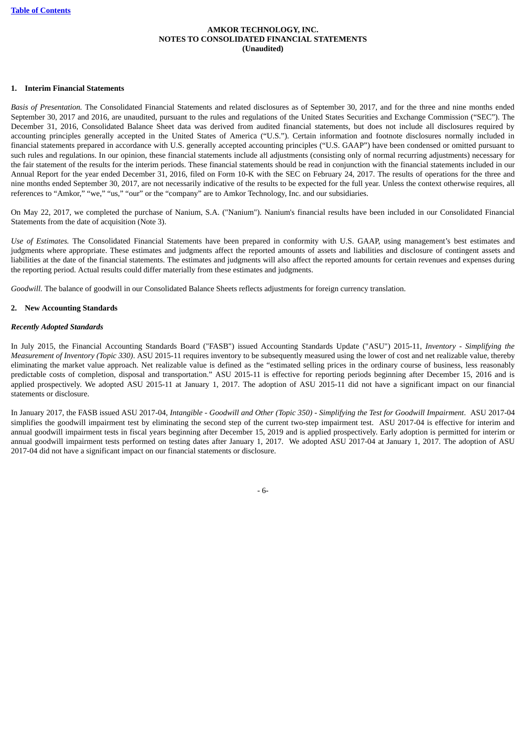**AMKOR TECHNOLOGY, INC.**
**NOTES TO CONSOLIDATED FINANCIAL STATEMENTS**
**(Unaudited)**

## 1. Interim Financial Statements

*Basis of Presentation.* The Consolidated Financial Statements and related disclosures as of September 30, 2017, and for the three and nine months ended September 30, 2017 and 2016, are unaudited, pursuant to the rules and regulations of the United States Securities and Exchange Commission ("SEC"). The December 31, 2016, Consolidated Balance Sheet data was derived from audited financial statements, but does not include all disclosures required by accounting principles generally accepted in the United States of America ("U.S."). Certain information and footnote disclosures normally included in financial statements prepared in accordance with U.S. generally accepted accounting principles ("U.S. GAAP") have been condensed or omitted pursuant to such rules and regulations. In our opinion, these financial statements include all adjustments (consisting only of normal recurring adjustments) necessary for the fair statement of the results for the interim periods. These financial statements should be read in conjunction with the financial statements included in our Annual Report for the year ended December 31, 2016, filed on Form 10-K with the SEC on February 24, 2017. The results of operations for the three and nine months ended September 30, 2017, are not necessarily indicative of the results to be expected for the full year. Unless the context otherwise requires, all references to "Amkor," "we," "us," "our" or the "company" are to Amkor Technology, Inc. and our subsidiaries.

On May 22, 2017, we completed the purchase of Nanium, S.A. ("Nanium"). Nanium's financial results have been included in our Consolidated Financial Statements from the date of acquisition (Note 3).

*Use of Estimates.* The Consolidated Financial Statements have been prepared in conformity with U.S. GAAP, using management's best estimates and judgments where appropriate. These estimates and judgments affect the reported amounts of assets and liabilities and disclosure of contingent assets and liabilities at the date of the financial statements. The estimates and judgments will also affect the reported amounts for certain revenues and expenses during the reporting period. Actual results could differ materially from these estimates and judgments.

*Goodwill.* The balance of goodwill in our Consolidated Balance Sheets reflects adjustments for foreign currency translation.

## 2. New Accounting Standards

### *Recently Adopted Standards*

In July 2015, the Financial Accounting Standards Board ("FASB") issued Accounting Standards Update ("ASU") 2015-11, *Inventory - Simplifying the Measurement of Inventory (Topic 330)*. ASU 2015-11 requires inventory to be subsequently measured using the lower of cost and net realizable value, thereby eliminating the market value approach. Net realizable value is defined as the "estimated selling prices in the ordinary course of business, less reasonably predictable costs of completion, disposal and transportation." ASU 2015-11 is effective for reporting periods beginning after December 15, 2016 and is applied prospectively. We adopted ASU 2015-11 at January 1, 2017. The adoption of ASU 2015-11 did not have a significant impact on our financial statements or disclosure.

In January 2017, the FASB issued ASU 2017-04, *Intangible - Goodwill and Other (Topic 350) - Simplifying the Test for Goodwill Impairment*. ASU 2017-04 simplifies the goodwill impairment test by eliminating the second step of the current two-step impairment test. ASU 2017-04 is effective for interim and annual goodwill impairment tests in fiscal years beginning after December 15, 2019 and is applied prospectively. Early adoption is permitted for interim or annual goodwill impairment tests performed on testing dates after January 1, 2017. We adopted ASU 2017-04 at January 1, 2017. The adoption of ASU 2017-04 did not have a significant impact on our financial statements or disclosure.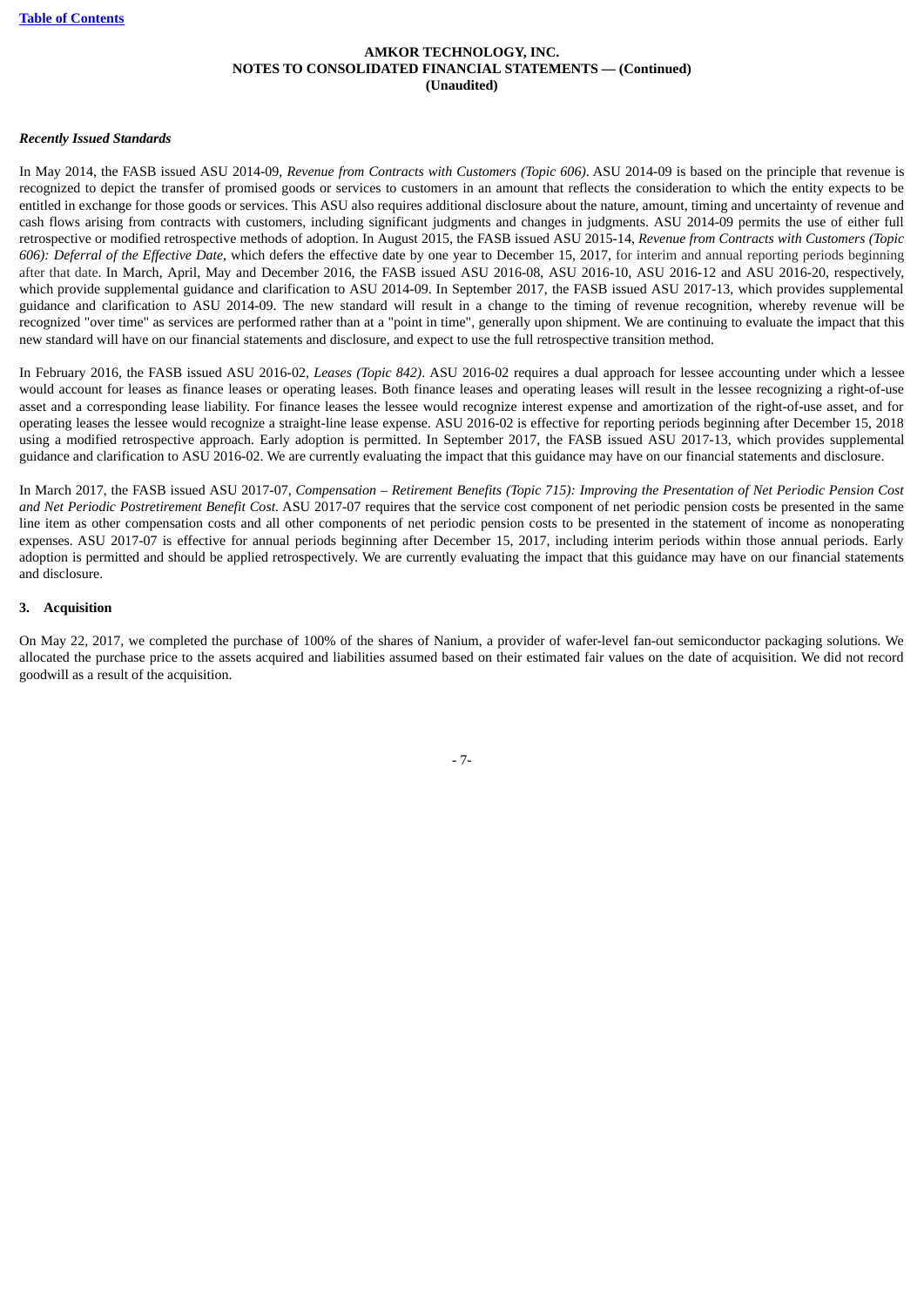*Recently Issued Standards*

In May 2014, the FASB issued ASU 2014-09, *Revenue from Contracts with Customers (Topic 606)*. ASU 2014-09 is based on the principle that revenue is recognized to depict the transfer of promised goods or services to customers in an amount that reflects the consideration to which the entity expects to be entitled in exchange for those goods or services. This ASU also requires additional disclosure about the nature, amount, timing and uncertainty of revenue and cash flows arising from contracts with customers, including significant judgments and changes in judgments. ASU 2014-09 permits the use of either full retrospective or modified retrospective methods of adoption. In August 2015, the FASB issued ASU 2015-14, *Revenue from Contracts with Customers (Topic 606): Deferral of the Effective Date*, which defers the effective date by one year to December 15, 2017, for interim and annual reporting periods beginning after that date. In March, April, May and December 2016, the FASB issued ASU 2016-08, ASU 2016-10, ASU 2016-12 and ASU 2016-20, respectively, which provide supplemental guidance and clarification to ASU 2014-09. In September 2017, the FASB issued ASU 2017-13, which provides supplemental guidance and clarification to ASU 2014-09. The new standard will result in a change to the timing of revenue recognition, whereby revenue will be recognized "over time" as services are performed rather than at a "point in time", generally upon shipment. We are continuing to evaluate the impact that this new standard will have on our financial statements and disclosure, and expect to use the full retrospective transition method.

In February 2016, the FASB issued ASU 2016-02, *Leases (Topic 842)*. ASU 2016-02 requires a dual approach for lessee accounting under which a lessee would account for leases as finance leases or operating leases. Both finance leases and operating leases will result in the lessee recognizing a right-of-use asset and a corresponding lease liability. For finance leases the lessee would recognize interest expense and amortization of the right-of-use asset, and for operating leases the lessee would recognize a straight-line lease expense. ASU 2016-02 is effective for reporting periods beginning after December 15, 2018 using a modified retrospective approach. Early adoption is permitted. In September 2017, the FASB issued ASU 2017-13, which provides supplemental guidance and clarification to ASU 2016-02. We are currently evaluating the impact that this guidance may have on our financial statements and disclosure.

In March 2017, the FASB issued ASU 2017-07, *Compensation – Retirement Benefits (Topic 715): Improving the Presentation of Net Periodic Pension Cost and Net Periodic Postretirement Benefit Cost*. ASU 2017-07 requires that the service cost component of net periodic pension costs be presented in the same line item as other compensation costs and all other components of net periodic pension costs to be presented in the statement of income as nonoperating expenses. ASU 2017-07 is effective for annual periods beginning after December 15, 2017, including interim periods within those annual periods. Early adoption is permitted and should be applied retrospectively. We are currently evaluating the impact that this guidance may have on our financial statements and disclosure.

**3. Acquisition**

On May 22, 2017, we completed the purchase of 100% of the shares of Nanium, a provider of wafer-level fan-out semiconductor packaging solutions. We allocated the purchase price to the assets acquired and liabilities assumed based on their estimated fair values on the date of acquisition. We did not record goodwill as a result of the acquisition.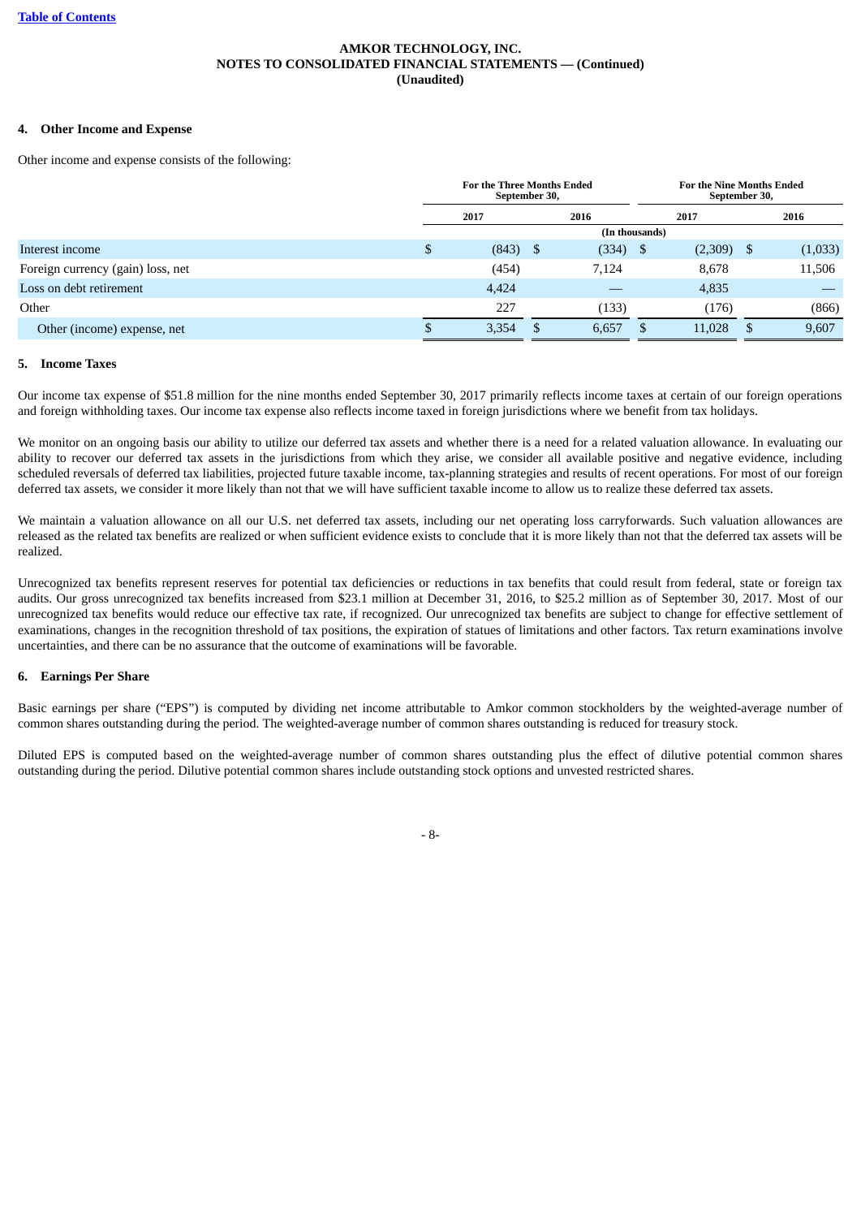AMKOR TECHNOLOGY, INC.
NOTES TO CONSOLIDATED FINANCIAL STATEMENTS — (Continued)
(Unaudited)

#### 4. Other Income and Expense

Other income and expense consists of the following:

| | For the Three Months Ended September 30, | | For the Nine Months Ended September 30, | |
|---|---|---|---|---|
| | 2017 | 2016 | 2017 | 2016 |
| | (In thousands) | | | |
| Interest income | $ (843) | $ (334) | $ (2,309) | $ (1,033) |
| Foreign currency (gain) loss, net | (454) | 7,124 | 8,678 | 11,506 |
| Loss on debt retirement | 4,424 | — | 4,835 | — |
| Other | 227 | (133) | (176) | (866) |
| Other (income) expense, net | $ 3,354 | $ 6,657 | $ 11,028 | $ 9,607 |

#### 5. Income Taxes

Our income tax expense of $51.8 million for the nine months ended September 30, 2017 primarily reflects income taxes at certain of our foreign operations and foreign withholding taxes. Our income tax expense also reflects income taxed in foreign jurisdictions where we benefit from tax holidays.

We monitor on an ongoing basis our ability to utilize our deferred tax assets and whether there is a need for a related valuation allowance. In evaluating our ability to recover our deferred tax assets in the jurisdictions from which they arise, we consider all available positive and negative evidence, including scheduled reversals of deferred tax liabilities, projected future taxable income, tax-planning strategies and results of recent operations. For most of our foreign deferred tax assets, we consider it more likely than not that we will have sufficient taxable income to allow us to realize these deferred tax assets.

We maintain a valuation allowance on all our U.S. net deferred tax assets, including our net operating loss carryforwards. Such valuation allowances are released as the related tax benefits are realized or when sufficient evidence exists to conclude that it is more likely than not that the deferred tax assets will be realized.

Unrecognized tax benefits represent reserves for potential tax deficiencies or reductions in tax benefits that could result from federal, state or foreign tax audits. Our gross unrecognized tax benefits increased from $23.1 million at December 31, 2016, to $25.2 million as of September 30, 2017. Most of our unrecognized tax benefits would reduce our effective tax rate, if recognized. Our unrecognized tax benefits are subject to change for effective settlement of examinations, changes in the recognition threshold of tax positions, the expiration of statues of limitations and other factors. Tax return examinations involve uncertainties, and there can be no assurance that the outcome of examinations will be favorable.

#### 6. Earnings Per Share

Basic earnings per share ("EPS") is computed by dividing net income attributable to Amkor common stockholders by the weighted-average number of common shares outstanding during the period. The weighted-average number of common shares outstanding is reduced for treasury stock.

Diluted EPS is computed based on the weighted-average number of common shares outstanding plus the effect of dilutive potential common shares outstanding during the period. Dilutive potential common shares include outstanding stock options and unvested restricted shares.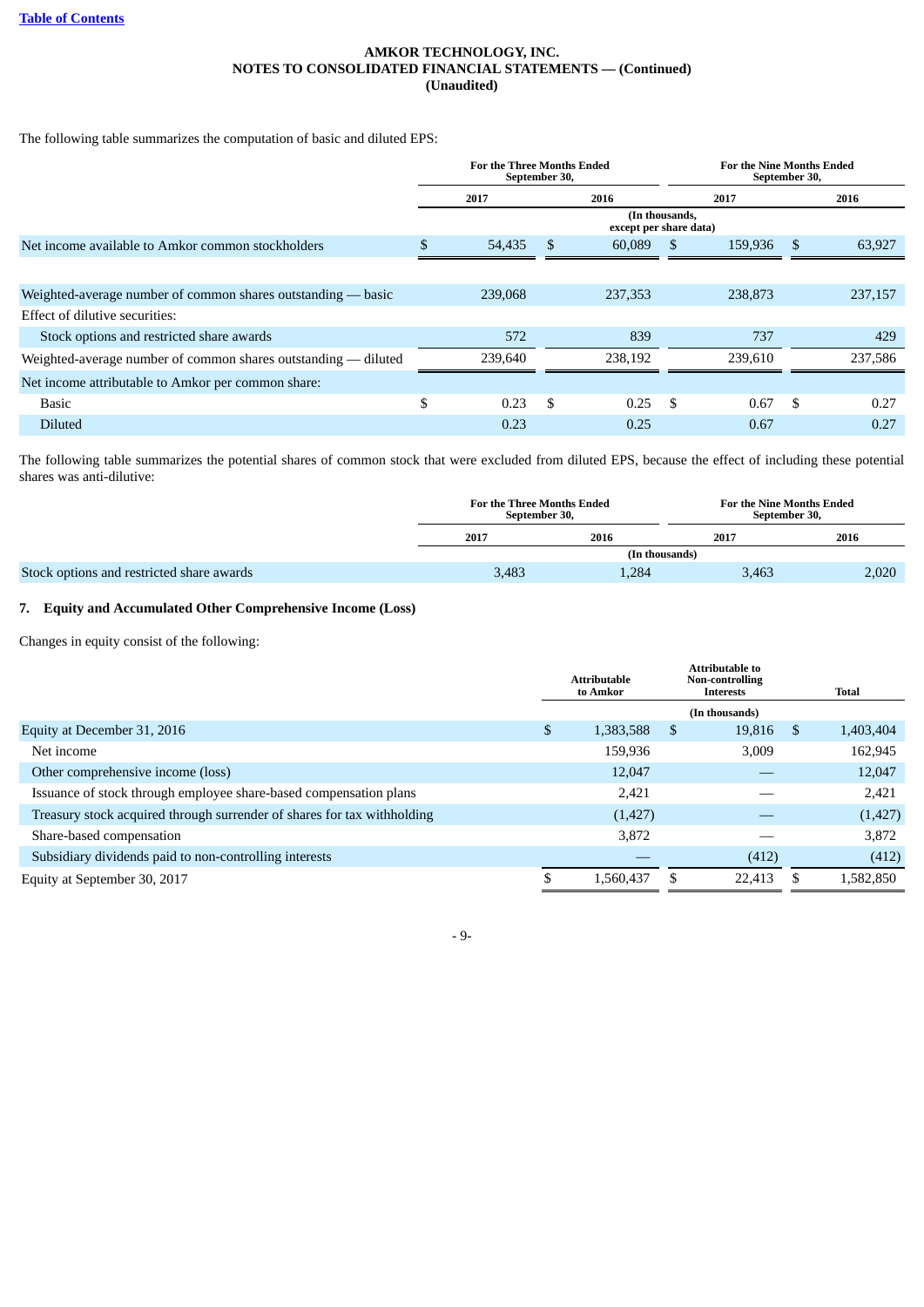**AMKOR TECHNOLOGY, INC.**
**NOTES TO CONSOLIDATED FINANCIAL STATEMENTS — (Continued)**
**(Unaudited)**

The following table summarizes the computation of basic and diluted EPS:

| | For the Three Months Ended September 30, | | For the Nine Months Ended September 30, | |
|---|---|---|---|---|
| | 2017 | 2016 | 2017 | 2016 |
| | (In thousands, except per share data) | | | |
| Net income available to Amkor common stockholders | $ 54,435 | $ 60,089 | $ 159,936 | $ 63,927 |
| Weighted-average number of common shares outstanding — basic | 239,068 | 237,353 | 238,873 | 237,157 |
| Effect of dilutive securities: | | | | |
| Stock options and restricted share awards | 572 | 839 | 737 | 429 |
| Weighted-average number of common shares outstanding — diluted | 239,640 | 238,192 | 239,610 | 237,586 |
| Net income attributable to Amkor per common share: | | | | |
| Basic | $ 0.23 | $ 0.25 | $ 0.67 | $ 0.27 |
| Diluted | 0.23 | 0.25 | 0.67 | 0.27 |

The following table summarizes the potential shares of common stock that were excluded from diluted EPS, because the effect of including these potential shares was anti-dilutive:

| | For the Three Months Ended September 30, | | For the Nine Months Ended September 30, | |
|---|---|---|---|---|
| | 2017 | 2016 | 2017 | 2016 |
| | (In thousands) | | | |
| Stock options and restricted share awards | 3,483 | 1,284 | 3,463 | 2,020 |

## 7. Equity and Accumulated Other Comprehensive Income (Loss)

Changes in equity consist of the following:

| | Attributable to Amkor | Attributable to Non-controlling Interests | Total |
|---|---|---|---|
| | (In thousands) | | |
| Equity at December 31, 2016 | $ 1,383,588 | $ 19,816 | $ 1,403,404 |
| Net income | 159,936 | 3,009 | 162,945 |
| Other comprehensive income (loss) | 12,047 | — | 12,047 |
| Issuance of stock through employee share-based compensation plans | 2,421 | — | 2,421 |
| Treasury stock acquired through surrender of shares for tax withholding | (1,427) | — | (1,427) |
| Share-based compensation | 3,872 | — | 3,872 |
| Subsidiary dividends paid to non-controlling interests | — | (412) | (412) |
| Equity at September 30, 2017 | $ 1,560,437 | $ 22,413 | $ 1,582,850 |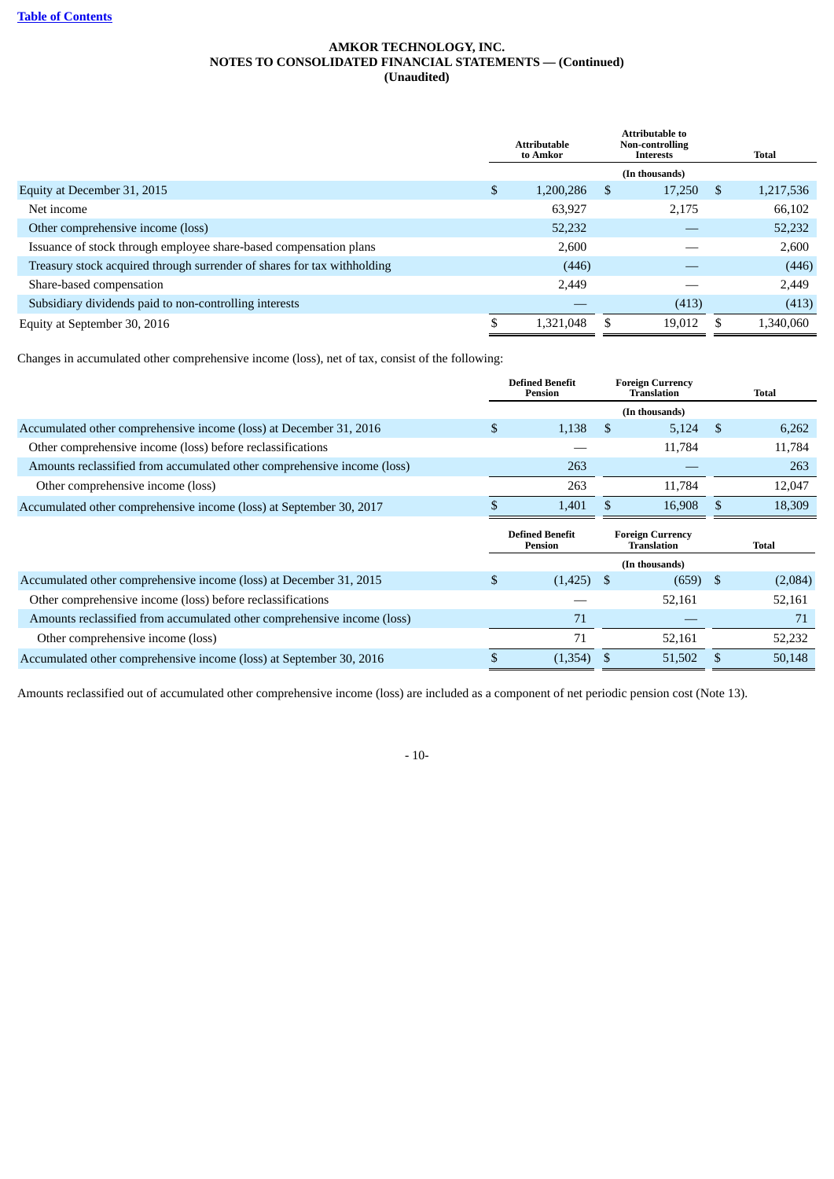**AMKOR TECHNOLOGY, INC.**
**NOTES TO CONSOLIDATED FINANCIAL STATEMENTS — (Continued)**
**(Unaudited)**

| | Attributable to Amkor | Attributable to Non-controlling Interests | Total |
|---|---|---|---|
| | (In thousands) | | |
| Equity at December 31, 2015 | $ 1,200,286 | $ 17,250 | $ 1,217,536 |
| Net income | 63,927 | 2,175 | 66,102 |
| Other comprehensive income (loss) | 52,232 | — | 52,232 |
| Issuance of stock through employee share-based compensation plans | 2,600 | — | 2,600 |
| Treasury stock acquired through surrender of shares for tax withholding | (446) | — | (446) |
| Share-based compensation | 2,449 | — | 2,449 |
| Subsidiary dividends paid to non-controlling interests | — | (413) | (413) |
| Equity at September 30, 2016 | $ 1,321,048 | $ 19,012 | $ 1,340,060 |

Changes in accumulated other comprehensive income (loss), net of tax, consist of the following:

| | Defined Benefit Pension | Foreign Currency Translation | Total |
|---|---|---|---|
| | (In thousands) | | |
| Accumulated other comprehensive income (loss) at December 31, 2016 | $ 1,138 | $ 5,124 | $ 6,262 |
| Other comprehensive income (loss) before reclassifications | — | 11,784 | 11,784 |
| Amounts reclassified from accumulated other comprehensive income (loss) | 263 | — | 263 |
| Other comprehensive income (loss) | 263 | 11,784 | 12,047 |
| Accumulated other comprehensive income (loss) at September 30, 2017 | $ 1,401 | $ 16,908 | $ 18,309 |

| | Defined Benefit Pension | Foreign Currency Translation | Total |
|---|---|---|---|
| | (In thousands) | | |
| Accumulated other comprehensive income (loss) at December 31, 2015 | $ (1,425) | $ (659) | $ (2,084) |
| Other comprehensive income (loss) before reclassifications | — | 52,161 | 52,161 |
| Amounts reclassified from accumulated other comprehensive income (loss) | 71 | — | 71 |
| Other comprehensive income (loss) | 71 | 52,161 | 52,232 |
| Accumulated other comprehensive income (loss) at September 30, 2016 | $ (1,354) | $ 51,502 | $ 50,148 |

Amounts reclassified out of accumulated other comprehensive income (loss) are included as a component of net periodic pension cost (Note 13).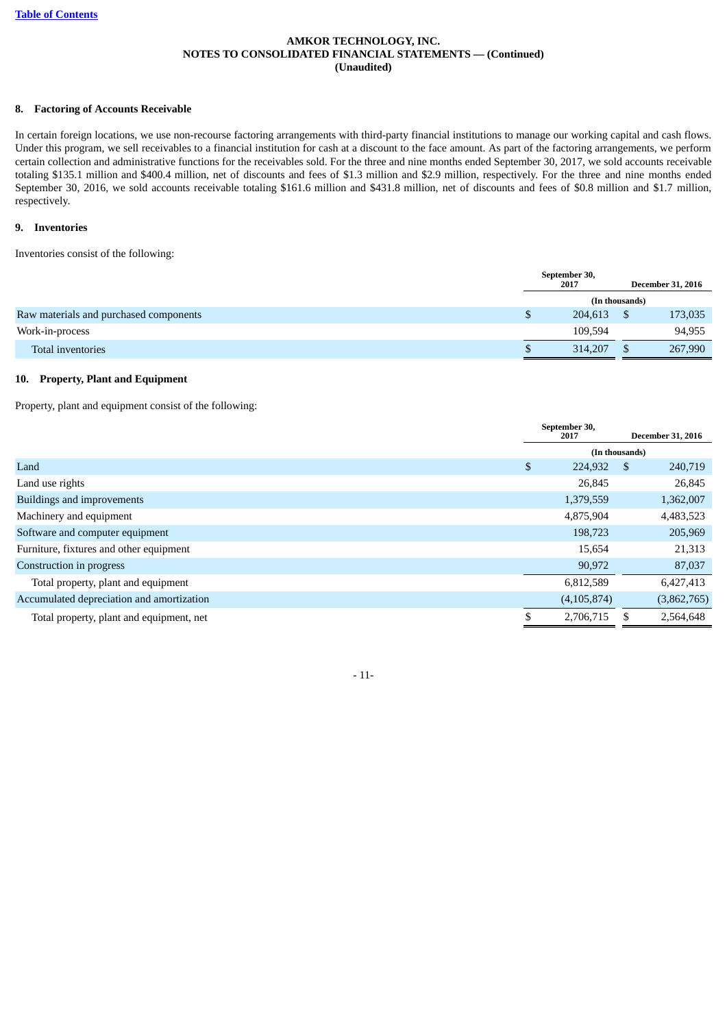**AMKOR TECHNOLOGY, INC.**
**NOTES TO CONSOLIDATED FINANCIAL STATEMENTS — (Continued)**
**(Unaudited)**

## 8. Factoring of Accounts Receivable

In certain foreign locations, we use non-recourse factoring arrangements with third-party financial institutions to manage our working capital and cash flows. Under this program, we sell receivables to a financial institution for cash at a discount to the face amount. As part of the factoring arrangements, we perform certain collection and administrative functions for the receivables sold. For the three and nine months ended September 30, 2017, we sold accounts receivable totaling $135.1 million and $400.4 million, net of discounts and fees of $1.3 million and $2.9 million, respectively. For the three and nine months ended September 30, 2016, we sold accounts receivable totaling $161.6 million and $431.8 million, net of discounts and fees of $0.8 million and $1.7 million, respectively.

## 9. Inventories

Inventories consist of the following:

| | September 30, 2017 | December 31, 2016 |
|---|---|---|
| | (In thousands) | |
| Raw materials and purchased components | $ 204,613 | $ 173,035 |
| Work-in-process | 109,594 | 94,955 |
| Total inventories | $ 314,207 | $ 267,990 |

## 10. Property, Plant and Equipment

Property, plant and equipment consist of the following:

| | September 30, 2017 | December 31, 2016 |
|---|---|---|
| | (In thousands) | |
| Land | $ 224,932 | $ 240,719 |
| Land use rights | 26,845 | 26,845 |
| Buildings and improvements | 1,379,559 | 1,362,007 |
| Machinery and equipment | 4,875,904 | 4,483,523 |
| Software and computer equipment | 198,723 | 205,969 |
| Furniture, fixtures and other equipment | 15,654 | 21,313 |
| Construction in progress | 90,972 | 87,037 |
| Total property, plant and equipment | 6,812,589 | 6,427,413 |
| Accumulated depreciation and amortization | (4,105,874) | (3,862,765) |
| Total property, plant and equipment, net | $ 2,706,715 | $ 2,564,648 |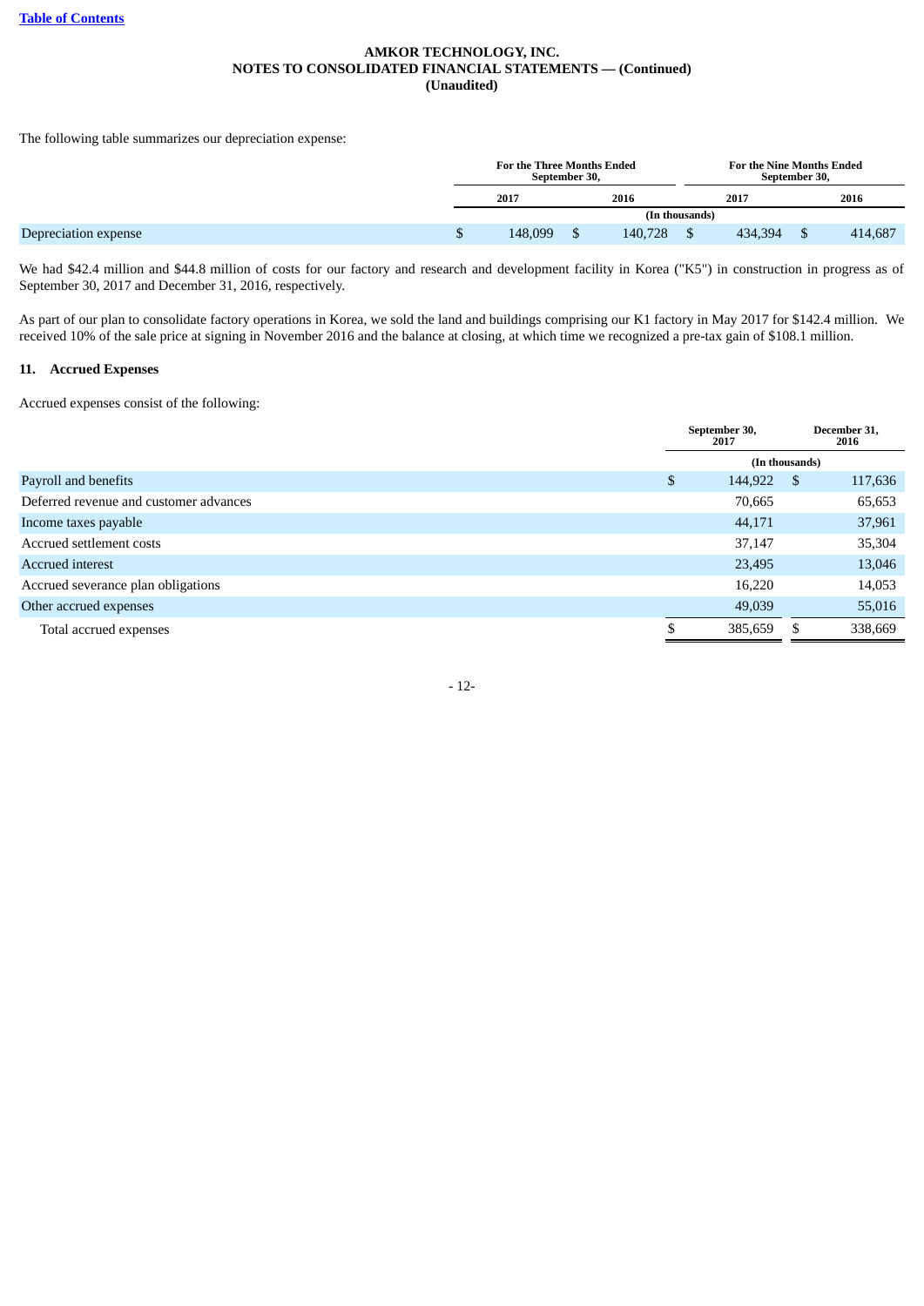**AMKOR TECHNOLOGY, INC.**
**NOTES TO CONSOLIDATED FINANCIAL STATEMENTS — (Continued)**
**(Unaudited)**

The following table summarizes our depreciation expense:

| | For the Three Months Ended September 30, | | For the Nine Months Ended September 30, | |
|---|---|---|---|---|
| | 2017 | 2016 | 2017 | 2016 |
| | (In thousands) | | | |
| Depreciation expense | $ 148,099 | $ 140,728 | $ 434,394 | $ 414,687 |

We had $42.4 million and $44.8 million of costs for our factory and research and development facility in Korea ("K5") in construction in progress as of September 30, 2017 and December 31, 2016, respectively.

As part of our plan to consolidate factory operations in Korea, we sold the land and buildings comprising our K1 factory in May 2017 for $142.4 million. We received 10% of the sale price at signing in November 2016 and the balance at closing, at which time we recognized a pre-tax gain of $108.1 million.

## 11. Accrued Expenses

Accrued expenses consist of the following:

| | September 30, 2017 | December 31, 2016 |
|---|---|---|
| | (In thousands) | |
| Payroll and benefits | $ 144,922 | $ 117,636 |
| Deferred revenue and customer advances | 70,665 | 65,653 |
| Income taxes payable | 44,171 | 37,961 |
| Accrued settlement costs | 37,147 | 35,304 |
| Accrued interest | 23,495 | 13,046 |
| Accrued severance plan obligations | 16,220 | 14,053 |
| Other accrued expenses | 49,039 | 55,016 |
| Total accrued expenses | $ 385,659 | $ 338,669 |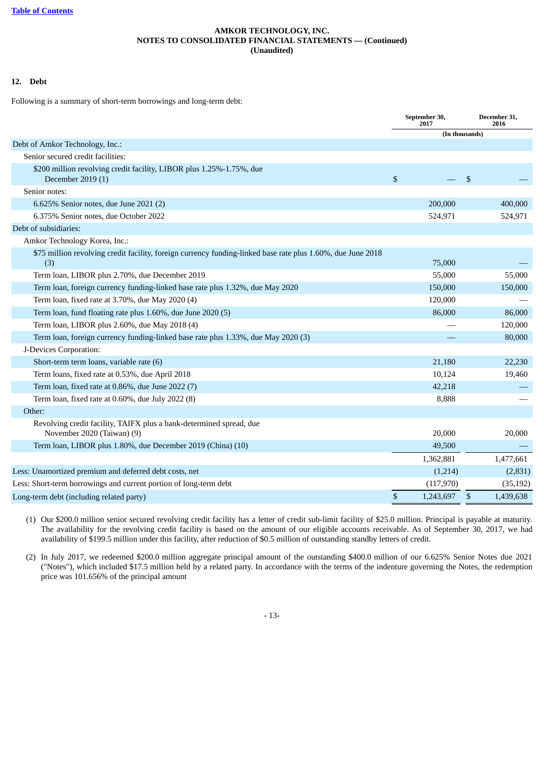AMKOR TECHNOLOGY, INC.
NOTES TO CONSOLIDATED FINANCIAL STATEMENTS — (Continued)
(Unaudited)

## 12. Debt

Following is a summary of short-term borrowings and long-term debt:

| | September 30, 2017 | December 31, 2016 |
|---|---|---|
| | (In thousands) | |
| Debt of Amkor Technology, Inc.: | | |
| Senior secured credit facilities: | | |
| $200 million revolving credit facility, LIBOR plus 1.25%-1.75%, due December 2019 (1) | $ — | $ — |
| Senior notes: | | |
| 6.625% Senior notes, due June 2021 (2) | 200,000 | 400,000 |
| 6.375% Senior notes, due October 2022 | 524,971 | 524,971 |
| Debt of subsidiaries: | | |
| Amkor Technology Korea, Inc.: | | |
| $75 million revolving credit facility, foreign currency funding-linked base rate plus 1.60%, due June 2018 (3) | 75,000 | — |
| Term loan, LIBOR plus 2.70%, due December 2019 | 55,000 | 55,000 |
| Term loan, foreign currency funding-linked base rate plus 1.32%, due May 2020 | 150,000 | 150,000 |
| Term loan, fixed rate at 3.70%, due May 2020 (4) | 120,000 | — |
| Term loan, fund floating rate plus 1.60%, due June 2020 (5) | 86,000 | 86,000 |
| Term loan, LIBOR plus 2.60%, due May 2018 (4) | — | 120,000 |
| Term loan, foreign currency funding-linked base rate plus 1.33%, due May 2020 (3) | — | 80,000 |
| J-Devices Corporation: | | |
| Short-term term loans, variable rate (6) | 21,180 | 22,230 |
| Term loans, fixed rate at 0.53%, due April 2018 | 10,124 | 19,460 |
| Term loan, fixed rate at 0.86%, due June 2022 (7) | 42,218 | — |
| Term loan, fixed rate at 0.60%, due July 2022 (8) | 8,888 | — |
| Other: | | |
| Revolving credit facility, TAIFX plus a bank-determined spread, due November 2020 (Taiwan) (9) | 20,000 | 20,000 |
| Term loan, LIBOR plus 1.80%, due December 2019 (China) (10) | 49,500 | — |
| | 1,362,881 | 1,477,661 |
| Less: Unamortized premium and deferred debt costs, net | (1,214) | (2,831) |
| Less: Short-term borrowings and current portion of long-term debt | (117,970) | (35,192) |
| Long-term debt (including related party) | $ 1,243,697 | $ 1,439,638 |

(1) Our $200.0 million senior secured revolving credit facility has a letter of credit sub-limit facility of $25.0 million. Principal is payable at maturity. The availability for the revolving credit facility is based on the amount of our eligible accounts receivable. As of September 30, 2017, we had availability of $199.5 million under this facility, after reduction of $0.5 million of outstanding standby letters of credit.

(2) In July 2017, we redeemed $200.0 million aggregate principal amount of the outstanding $400.0 million of our 6.625% Senior Notes due 2021 ("Notes"), which included $17.5 million held by a related party. In accordance with the terms of the indenture governing the Notes, the redemption price was 101.656% of the principal amount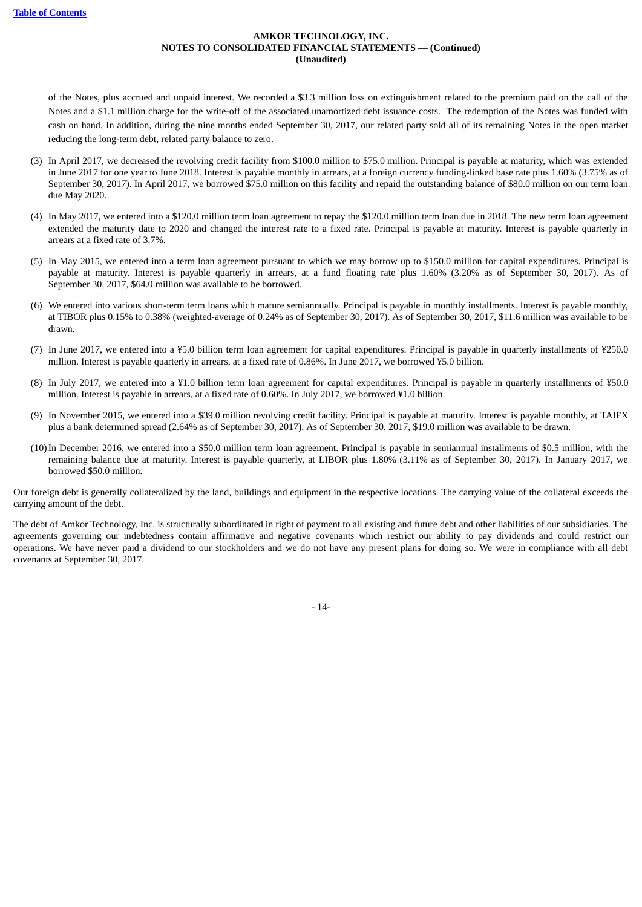of the Notes, plus accrued and unpaid interest. We recorded a $3.3 million loss on extinguishment related to the premium paid on the call of the Notes and a $1.1 million charge for the write-off of the associated unamortized debt issuance costs. The redemption of the Notes was funded with cash on hand. In addition, during the nine months ended September 30, 2017, our related party sold all of its remaining Notes in the open market reducing the long-term debt, related party balance to zero.

(3) In April 2017, we decreased the revolving credit facility from $100.0 million to $75.0 million. Principal is payable at maturity, which was extended in June 2017 for one year to June 2018. Interest is payable monthly in arrears, at a foreign currency funding-linked base rate plus 1.60% (3.75% as of September 30, 2017). In April 2017, we borrowed $75.0 million on this facility and repaid the outstanding balance of $80.0 million on our term loan due May 2020.

(4) In May 2017, we entered into a $120.0 million term loan agreement to repay the $120.0 million term loan due in 2018. The new term loan agreement extended the maturity date to 2020 and changed the interest rate to a fixed rate. Principal is payable at maturity. Interest is payable quarterly in arrears at a fixed rate of 3.7%.

(5) In May 2015, we entered into a term loan agreement pursuant to which we may borrow up to $150.0 million for capital expenditures. Principal is payable at maturity. Interest is payable quarterly in arrears, at a fund floating rate plus 1.60% (3.20% as of September 30, 2017). As of September 30, 2017, $64.0 million was available to be borrowed.

(6) We entered into various short-term term loans which mature semiannually. Principal is payable in monthly installments. Interest is payable monthly, at TIBOR plus 0.15% to 0.38% (weighted-average of 0.24% as of September 30, 2017). As of September 30, 2017, $11.6 million was available to be drawn.

(7) In June 2017, we entered into a ¥5.0 billion term loan agreement for capital expenditures. Principal is payable in quarterly installments of ¥250.0 million. Interest is payable quarterly in arrears, at a fixed rate of 0.86%. In June 2017, we borrowed ¥5.0 billion.

(8) In July 2017, we entered into a ¥1.0 billion term loan agreement for capital expenditures. Principal is payable in quarterly installments of ¥50.0 million. Interest is payable in arrears, at a fixed rate of 0.60%. In July 2017, we borrowed ¥1.0 billion.

(9) In November 2015, we entered into a $39.0 million revolving credit facility. Principal is payable at maturity. Interest is payable monthly, at TAIFX plus a bank determined spread (2.64% as of September 30, 2017). As of September 30, 2017, $19.0 million was available to be drawn.

(10) In December 2016, we entered into a $50.0 million term loan agreement. Principal is payable in semiannual installments of $0.5 million, with the remaining balance due at maturity. Interest is payable quarterly, at LIBOR plus 1.80% (3.11% as of September 30, 2017). In January 2017, we borrowed $50.0 million.

Our foreign debt is generally collateralized by the land, buildings and equipment in the respective locations. The carrying value of the collateral exceeds the carrying amount of the debt.

The debt of Amkor Technology, Inc. is structurally subordinated in right of payment to all existing and future debt and other liabilities of our subsidiaries. The agreements governing our indebtedness contain affirmative and negative covenants which restrict our ability to pay dividends and could restrict our operations. We have never paid a dividend to our stockholders and we do not have any present plans for doing so. We were in compliance with all debt covenants at September 30, 2017.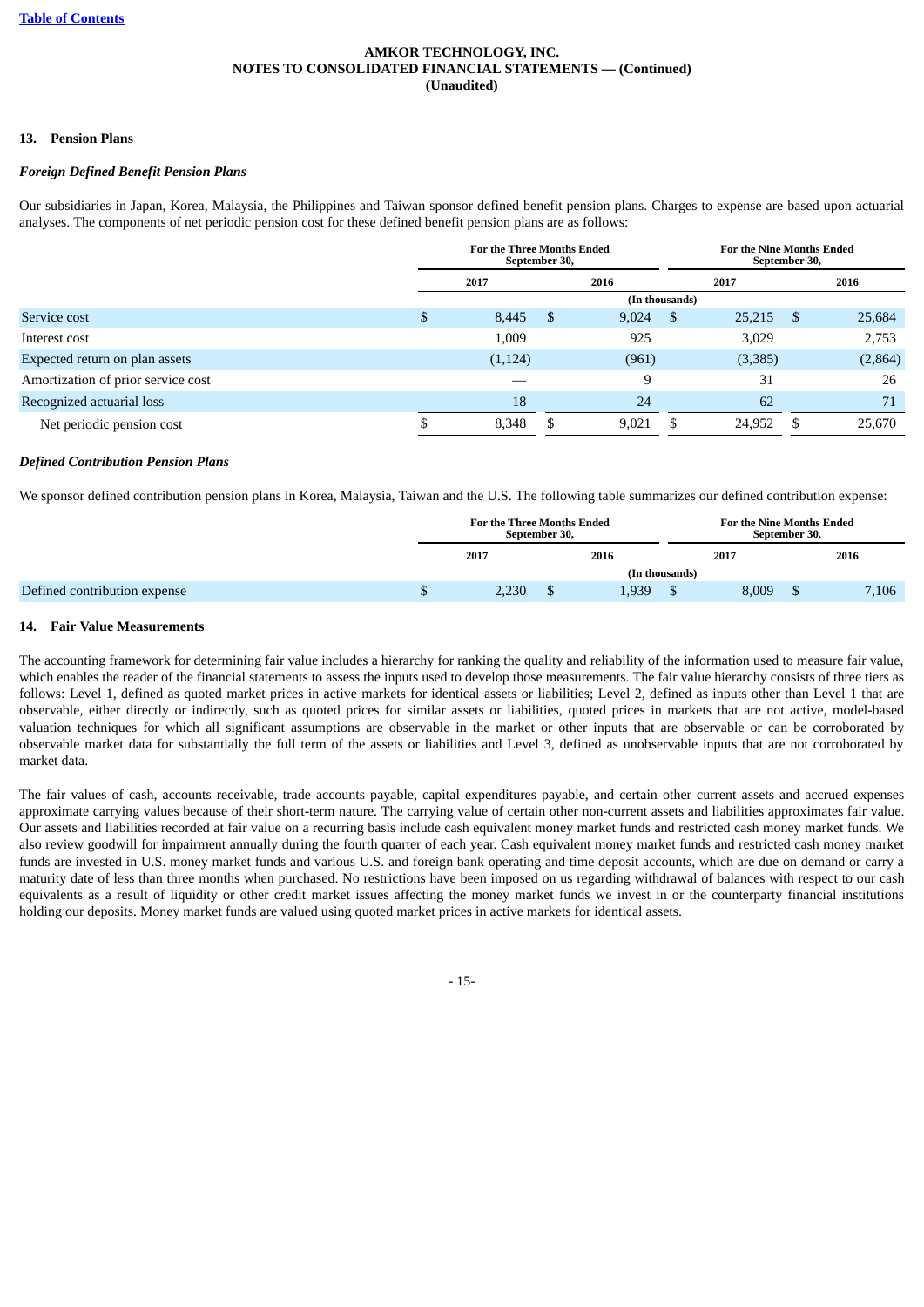AMKOR TECHNOLOGY, INC.
NOTES TO CONSOLIDATED FINANCIAL STATEMENTS — (Continued)
(Unaudited)

## 13. Pension Plans

### *Foreign Defined Benefit Pension Plans*

Our subsidiaries in Japan, Korea, Malaysia, the Philippines and Taiwan sponsor defined benefit pension plans. Charges to expense are based upon actuarial analyses. The components of net periodic pension cost for these defined benefit pension plans are as follows:

| | For the Three Months Ended September 30, | | For the Nine Months Ended September 30, | |
|---|---|---|---|---|
| | 2017 | 2016 | 2017 | 2016 |
| | (In thousands) | | | |
| Service cost | $ 8,445 | $ 9,024 | $ 25,215 | $ 25,684 |
| Interest cost | 1,009 | 925 | 3,029 | 2,753 |
| Expected return on plan assets | (1,124) | (961) | (3,385) | (2,864) |
| Amortization of prior service cost | — | 9 | 31 | 26 |
| Recognized actuarial loss | 18 | 24 | 62 | 71 |
| Net periodic pension cost | $ 8,348 | $ 9,021 | $ 24,952 | $ 25,670 |

### *Defined Contribution Pension Plans*

We sponsor defined contribution pension plans in Korea, Malaysia, Taiwan and the U.S. The following table summarizes our defined contribution expense:

| | For the Three Months Ended September 30, | | For the Nine Months Ended September 30, | |
|---|---|---|---|---|
| | 2017 | 2016 | 2017 | 2016 |
| | (In thousands) | | | |
| Defined contribution expense | $ 2,230 | $ 1,939 | $ 8,009 | $ 7,106 |

## 14. Fair Value Measurements

The accounting framework for determining fair value includes a hierarchy for ranking the quality and reliability of the information used to measure fair value, which enables the reader of the financial statements to assess the inputs used to develop those measurements. The fair value hierarchy consists of three tiers as follows: Level 1, defined as quoted market prices in active markets for identical assets or liabilities; Level 2, defined as inputs other than Level 1 that are observable, either directly or indirectly, such as quoted prices for similar assets or liabilities, quoted prices in markets that are not active, model-based valuation techniques for which all significant assumptions are observable in the market or other inputs that are observable or can be corroborated by observable market data for substantially the full term of the assets or liabilities and Level 3, defined as unobservable inputs that are not corroborated by market data.

The fair values of cash, accounts receivable, trade accounts payable, capital expenditures payable, and certain other current assets and accrued expenses approximate carrying values because of their short-term nature. The carrying value of certain other non-current assets and liabilities approximates fair value. Our assets and liabilities recorded at fair value on a recurring basis include cash equivalent money market funds and restricted cash money market funds. We also review goodwill for impairment annually during the fourth quarter of each year. Cash equivalent money market funds and restricted cash money market funds are invested in U.S. money market funds and various U.S. and foreign bank operating and time deposit accounts, which are due on demand or carry a maturity date of less than three months when purchased. No restrictions have been imposed on us regarding withdrawal of balances with respect to our cash equivalents as a result of liquidity or other credit market issues affecting the money market funds we invest in or the counterparty financial institutions holding our deposits. Money market funds are valued using quoted market prices in active markets for identical assets.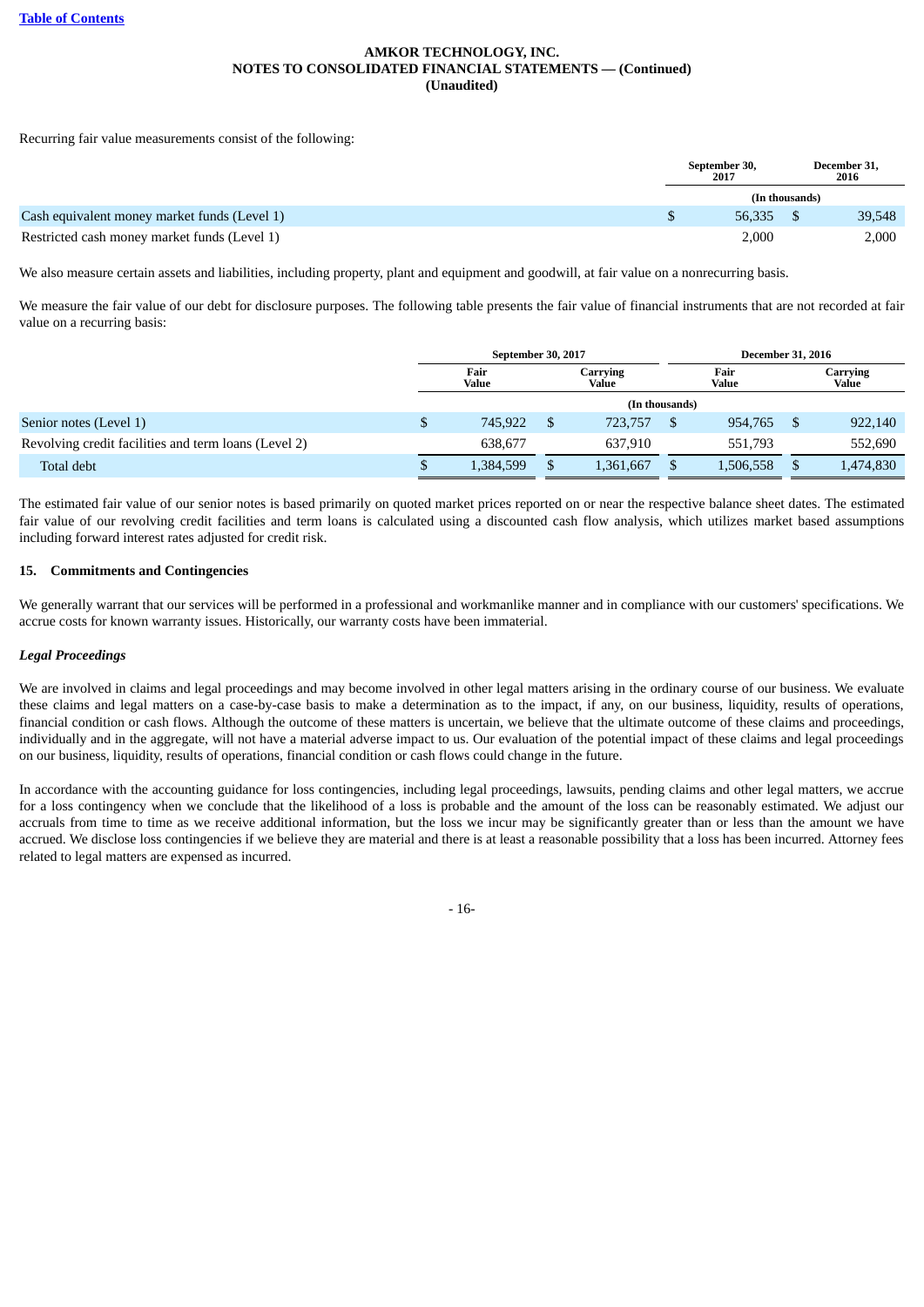**AMKOR TECHNOLOGY, INC.**
**NOTES TO CONSOLIDATED FINANCIAL STATEMENTS — (Continued)**
**(Unaudited)**

Recurring fair value measurements consist of the following:

| | September 30, 2017 | December 31, 2016 |
|---|---|---|
| | (In thousands) | |
| Cash equivalent money market funds (Level 1) | $ 56,335 | $ 39,548 |
| Restricted cash money market funds (Level 1) | 2,000 | 2,000 |

We also measure certain assets and liabilities, including property, plant and equipment and goodwill, at fair value on a nonrecurring basis.

We measure the fair value of our debt for disclosure purposes. The following table presents the fair value of financial instruments that are not recorded at fair value on a recurring basis:

| | September 30, 2017 | | December 31, 2016 | |
|---|---|---|---|---|
| | Fair Value | Carrying Value | Fair Value | Carrying Value |
| | (In thousands) | | | |
| Senior notes (Level 1) | $ 745,922 | $ 723,757 | $ 954,765 | $ 922,140 |
| Revolving credit facilities and term loans (Level 2) | 638,677 | 637,910 | 551,793 | 552,690 |
| Total debt | $ 1,384,599 | $ 1,361,667 | $ 1,506,558 | $ 1,474,830 |

The estimated fair value of our senior notes is based primarily on quoted market prices reported on or near the respective balance sheet dates. The estimated fair value of our revolving credit facilities and term loans is calculated using a discounted cash flow analysis, which utilizes market based assumptions including forward interest rates adjusted for credit risk.

**15. Commitments and Contingencies**

We generally warrant that our services will be performed in a professional and workmanlike manner and in compliance with our customers' specifications. We accrue costs for known warranty issues. Historically, our warranty costs have been immaterial.

***Legal Proceedings***

We are involved in claims and legal proceedings and may become involved in other legal matters arising in the ordinary course of our business. We evaluate these claims and legal matters on a case-by-case basis to make a determination as to the impact, if any, on our business, liquidity, results of operations, financial condition or cash flows. Although the outcome of these matters is uncertain, we believe that the ultimate outcome of these claims and proceedings, individually and in the aggregate, will not have a material adverse impact to us. Our evaluation of the potential impact of these claims and legal proceedings on our business, liquidity, results of operations, financial condition or cash flows could change in the future.

In accordance with the accounting guidance for loss contingencies, including legal proceedings, lawsuits, pending claims and other legal matters, we accrue for a loss contingency when we conclude that the likelihood of a loss is probable and the amount of the loss can be reasonably estimated. We adjust our accruals from time to time as we receive additional information, but the loss we incur may be significantly greater than or less than the amount we have accrued. We disclose loss contingencies if we believe they are material and there is at least a reasonable possibility that a loss has been incurred. Attorney fees related to legal matters are expensed as incurred.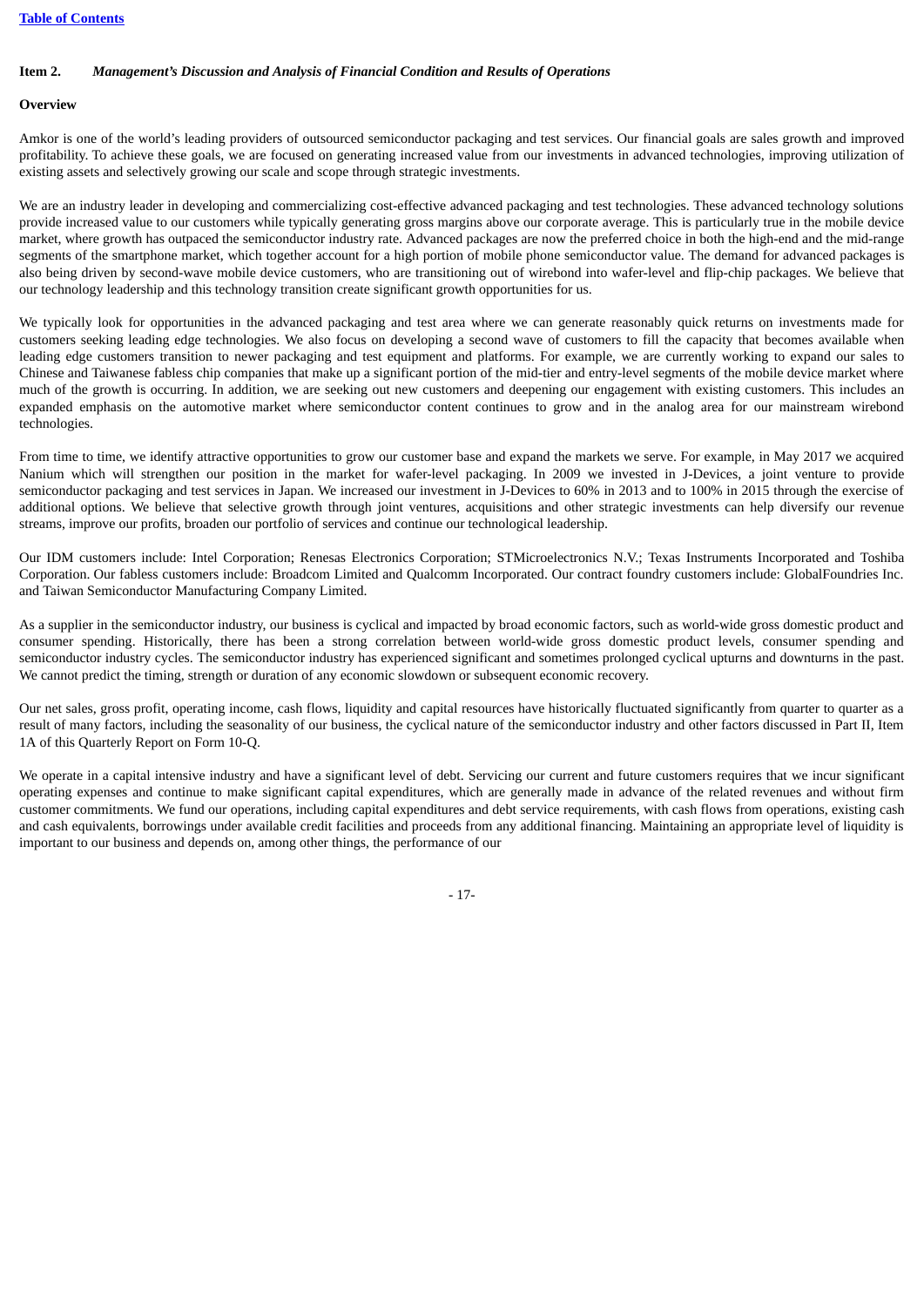## Item 2. *Management's Discussion and Analysis of Financial Condition and Results of Operations*

**Overview**

Amkor is one of the world's leading providers of outsourced semiconductor packaging and test services. Our financial goals are sales growth and improved profitability. To achieve these goals, we are focused on generating increased value from our investments in advanced technologies, improving utilization of existing assets and selectively growing our scale and scope through strategic investments.

We are an industry leader in developing and commercializing cost-effective advanced packaging and test technologies. These advanced technology solutions provide increased value to our customers while typically generating gross margins above our corporate average. This is particularly true in the mobile device market, where growth has outpaced the semiconductor industry rate. Advanced packages are now the preferred choice in both the high-end and the mid-range segments of the smartphone market, which together account for a high portion of mobile phone semiconductor value. The demand for advanced packages is also being driven by second-wave mobile device customers, who are transitioning out of wirebond into wafer-level and flip-chip packages. We believe that our technology leadership and this technology transition create significant growth opportunities for us.

We typically look for opportunities in the advanced packaging and test area where we can generate reasonably quick returns on investments made for customers seeking leading edge technologies. We also focus on developing a second wave of customers to fill the capacity that becomes available when leading edge customers transition to newer packaging and test equipment and platforms. For example, we are currently working to expand our sales to Chinese and Taiwanese fabless chip companies that make up a significant portion of the mid-tier and entry-level segments of the mobile device market where much of the growth is occurring. In addition, we are seeking out new customers and deepening our engagement with existing customers. This includes an expanded emphasis on the automotive market where semiconductor content continues to grow and in the analog area for our mainstream wirebond technologies.

From time to time, we identify attractive opportunities to grow our customer base and expand the markets we serve. For example, in May 2017 we acquired Nanium which will strengthen our position in the market for wafer-level packaging. In 2009 we invested in J-Devices, a joint venture to provide semiconductor packaging and test services in Japan. We increased our investment in J-Devices to 60% in 2013 and to 100% in 2015 through the exercise of additional options. We believe that selective growth through joint ventures, acquisitions and other strategic investments can help diversify our revenue streams, improve our profits, broaden our portfolio of services and continue our technological leadership.

Our IDM customers include: Intel Corporation; Renesas Electronics Corporation; STMicroelectronics N.V.; Texas Instruments Incorporated and Toshiba Corporation. Our fabless customers include: Broadcom Limited and Qualcomm Incorporated. Our contract foundry customers include: GlobalFoundries Inc. and Taiwan Semiconductor Manufacturing Company Limited.

As a supplier in the semiconductor industry, our business is cyclical and impacted by broad economic factors, such as world-wide gross domestic product and consumer spending. Historically, there has been a strong correlation between world-wide gross domestic product levels, consumer spending and semiconductor industry cycles. The semiconductor industry has experienced significant and sometimes prolonged cyclical upturns and downturns in the past. We cannot predict the timing, strength or duration of any economic slowdown or subsequent economic recovery.

Our net sales, gross profit, operating income, cash flows, liquidity and capital resources have historically fluctuated significantly from quarter to quarter as a result of many factors, including the seasonality of our business, the cyclical nature of the semiconductor industry and other factors discussed in Part II, Item 1A of this Quarterly Report on Form 10-Q.

We operate in a capital intensive industry and have a significant level of debt. Servicing our current and future customers requires that we incur significant operating expenses and continue to make significant capital expenditures, which are generally made in advance of the related revenues and without firm customer commitments. We fund our operations, including capital expenditures and debt service requirements, with cash flows from operations, existing cash and cash equivalents, borrowings under available credit facilities and proceeds from any additional financing. Maintaining an appropriate level of liquidity is important to our business and depends on, among other things, the performance of our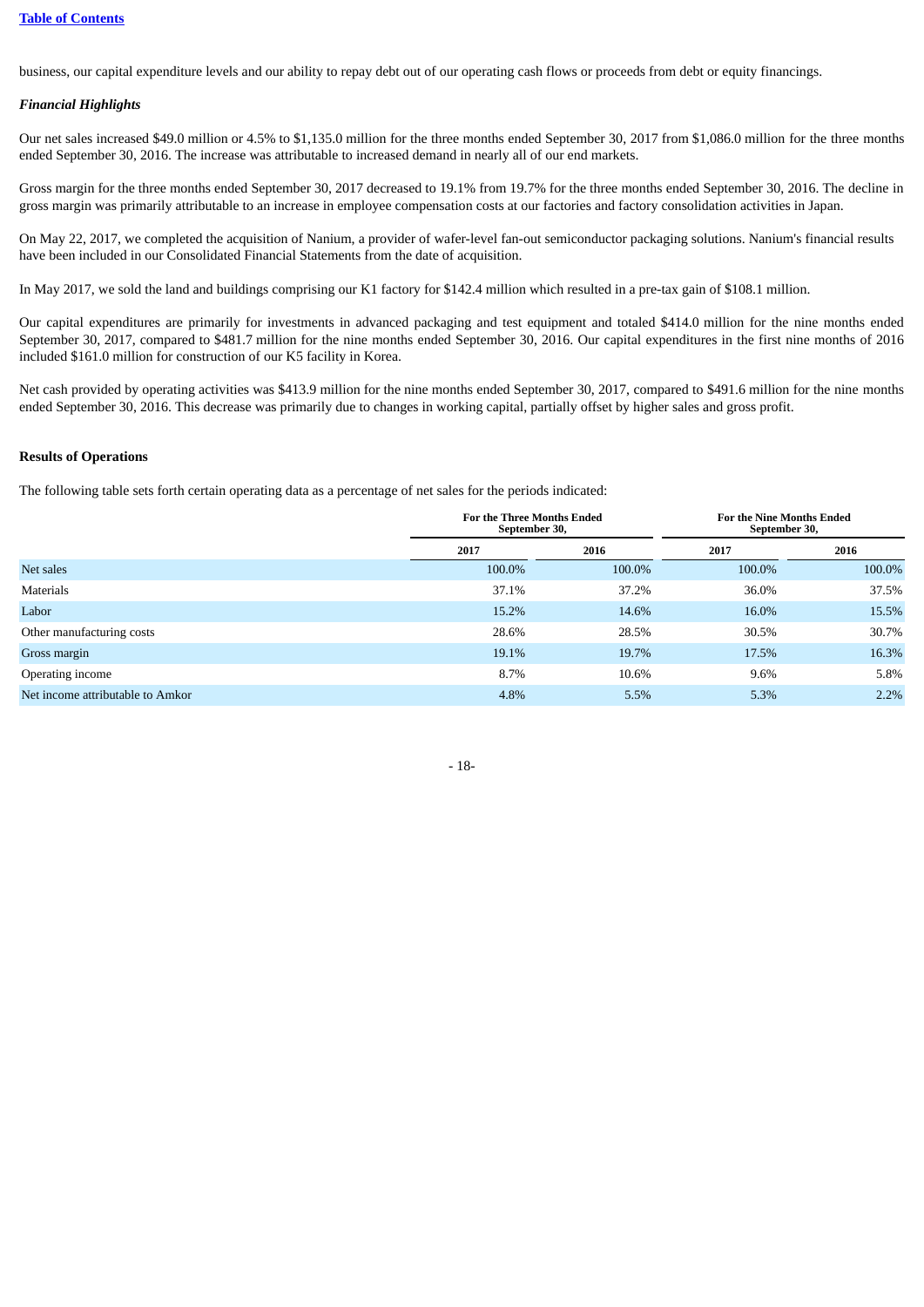business, our capital expenditure levels and our ability to repay debt out of our operating cash flows or proceeds from debt or equity financings.

***Financial Highlights***

Our net sales increased $49.0 million or 4.5% to $1,135.0 million for the three months ended September 30, 2017 from $1,086.0 million for the three months ended September 30, 2016. The increase was attributable to increased demand in nearly all of our end markets.

Gross margin for the three months ended September 30, 2017 decreased to 19.1% from 19.7% for the three months ended September 30, 2016. The decline in gross margin was primarily attributable to an increase in employee compensation costs at our factories and factory consolidation activities in Japan.

On May 22, 2017, we completed the acquisition of Nanium, a provider of wafer-level fan-out semiconductor packaging solutions. Nanium's financial results have been included in our Consolidated Financial Statements from the date of acquisition.

In May 2017, we sold the land and buildings comprising our K1 factory for $142.4 million which resulted in a pre-tax gain of $108.1 million.

Our capital expenditures are primarily for investments in advanced packaging and test equipment and totaled $414.0 million for the nine months ended September 30, 2017, compared to $481.7 million for the nine months ended September 30, 2016. Our capital expenditures in the first nine months of 2016 included $161.0 million for construction of our K5 facility in Korea.

Net cash provided by operating activities was $413.9 million for the nine months ended September 30, 2017, compared to $491.6 million for the nine months ended September 30, 2016. This decrease was primarily due to changes in working capital, partially offset by higher sales and gross profit.

**Results of Operations**

The following table sets forth certain operating data as a percentage of net sales for the periods indicated:

| | For the Three Months Ended September 30, | | For the Nine Months Ended September 30, | |
|---|---|---|---|---|
| | 2017 | 2016 | 2017 | 2016 |
| Net sales | 100.0% | 100.0% | 100.0% | 100.0% |
| Materials | 37.1% | 37.2% | 36.0% | 37.5% |
| Labor | 15.2% | 14.6% | 16.0% | 15.5% |
| Other manufacturing costs | 28.6% | 28.5% | 30.5% | 30.7% |
| Gross margin | 19.1% | 19.7% | 17.5% | 16.3% |
| Operating income | 8.7% | 10.6% | 9.6% | 5.8% |
| Net income attributable to Amkor | 4.8% | 5.5% | 5.3% | 2.2% |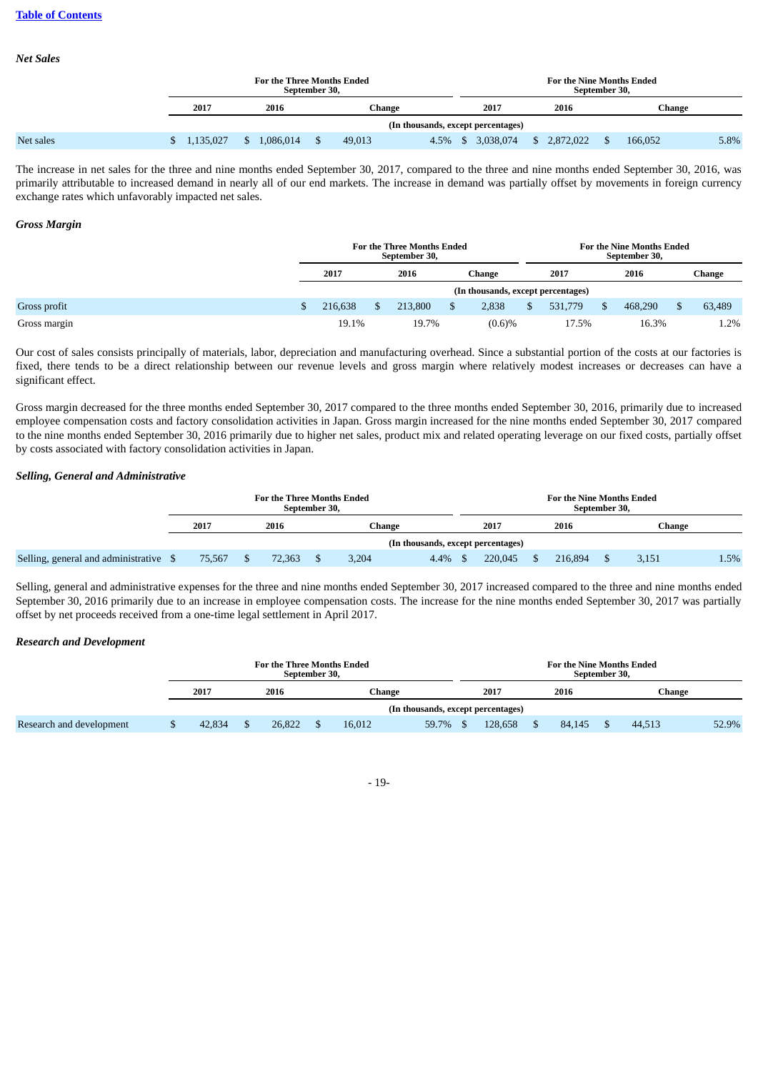*Net Sales*

| | For the Three Months Ended September 30, | | | | For the Nine Months Ended September 30, | | | |
|---|---|---|---|---|---|---|---|---|
| | 2017 | 2016 | Change | | 2017 | 2016 | Change | |
| | (In thousands, except percentages) | | | | | | | |
| Net sales | $ 1,135,027 | $ 1,086,014 | $ 49,013 | 4.5% | $ 3,038,074 | $ 2,872,022 | $ 166,052 | 5.8% |

The increase in net sales for the three and nine months ended September 30, 2017, compared to the three and nine months ended September 30, 2016, was primarily attributable to increased demand in nearly all of our end markets. The increase in demand was partially offset by movements in foreign currency exchange rates which unfavorably impacted net sales.

*Gross Margin*

| | For the Three Months Ended September 30, | | | For the Nine Months Ended September 30, | | |
|---|---|---|---|---|---|---|
| | 2017 | 2016 | Change | 2017 | 2016 | Change |
| | (In thousands, except percentages) | | | | | |
| Gross profit | $ 216,638 | $ 213,800 | $ 2,838 | $ 531,779 | $ 468,290 | $ 63,489 |
| Gross margin | 19.1% | 19.7% | (0.6)% | 17.5% | 16.3% | 1.2% |

Our cost of sales consists principally of materials, labor, depreciation and manufacturing overhead. Since a substantial portion of the costs at our factories is fixed, there tends to be a direct relationship between our revenue levels and gross margin where relatively modest increases or decreases can have a significant effect.

Gross margin decreased for the three months ended September 30, 2017 compared to the three months ended September 30, 2016, primarily due to increased employee compensation costs and factory consolidation activities in Japan. Gross margin increased for the nine months ended September 30, 2017 compared to the nine months ended September 30, 2016 primarily due to higher net sales, product mix and related operating leverage on our fixed costs, partially offset by costs associated with factory consolidation activities in Japan.

*Selling, General and Administrative*

| | For the Three Months Ended September 30, | | | | For the Nine Months Ended September 30, | | | |
|---|---|---|---|---|---|---|---|---|
| | 2017 | 2016 | Change | | 2017 | 2016 | Change | |
| | (In thousands, except percentages) | | | | | | | |
| Selling, general and administrative | $ 75,567 | $ 72,363 | $ 3,204 | 4.4% | $ 220,045 | $ 216,894 | $ 3,151 | 1.5% |

Selling, general and administrative expenses for the three and nine months ended September 30, 2017 increased compared to the three and nine months ended September 30, 2016 primarily due to an increase in employee compensation costs. The increase for the nine months ended September 30, 2017 was partially offset by net proceeds received from a one-time legal settlement in April 2017.

*Research and Development*

| | For the Three Months Ended September 30, | | | | For the Nine Months Ended September 30, | | | |
|---|---|---|---|---|---|---|---|---|
| | 2017 | 2016 | Change | | 2017 | 2016 | Change | |
| | (In thousands, except percentages) | | | | | | | |
| Research and development | $ 42,834 | $ 26,822 | $ 16,012 | 59.7% | $ 128,658 | $ 84,145 | $ 44,513 | 52.9% |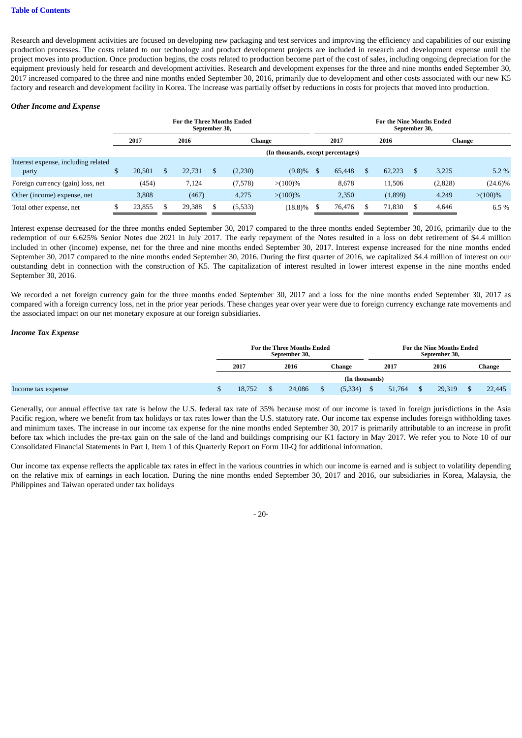Research and development activities are focused on developing new packaging and test services and improving the efficiency and capabilities of our existing production processes. The costs related to our technology and product development projects are included in research and development expense until the project moves into production. Once production begins, the costs related to production become part of the cost of sales, including ongoing depreciation for the equipment previously held for research and development activities. Research and development expenses for the three and nine months ended September 30, 2017 increased compared to the three and nine months ended September 30, 2016, primarily due to development and other costs associated with our new K5 factory and research and development facility in Korea. The increase was partially offset by reductions in costs for projects that moved into production.

*Other Income and Expense*

| | For the Three Months Ended September 30, | | | | For the Nine Months Ended September 30, | | | |
|---|---|---|---|---|---|---|---|---|
| | 2017 | 2016 | Change | | 2017 | 2016 | Change | |
| | (In thousands, except percentages) | | | | | | | |
| Interest expense, including related party | $ 20,501 | $ 22,731 | $ (2,230) | (9.8)% | $ 65,448 | $ 62,223 | $ 3,225 | 5.2 % |
| Foreign currency (gain) loss, net | (454) | 7,124 | (7,578) | >(100)% | 8,678 | 11,506 | (2,828) | (24.6)% |
| Other (income) expense, net | 3,808 | (467) | 4,275 | >(100)% | 2,350 | (1,899) | 4,249 | >(100)% |
| Total other expense, net | $ 23,855 | $ 29,388 | $ (5,533) | (18.8)% | $ 76,476 | $ 71,830 | $ 4,646 | 6.5 % |

Interest expense decreased for the three months ended September 30, 2017 compared to the three months ended September 30, 2016, primarily due to the redemption of our 6.625% Senior Notes due 2021 in July 2017. The early repayment of the Notes resulted in a loss on debt retirement of $4.4 million included in other (income) expense, net for the three and nine months ended September 30, 2017. Interest expense increased for the nine months ended September 30, 2017 compared to the nine months ended September 30, 2016. During the first quarter of 2016, we capitalized $4.4 million of interest on our outstanding debt in connection with the construction of K5. The capitalization of interest resulted in lower interest expense in the nine months ended September 30, 2016.

We recorded a net foreign currency gain for the three months ended September 30, 2017 and a loss for the nine months ended September 30, 2017 as compared with a foreign currency loss, net in the prior year periods. These changes year over year were due to foreign currency exchange rate movements and the associated impact on our net monetary exposure at our foreign subsidiaries.

*Income Tax Expense*

| | For the Three Months Ended September 30, | | | For the Nine Months Ended September 30, | | |
|---|---|---|---|---|---|---|
| | 2017 | 2016 | Change | 2017 | 2016 | Change |
| | (In thousands) | | | | | |
| Income tax expense | $ 18,752 | $ 24,086 | $ (5,334) | $ 51,764 | $ 29,319 | $ 22,445 |

Generally, our annual effective tax rate is below the U.S. federal tax rate of 35% because most of our income is taxed in foreign jurisdictions in the Asia Pacific region, where we benefit from tax holidays or tax rates lower than the U.S. statutory rate. Our income tax expense includes foreign withholding taxes and minimum taxes. The increase in our income tax expense for the nine months ended September 30, 2017 is primarily attributable to an increase in profit before tax which includes the pre-tax gain on the sale of the land and buildings comprising our K1 factory in May 2017. We refer you to Note 10 of our Consolidated Financial Statements in Part I, Item 1 of this Quarterly Report on Form 10-Q for additional information.

Our income tax expense reflects the applicable tax rates in effect in the various countries in which our income is earned and is subject to volatility depending on the relative mix of earnings in each location. During the nine months ended September 30, 2017 and 2016, our subsidiaries in Korea, Malaysia, the Philippines and Taiwan operated under tax holidays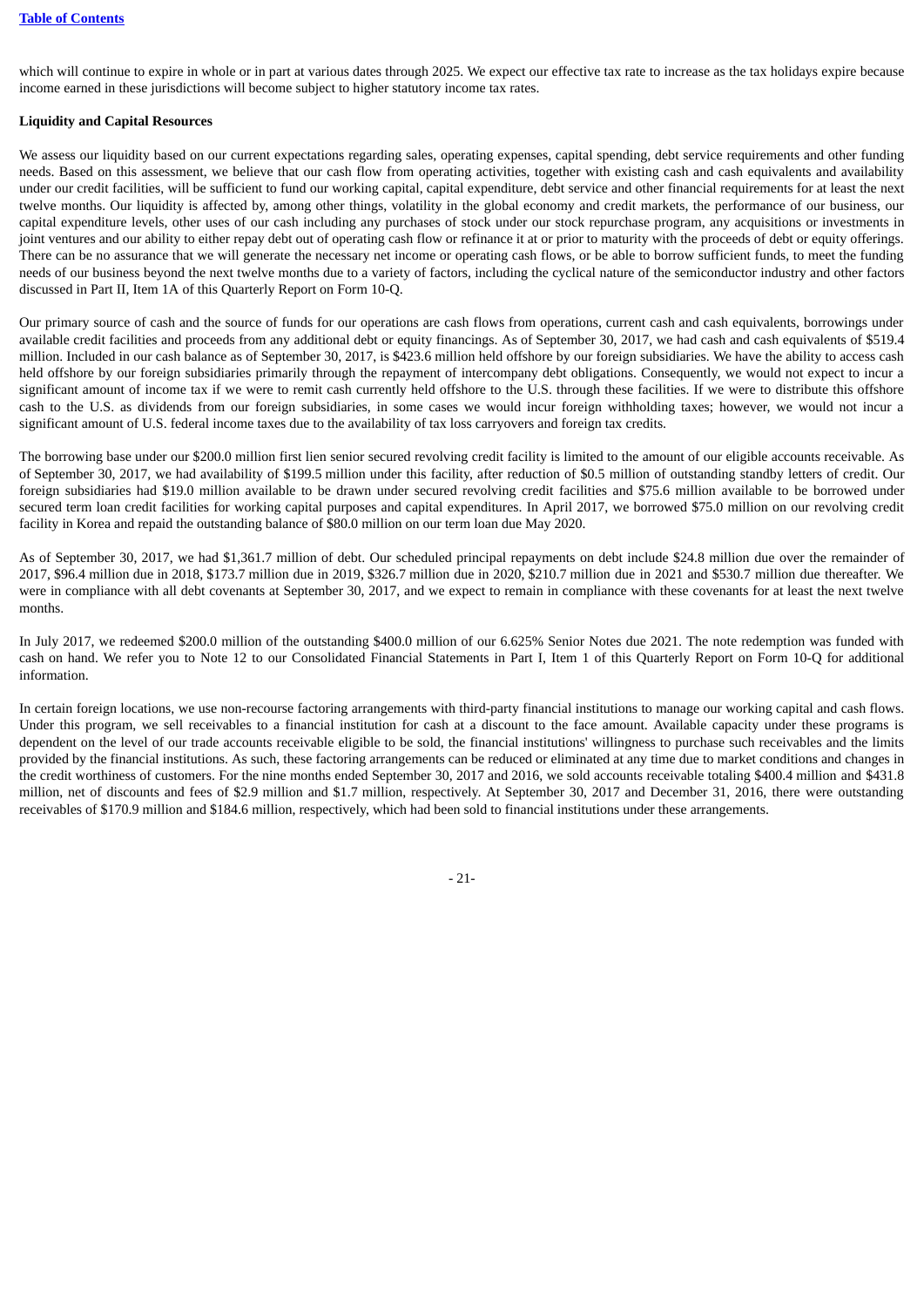which will continue to expire in whole or in part at various dates through 2025. We expect our effective tax rate to increase as the tax holidays expire because income earned in these jurisdictions will become subject to higher statutory income tax rates.

**Liquidity and Capital Resources**

We assess our liquidity based on our current expectations regarding sales, operating expenses, capital spending, debt service requirements and other funding needs. Based on this assessment, we believe that our cash flow from operating activities, together with existing cash and cash equivalents and availability under our credit facilities, will be sufficient to fund our working capital, capital expenditure, debt service and other financial requirements for at least the next twelve months. Our liquidity is affected by, among other things, volatility in the global economy and credit markets, the performance of our business, our capital expenditure levels, other uses of our cash including any purchases of stock under our stock repurchase program, any acquisitions or investments in joint ventures and our ability to either repay debt out of operating cash flow or refinance it at or prior to maturity with the proceeds of debt or equity offerings. There can be no assurance that we will generate the necessary net income or operating cash flows, or be able to borrow sufficient funds, to meet the funding needs of our business beyond the next twelve months due to a variety of factors, including the cyclical nature of the semiconductor industry and other factors discussed in Part II, Item 1A of this Quarterly Report on Form 10-Q.

Our primary source of cash and the source of funds for our operations are cash flows from operations, current cash and cash equivalents, borrowings under available credit facilities and proceeds from any additional debt or equity financings. As of September 30, 2017, we had cash and cash equivalents of $519.4 million. Included in our cash balance as of September 30, 2017, is $423.6 million held offshore by our foreign subsidiaries. We have the ability to access cash held offshore by our foreign subsidiaries primarily through the repayment of intercompany debt obligations. Consequently, we would not expect to incur a significant amount of income tax if we were to remit cash currently held offshore to the U.S. through these facilities. If we were to distribute this offshore cash to the U.S. as dividends from our foreign subsidiaries, in some cases we would incur foreign withholding taxes; however, we would not incur a significant amount of U.S. federal income taxes due to the availability of tax loss carryovers and foreign tax credits.

The borrowing base under our $200.0 million first lien senior secured revolving credit facility is limited to the amount of our eligible accounts receivable. As of September 30, 2017, we had availability of $199.5 million under this facility, after reduction of $0.5 million of outstanding standby letters of credit. Our foreign subsidiaries had $19.0 million available to be drawn under secured revolving credit facilities and $75.6 million available to be borrowed under secured term loan credit facilities for working capital purposes and capital expenditures. In April 2017, we borrowed $75.0 million on our revolving credit facility in Korea and repaid the outstanding balance of $80.0 million on our term loan due May 2020.

As of September 30, 2017, we had $1,361.7 million of debt. Our scheduled principal repayments on debt include $24.8 million due over the remainder of 2017, $96.4 million due in 2018, $173.7 million due in 2019, $326.7 million due in 2020, $210.7 million due in 2021 and $530.7 million due thereafter. We were in compliance with all debt covenants at September 30, 2017, and we expect to remain in compliance with these covenants for at least the next twelve months.

In July 2017, we redeemed $200.0 million of the outstanding $400.0 million of our 6.625% Senior Notes due 2021. The note redemption was funded with cash on hand. We refer you to Note 12 to our Consolidated Financial Statements in Part I, Item 1 of this Quarterly Report on Form 10-Q for additional information.

In certain foreign locations, we use non-recourse factoring arrangements with third-party financial institutions to manage our working capital and cash flows. Under this program, we sell receivables to a financial institution for cash at a discount to the face amount. Available capacity under these programs is dependent on the level of our trade accounts receivable eligible to be sold, the financial institutions' willingness to purchase such receivables and the limits provided by the financial institutions. As such, these factoring arrangements can be reduced or eliminated at any time due to market conditions and changes in the credit worthiness of customers. For the nine months ended September 30, 2017 and 2016, we sold accounts receivable totaling $400.4 million and $431.8 million, net of discounts and fees of $2.9 million and $1.7 million, respectively. At September 30, 2017 and December 31, 2016, there were outstanding receivables of $170.9 million and $184.6 million, respectively, which had been sold to financial institutions under these arrangements.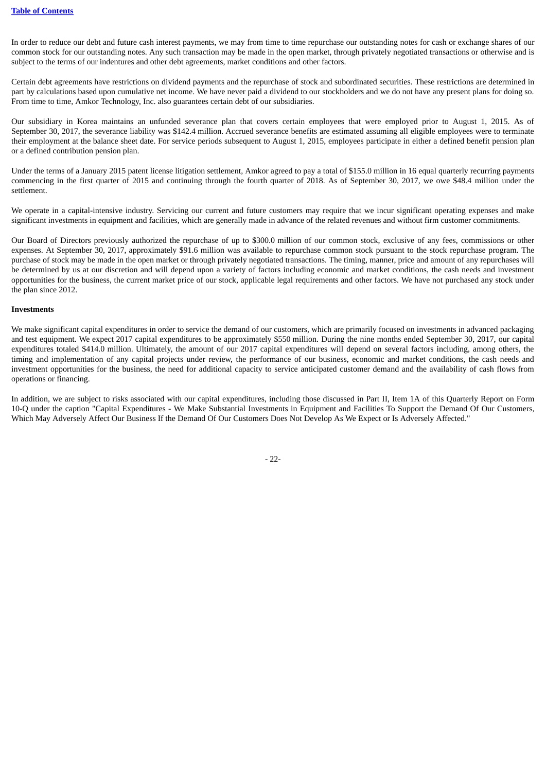In order to reduce our debt and future cash interest payments, we may from time to time repurchase our outstanding notes for cash or exchange shares of our common stock for our outstanding notes. Any such transaction may be made in the open market, through privately negotiated transactions or otherwise and is subject to the terms of our indentures and other debt agreements, market conditions and other factors.

Certain debt agreements have restrictions on dividend payments and the repurchase of stock and subordinated securities. These restrictions are determined in part by calculations based upon cumulative net income. We have never paid a dividend to our stockholders and we do not have any present plans for doing so. From time to time, Amkor Technology, Inc. also guarantees certain debt of our subsidiaries.

Our subsidiary in Korea maintains an unfunded severance plan that covers certain employees that were employed prior to August 1, 2015. As of September 30, 2017, the severance liability was $142.4 million. Accrued severance benefits are estimated assuming all eligible employees were to terminate their employment at the balance sheet date. For service periods subsequent to August 1, 2015, employees participate in either a defined benefit pension plan or a defined contribution pension plan.

Under the terms of a January 2015 patent license litigation settlement, Amkor agreed to pay a total of $155.0 million in 16 equal quarterly recurring payments commencing in the first quarter of 2015 and continuing through the fourth quarter of 2018. As of September 30, 2017, we owe $48.4 million under the settlement.

We operate in a capital-intensive industry. Servicing our current and future customers may require that we incur significant operating expenses and make significant investments in equipment and facilities, which are generally made in advance of the related revenues and without firm customer commitments.

Our Board of Directors previously authorized the repurchase of up to $300.0 million of our common stock, exclusive of any fees, commissions or other expenses. At September 30, 2017, approximately $91.6 million was available to repurchase common stock pursuant to the stock repurchase program. The purchase of stock may be made in the open market or through privately negotiated transactions. The timing, manner, price and amount of any repurchases will be determined by us at our discretion and will depend upon a variety of factors including economic and market conditions, the cash needs and investment opportunities for the business, the current market price of our stock, applicable legal requirements and other factors. We have not purchased any stock under the plan since 2012.

**Investments**

We make significant capital expenditures in order to service the demand of our customers, which are primarily focused on investments in advanced packaging and test equipment. We expect 2017 capital expenditures to be approximately $550 million. During the nine months ended September 30, 2017, our capital expenditures totaled $414.0 million. Ultimately, the amount of our 2017 capital expenditures will depend on several factors including, among others, the timing and implementation of any capital projects under review, the performance of our business, economic and market conditions, the cash needs and investment opportunities for the business, the need for additional capacity to service anticipated customer demand and the availability of cash flows from operations or financing.

In addition, we are subject to risks associated with our capital expenditures, including those discussed in Part II, Item 1A of this Quarterly Report on Form 10-Q under the caption "Capital Expenditures - We Make Substantial Investments in Equipment and Facilities To Support the Demand Of Our Customers, Which May Adversely Affect Our Business If the Demand Of Our Customers Does Not Develop As We Expect or Is Adversely Affected."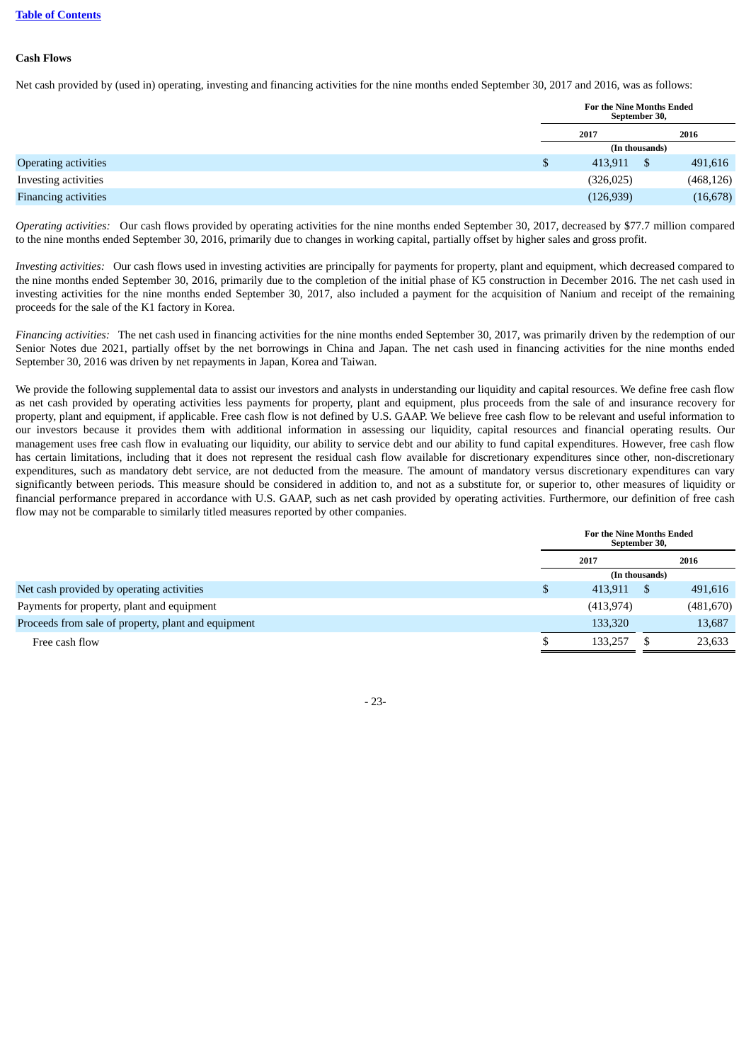### Cash Flows

Net cash provided by (used in) operating, investing and financing activities for the nine months ended September 30, 2017 and 2016, was as follows:

| | For the Nine Months Ended September 30, | |
|---|---|---|
| | 2017 | 2016 |
| | (In thousands) | |
| Operating activities | $ 413,911 | $ 491,616 |
| Investing activities | (326,025) | (468,126) |
| Financing activities | (126,939) | (16,678) |

*Operating activities:* Our cash flows provided by operating activities for the nine months ended September 30, 2017, decreased by $77.7 million compared to the nine months ended September 30, 2016, primarily due to changes in working capital, partially offset by higher sales and gross profit.

*Investing activities:* Our cash flows used in investing activities are principally for payments for property, plant and equipment, which decreased compared to the nine months ended September 30, 2016, primarily due to the completion of the initial phase of K5 construction in December 2016. The net cash used in investing activities for the nine months ended September 30, 2017, also included a payment for the acquisition of Nanium and receipt of the remaining proceeds for the sale of the K1 factory in Korea.

*Financing activities:* The net cash used in financing activities for the nine months ended September 30, 2017, was primarily driven by the redemption of our Senior Notes due 2021, partially offset by the net borrowings in China and Japan. The net cash used in financing activities for the nine months ended September 30, 2016 was driven by net repayments in Japan, Korea and Taiwan.

We provide the following supplemental data to assist our investors and analysts in understanding our liquidity and capital resources. We define free cash flow as net cash provided by operating activities less payments for property, plant and equipment, plus proceeds from the sale of and insurance recovery for property, plant and equipment, if applicable. Free cash flow is not defined by U.S. GAAP. We believe free cash flow to be relevant and useful information to our investors because it provides them with additional information in assessing our liquidity, capital resources and financial operating results. Our management uses free cash flow in evaluating our liquidity, our ability to service debt and our ability to fund capital expenditures. However, free cash flow has certain limitations, including that it does not represent the residual cash flow available for discretionary expenditures since other, non-discretionary expenditures, such as mandatory debt service, are not deducted from the measure. The amount of mandatory versus discretionary expenditures can vary significantly between periods. This measure should be considered in addition to, and not as a substitute for, or superior to, other measures of liquidity or financial performance prepared in accordance with U.S. GAAP, such as net cash provided by operating activities. Furthermore, our definition of free cash flow may not be comparable to similarly titled measures reported by other companies.

| | For the Nine Months Ended September 30, | |
|---|---|---|
| | 2017 | 2016 |
| | (In thousands) | |
| Net cash provided by operating activities | $ 413,911 | $ 491,616 |
| Payments for property, plant and equipment | (413,974) | (481,670) |
| Proceeds from sale of property, plant and equipment | 133,320 | 13,687 |
| Free cash flow | $ 133,257 | $ 23,633 |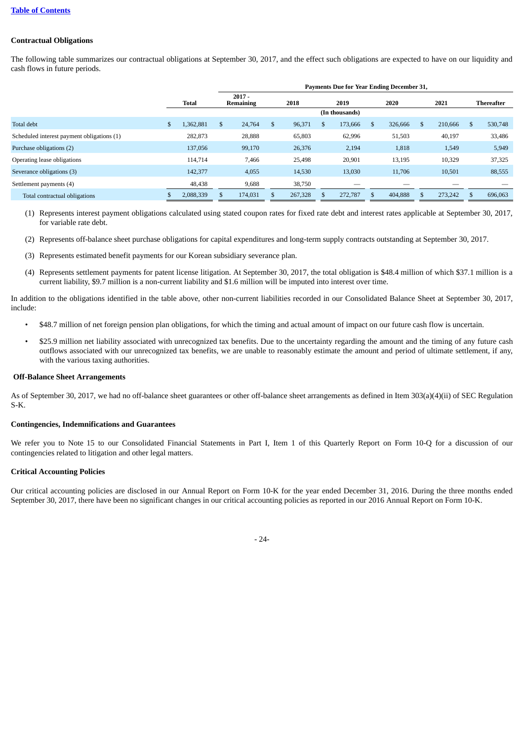### Contractual Obligations

The following table summarizes our contractual obligations at September 30, 2017, and the effect such obligations are expected to have on our liquidity and cash flows in future periods.

| | | Payments Due for Year Ending December 31, | | | | | |
|---|---|---|---|---|---|---|---|
| | Total | 2017 - Remaining | 2018 | 2019 | 2020 | 2021 | Thereafter |
| | | | | (In thousands) | | | |
| Total debt | $ 1,362,881 | $ 24,764 | $ 96,371 | $ 173,666 | $ 326,666 | $ 210,666 | $ 530,748 |
| Scheduled interest payment obligations (1) | 282,873 | 28,888 | 65,803 | 62,996 | 51,503 | 40,197 | 33,486 |
| Purchase obligations (2) | 137,056 | 99,170 | 26,376 | 2,194 | 1,818 | 1,549 | 5,949 |
| Operating lease obligations | 114,714 | 7,466 | 25,498 | 20,901 | 13,195 | 10,329 | 37,325 |
| Severance obligations (3) | 142,377 | 4,055 | 14,530 | 13,030 | 11,706 | 10,501 | 88,555 |
| Settlement payments (4) | 48,438 | 9,688 | 38,750 | — | — | — | — |
| Total contractual obligations | $ 2,088,339 | $ 174,031 | $ 267,328 | $ 272,787 | $ 404,888 | $ 273,242 | $ 696,063 |

(1) Represents interest payment obligations calculated using stated coupon rates for fixed rate debt and interest rates applicable at September 30, 2017, for variable rate debt.

(2) Represents off-balance sheet purchase obligations for capital expenditures and long-term supply contracts outstanding at September 30, 2017.

(3) Represents estimated benefit payments for our Korean subsidiary severance plan.

(4) Represents settlement payments for patent license litigation. At September 30, 2017, the total obligation is $48.4 million of which $37.1 million is a current liability, $9.7 million is a non-current liability and $1.6 million will be imputed into interest over time.

In addition to the obligations identified in the table above, other non-current liabilities recorded in our Consolidated Balance Sheet at September 30, 2017, include:

- $48.7 million of net foreign pension plan obligations, for which the timing and actual amount of impact on our future cash flow is uncertain.
- $25.9 million net liability associated with unrecognized tax benefits. Due to the uncertainty regarding the amount and the timing of any future cash outflows associated with our unrecognized tax benefits, we are unable to reasonably estimate the amount and period of ultimate settlement, if any, with the various taxing authorities.

### Off-Balance Sheet Arrangements

As of September 30, 2017, we had no off-balance sheet guarantees or other off-balance sheet arrangements as defined in Item 303(a)(4)(ii) of SEC Regulation S-K.

### Contingencies, Indemnifications and Guarantees

We refer you to Note 15 to our Consolidated Financial Statements in Part I, Item 1 of this Quarterly Report on Form 10-Q for a discussion of our contingencies related to litigation and other legal matters.

### Critical Accounting Policies

Our critical accounting policies are disclosed in our Annual Report on Form 10-K for the year ended December 31, 2016. During the three months ended September 30, 2017, there have been no significant changes in our critical accounting policies as reported in our 2016 Annual Report on Form 10-K.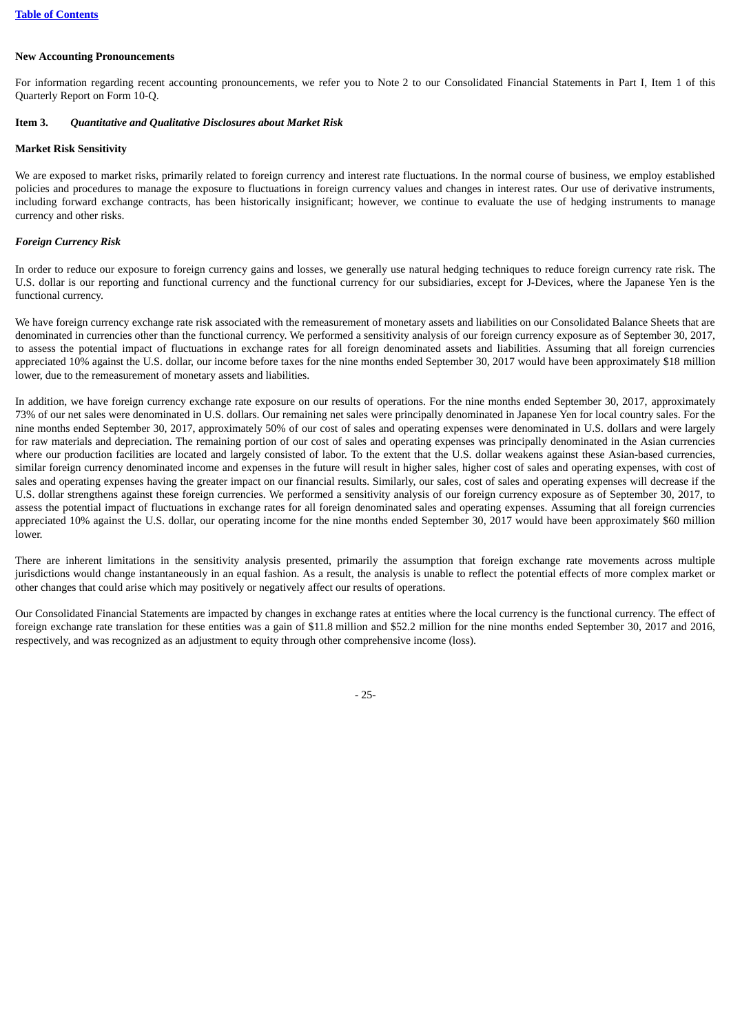**New Accounting Pronouncements**

For information regarding recent accounting pronouncements, we refer you to Note 2 to our Consolidated Financial Statements in Part I, Item 1 of this Quarterly Report on Form 10-Q.

**Item 3.** ***Quantitative and Qualitative Disclosures about Market Risk***

**Market Risk Sensitivity**

We are exposed to market risks, primarily related to foreign currency and interest rate fluctuations. In the normal course of business, we employ established policies and procedures to manage the exposure to fluctuations in foreign currency values and changes in interest rates. Our use of derivative instruments, including forward exchange contracts, has been historically insignificant; however, we continue to evaluate the use of hedging instruments to manage currency and other risks.

***Foreign Currency Risk***

In order to reduce our exposure to foreign currency gains and losses, we generally use natural hedging techniques to reduce foreign currency rate risk. The U.S. dollar is our reporting and functional currency and the functional currency for our subsidiaries, except for J-Devices, where the Japanese Yen is the functional currency.

We have foreign currency exchange rate risk associated with the remeasurement of monetary assets and liabilities on our Consolidated Balance Sheets that are denominated in currencies other than the functional currency. We performed a sensitivity analysis of our foreign currency exposure as of September 30, 2017, to assess the potential impact of fluctuations in exchange rates for all foreign denominated assets and liabilities. Assuming that all foreign currencies appreciated 10% against the U.S. dollar, our income before taxes for the nine months ended September 30, 2017 would have been approximately $18 million lower, due to the remeasurement of monetary assets and liabilities.

In addition, we have foreign currency exchange rate exposure on our results of operations. For the nine months ended September 30, 2017, approximately 73% of our net sales were denominated in U.S. dollars. Our remaining net sales were principally denominated in Japanese Yen for local country sales. For the nine months ended September 30, 2017, approximately 50% of our cost of sales and operating expenses were denominated in U.S. dollars and were largely for raw materials and depreciation. The remaining portion of our cost of sales and operating expenses was principally denominated in the Asian currencies where our production facilities are located and largely consisted of labor. To the extent that the U.S. dollar weakens against these Asian-based currencies, similar foreign currency denominated income and expenses in the future will result in higher sales, higher cost of sales and operating expenses, with cost of sales and operating expenses having the greater impact on our financial results. Similarly, our sales, cost of sales and operating expenses will decrease if the U.S. dollar strengthens against these foreign currencies. We performed a sensitivity analysis of our foreign currency exposure as of September 30, 2017, to assess the potential impact of fluctuations in exchange rates for all foreign denominated sales and operating expenses. Assuming that all foreign currencies appreciated 10% against the U.S. dollar, our operating income for the nine months ended September 30, 2017 would have been approximately $60 million lower.

There are inherent limitations in the sensitivity analysis presented, primarily the assumption that foreign exchange rate movements across multiple jurisdictions would change instantaneously in an equal fashion. As a result, the analysis is unable to reflect the potential effects of more complex market or other changes that could arise which may positively or negatively affect our results of operations.

Our Consolidated Financial Statements are impacted by changes in exchange rates at entities where the local currency is the functional currency. The effect of foreign exchange rate translation for these entities was a gain of $11.8 million and $52.2 million for the nine months ended September 30, 2017 and 2016, respectively, and was recognized as an adjustment to equity through other comprehensive income (loss).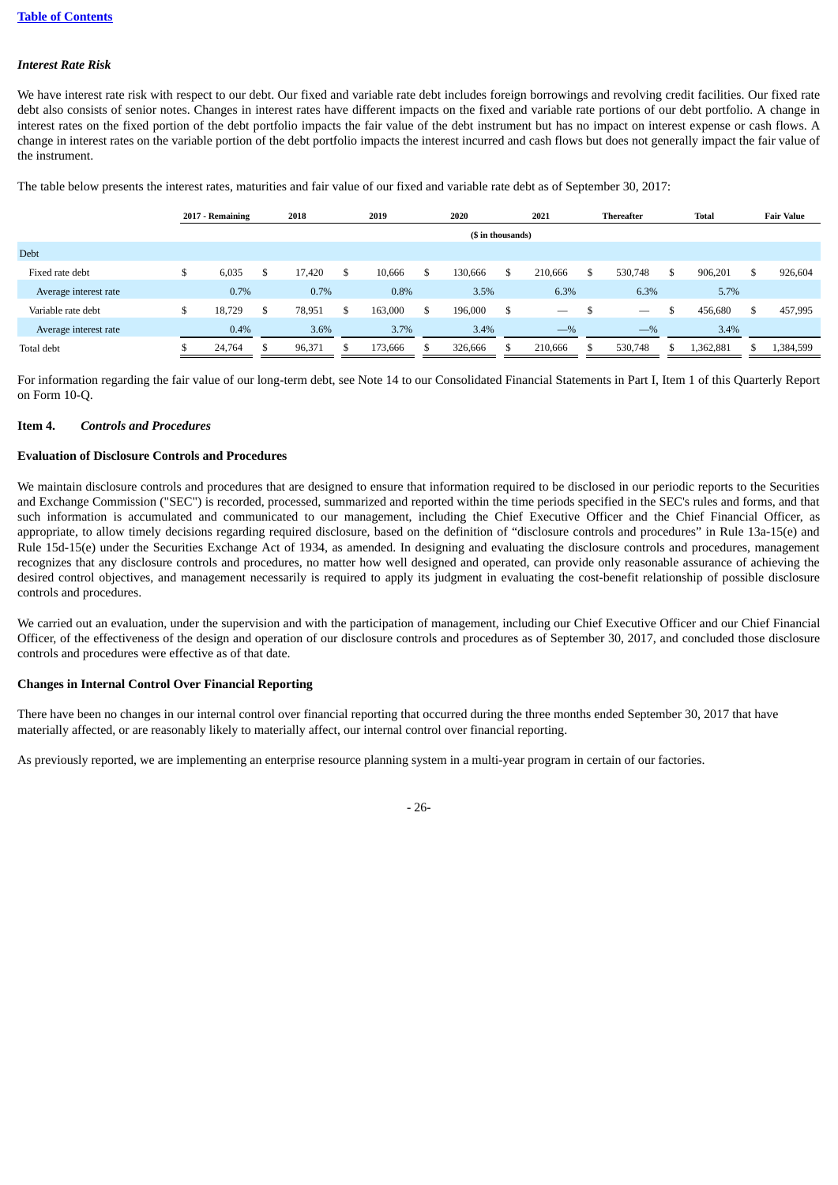### *Interest Rate Risk*

We have interest rate risk with respect to our debt. Our fixed and variable rate debt includes foreign borrowings and revolving credit facilities. Our fixed rate debt also consists of senior notes. Changes in interest rates have different impacts on the fixed and variable rate portions of our debt portfolio. A change in interest rates on the fixed portion of the debt portfolio impacts the fair value of the debt instrument but has no impact on interest expense or cash flows. A change in interest rates on the variable portion of the debt portfolio impacts the interest incurred and cash flows but does not generally impact the fair value of the instrument.

The table below presents the interest rates, maturities and fair value of our fixed and variable rate debt as of September 30, 2017:

| | 2017 - Remaining | 2018 | 2019 | 2020 | 2021 | Thereafter | Total | Fair Value |
|---|---|---|---|---|---|---|---|---|
| | ($ in thousands) | | | | | | | |
| Debt | | | | | | | | |
| Fixed rate debt | $ 6,035 | $ 17,420 | $ 10,666 | $ 130,666 | $ 210,666 | $ 530,748 | $ 906,201 | $ 926,604 |
| Average interest rate | 0.7% | 0.7% | 0.8% | 3.5% | 6.3% | 6.3% | 5.7% | |
| Variable rate debt | $ 18,729 | $ 78,951 | $ 163,000 | $ 196,000 | $ — | $ — | $ 456,680 | $ 457,995 |
| Average interest rate | 0.4% | 3.6% | 3.7% | 3.4% | —% | —% | 3.4% | |
| Total debt | $ 24,764 | $ 96,371 | $ 173,666 | $ 326,666 | $ 210,666 | $ 530,748 | $ 1,362,881 | $ 1,384,599 |

For information regarding the fair value of our long-term debt, see Note 14 to our Consolidated Financial Statements in Part I, Item 1 of this Quarterly Report on Form 10-Q.

## Item 4. *Controls and Procedures*

### Evaluation of Disclosure Controls and Procedures

We maintain disclosure controls and procedures that are designed to ensure that information required to be disclosed in our periodic reports to the Securities and Exchange Commission ("SEC") is recorded, processed, summarized and reported within the time periods specified in the SEC's rules and forms, and that such information is accumulated and communicated to our management, including the Chief Executive Officer and the Chief Financial Officer, as appropriate, to allow timely decisions regarding required disclosure, based on the definition of "disclosure controls and procedures" in Rule 13a-15(e) and Rule 15d-15(e) under the Securities Exchange Act of 1934, as amended. In designing and evaluating the disclosure controls and procedures, management recognizes that any disclosure controls and procedures, no matter how well designed and operated, can provide only reasonable assurance of achieving the desired control objectives, and management necessarily is required to apply its judgment in evaluating the cost-benefit relationship of possible disclosure controls and procedures.

We carried out an evaluation, under the supervision and with the participation of management, including our Chief Executive Officer and our Chief Financial Officer, of the effectiveness of the design and operation of our disclosure controls and procedures as of September 30, 2017, and concluded those disclosure controls and procedures were effective as of that date.

### Changes in Internal Control Over Financial Reporting

There have been no changes in our internal control over financial reporting that occurred during the three months ended September 30, 2017 that have materially affected, or are reasonably likely to materially affect, our internal control over financial reporting.

As previously reported, we are implementing an enterprise resource planning system in a multi-year program in certain of our factories.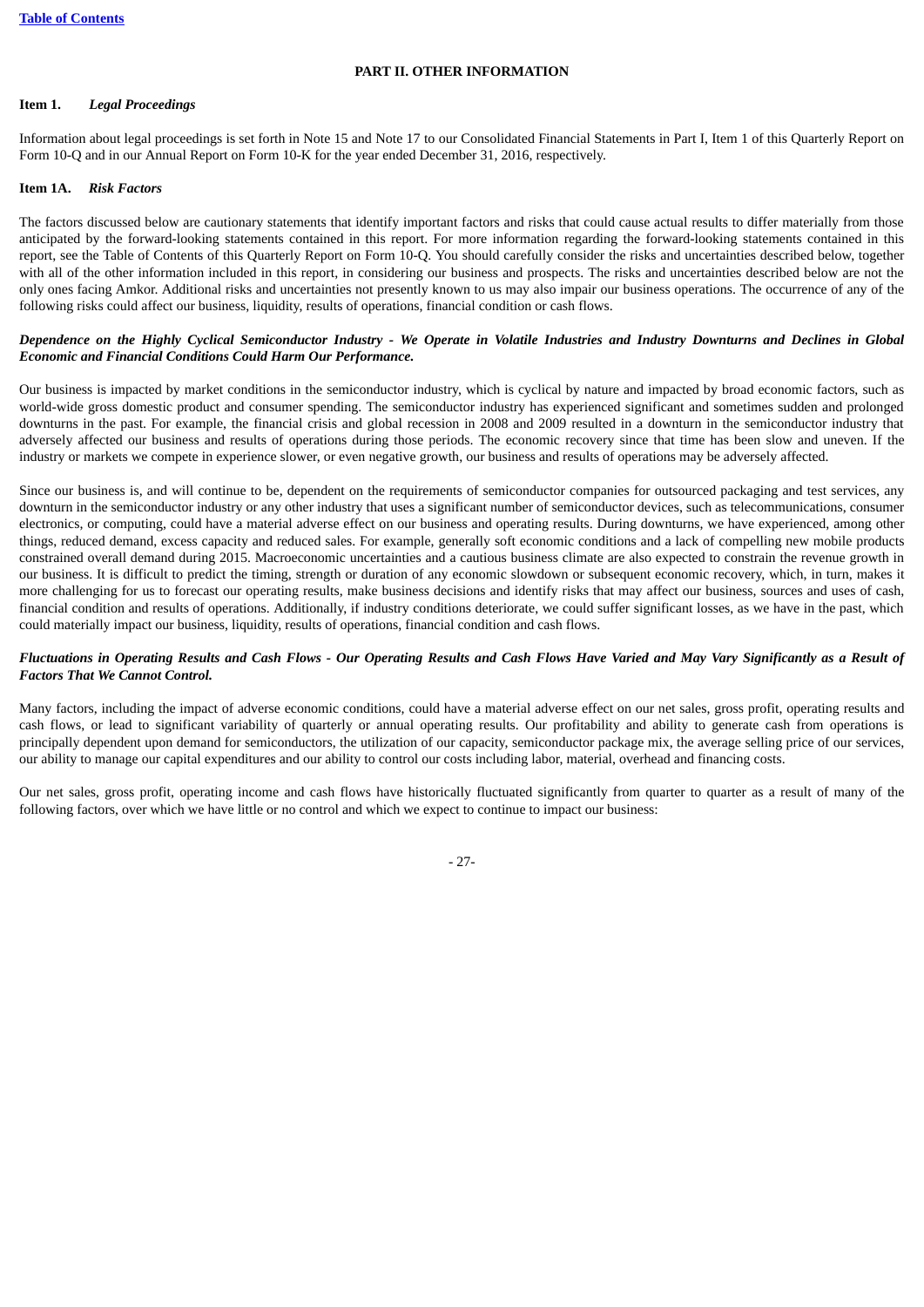## PART II. OTHER INFORMATION

### Item 1. *Legal Proceedings*

Information about legal proceedings is set forth in Note 15 and Note 17 to our Consolidated Financial Statements in Part I, Item 1 of this Quarterly Report on Form 10-Q and in our Annual Report on Form 10-K for the year ended December 31, 2016, respectively.

### Item 1A. *Risk Factors*

The factors discussed below are cautionary statements that identify important factors and risks that could cause actual results to differ materially from those anticipated by the forward-looking statements contained in this report. For more information regarding the forward-looking statements contained in this report, see the Table of Contents of this Quarterly Report on Form 10-Q. You should carefully consider the risks and uncertainties described below, together with all of the other information included in this report, in considering our business and prospects. The risks and uncertainties described below are not the only ones facing Amkor. Additional risks and uncertainties not presently known to us may also impair our business operations. The occurrence of any of the following risks could affect our business, liquidity, results of operations, financial condition or cash flows.

***Dependence on the Highly Cyclical Semiconductor Industry - We Operate in Volatile Industries and Industry Downturns and Declines in Global Economic and Financial Conditions Could Harm Our Performance.***

Our business is impacted by market conditions in the semiconductor industry, which is cyclical by nature and impacted by broad economic factors, such as world-wide gross domestic product and consumer spending. The semiconductor industry has experienced significant and sometimes sudden and prolonged downturns in the past. For example, the financial crisis and global recession in 2008 and 2009 resulted in a downturn in the semiconductor industry that adversely affected our business and results of operations during those periods. The economic recovery since that time has been slow and uneven. If the industry or markets we compete in experience slower, or even negative growth, our business and results of operations may be adversely affected.

Since our business is, and will continue to be, dependent on the requirements of semiconductor companies for outsourced packaging and test services, any downturn in the semiconductor industry or any other industry that uses a significant number of semiconductor devices, such as telecommunications, consumer electronics, or computing, could have a material adverse effect on our business and operating results. During downturns, we have experienced, among other things, reduced demand, excess capacity and reduced sales. For example, generally soft economic conditions and a lack of compelling new mobile products constrained overall demand during 2015. Macroeconomic uncertainties and a cautious business climate are also expected to constrain the revenue growth in our business. It is difficult to predict the timing, strength or duration of any economic slowdown or subsequent economic recovery, which, in turn, makes it more challenging for us to forecast our operating results, make business decisions and identify risks that may affect our business, sources and uses of cash, financial condition and results of operations. Additionally, if industry conditions deteriorate, we could suffer significant losses, as we have in the past, which could materially impact our business, liquidity, results of operations, financial condition and cash flows.

***Fluctuations in Operating Results and Cash Flows - Our Operating Results and Cash Flows Have Varied and May Vary Significantly as a Result of Factors That We Cannot Control.***

Many factors, including the impact of adverse economic conditions, could have a material adverse effect on our net sales, gross profit, operating results and cash flows, or lead to significant variability of quarterly or annual operating results. Our profitability and ability to generate cash from operations is principally dependent upon demand for semiconductors, the utilization of our capacity, semiconductor package mix, the average selling price of our services, our ability to manage our capital expenditures and our ability to control our costs including labor, material, overhead and financing costs.

Our net sales, gross profit, operating income and cash flows have historically fluctuated significantly from quarter to quarter as a result of many of the following factors, over which we have little or no control and which we expect to continue to impact our business: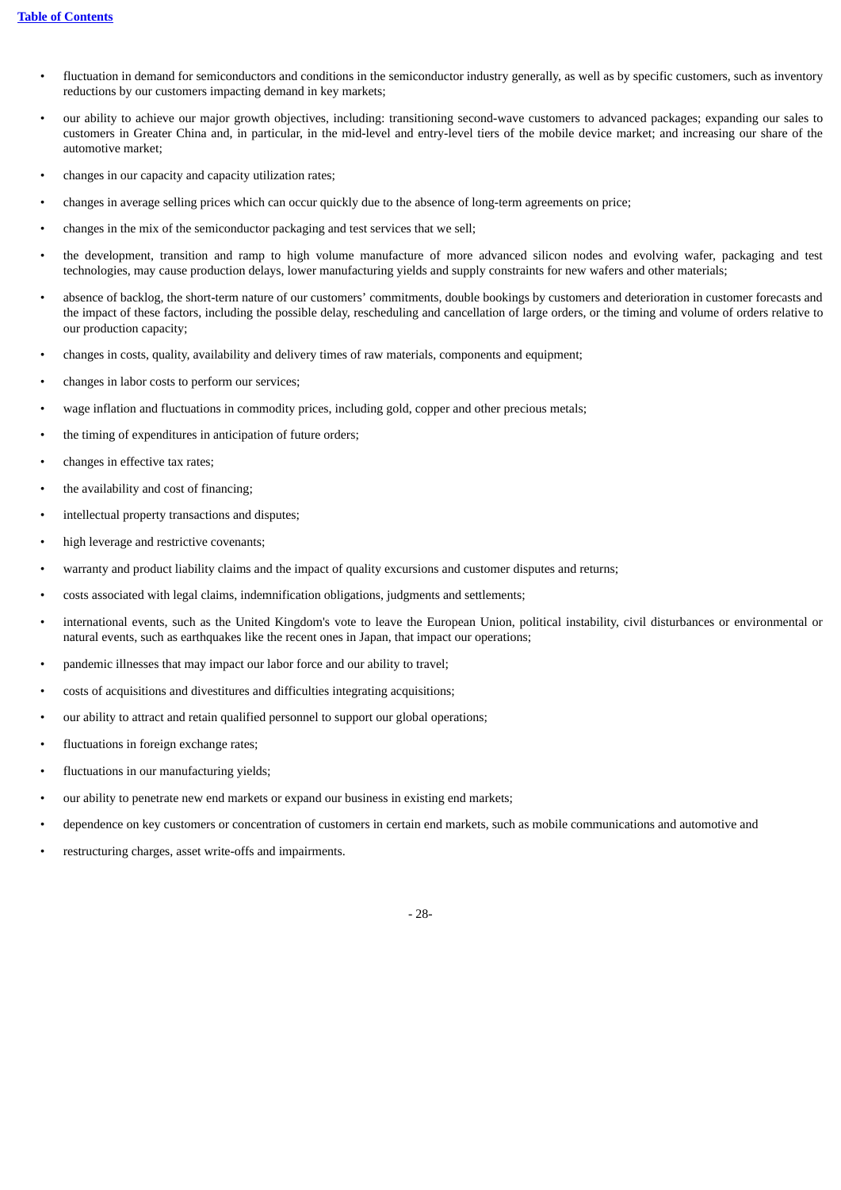- fluctuation in demand for semiconductors and conditions in the semiconductor industry generally, as well as by specific customers, such as inventory reductions by our customers impacting demand in key markets;
- our ability to achieve our major growth objectives, including: transitioning second-wave customers to advanced packages; expanding our sales to customers in Greater China and, in particular, in the mid-level and entry-level tiers of the mobile device market; and increasing our share of the automotive market;
- changes in our capacity and capacity utilization rates;
- changes in average selling prices which can occur quickly due to the absence of long-term agreements on price;
- changes in the mix of the semiconductor packaging and test services that we sell;
- the development, transition and ramp to high volume manufacture of more advanced silicon nodes and evolving wafer, packaging and test technologies, may cause production delays, lower manufacturing yields and supply constraints for new wafers and other materials;
- absence of backlog, the short-term nature of our customers' commitments, double bookings by customers and deterioration in customer forecasts and the impact of these factors, including the possible delay, rescheduling and cancellation of large orders, or the timing and volume of orders relative to our production capacity;
- changes in costs, quality, availability and delivery times of raw materials, components and equipment;
- changes in labor costs to perform our services;
- wage inflation and fluctuations in commodity prices, including gold, copper and other precious metals;
- the timing of expenditures in anticipation of future orders;
- changes in effective tax rates;
- the availability and cost of financing;
- intellectual property transactions and disputes;
- high leverage and restrictive covenants;
- warranty and product liability claims and the impact of quality excursions and customer disputes and returns;
- costs associated with legal claims, indemnification obligations, judgments and settlements;
- international events, such as the United Kingdom's vote to leave the European Union, political instability, civil disturbances or environmental or natural events, such as earthquakes like the recent ones in Japan, that impact our operations;
- pandemic illnesses that may impact our labor force and our ability to travel;
- costs of acquisitions and divestitures and difficulties integrating acquisitions;
- our ability to attract and retain qualified personnel to support our global operations;
- fluctuations in foreign exchange rates;
- fluctuations in our manufacturing yields;
- our ability to penetrate new end markets or expand our business in existing end markets;
- dependence on key customers or concentration of customers in certain end markets, such as mobile communications and automotive and
- restructuring charges, asset write-offs and impairments.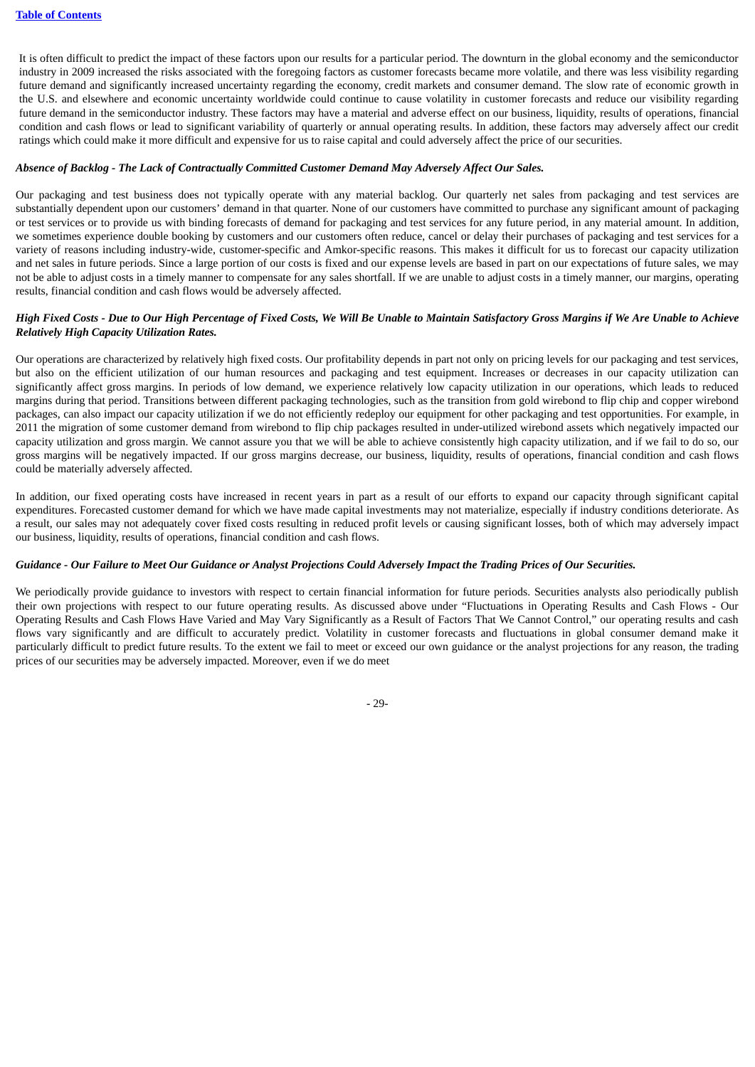It is often difficult to predict the impact of these factors upon our results for a particular period. The downturn in the global economy and the semiconductor industry in 2009 increased the risks associated with the foregoing factors as customer forecasts became more volatile, and there was less visibility regarding future demand and significantly increased uncertainty regarding the economy, credit markets and consumer demand. The slow rate of economic growth in the U.S. and elsewhere and economic uncertainty worldwide could continue to cause volatility in customer forecasts and reduce our visibility regarding future demand in the semiconductor industry. These factors may have a material and adverse effect on our business, liquidity, results of operations, financial condition and cash flows or lead to significant variability of quarterly or annual operating results. In addition, these factors may adversely affect our credit ratings which could make it more difficult and expensive for us to raise capital and could adversely affect the price of our securities.

***Absence of Backlog - The Lack of Contractually Committed Customer Demand May Adversely Affect Our Sales.***

Our packaging and test business does not typically operate with any material backlog. Our quarterly net sales from packaging and test services are substantially dependent upon our customers' demand in that quarter. None of our customers have committed to purchase any significant amount of packaging or test services or to provide us with binding forecasts of demand for packaging and test services for any future period, in any material amount. In addition, we sometimes experience double booking by customers and our customers often reduce, cancel or delay their purchases of packaging and test services for a variety of reasons including industry-wide, customer-specific and Amkor-specific reasons. This makes it difficult for us to forecast our capacity utilization and net sales in future periods. Since a large portion of our costs is fixed and our expense levels are based in part on our expectations of future sales, we may not be able to adjust costs in a timely manner to compensate for any sales shortfall. If we are unable to adjust costs in a timely manner, our margins, operating results, financial condition and cash flows would be adversely affected.

***High Fixed Costs - Due to Our High Percentage of Fixed Costs, We Will Be Unable to Maintain Satisfactory Gross Margins if We Are Unable to Achieve Relatively High Capacity Utilization Rates.***

Our operations are characterized by relatively high fixed costs. Our profitability depends in part not only on pricing levels for our packaging and test services, but also on the efficient utilization of our human resources and packaging and test equipment. Increases or decreases in our capacity utilization can significantly affect gross margins. In periods of low demand, we experience relatively low capacity utilization in our operations, which leads to reduced margins during that period. Transitions between different packaging technologies, such as the transition from gold wirebond to flip chip and copper wirebond packages, can also impact our capacity utilization if we do not efficiently redeploy our equipment for other packaging and test opportunities. For example, in 2011 the migration of some customer demand from wirebond to flip chip packages resulted in under-utilized wirebond assets which negatively impacted our capacity utilization and gross margin. We cannot assure you that we will be able to achieve consistently high capacity utilization, and if we fail to do so, our gross margins will be negatively impacted. If our gross margins decrease, our business, liquidity, results of operations, financial condition and cash flows could be materially adversely affected.

In addition, our fixed operating costs have increased in recent years in part as a result of our efforts to expand our capacity through significant capital expenditures. Forecasted customer demand for which we have made capital investments may not materialize, especially if industry conditions deteriorate. As a result, our sales may not adequately cover fixed costs resulting in reduced profit levels or causing significant losses, both of which may adversely impact our business, liquidity, results of operations, financial condition and cash flows.

***Guidance - Our Failure to Meet Our Guidance or Analyst Projections Could Adversely Impact the Trading Prices of Our Securities.***

We periodically provide guidance to investors with respect to certain financial information for future periods. Securities analysts also periodically publish their own projections with respect to our future operating results. As discussed above under "Fluctuations in Operating Results and Cash Flows - Our Operating Results and Cash Flows Have Varied and May Vary Significantly as a Result of Factors That We Cannot Control," our operating results and cash flows vary significantly and are difficult to accurately predict. Volatility in customer forecasts and fluctuations in global consumer demand make it particularly difficult to predict future results. To the extent we fail to meet or exceed our own guidance or the analyst projections for any reason, the trading prices of our securities may be adversely impacted. Moreover, even if we do meet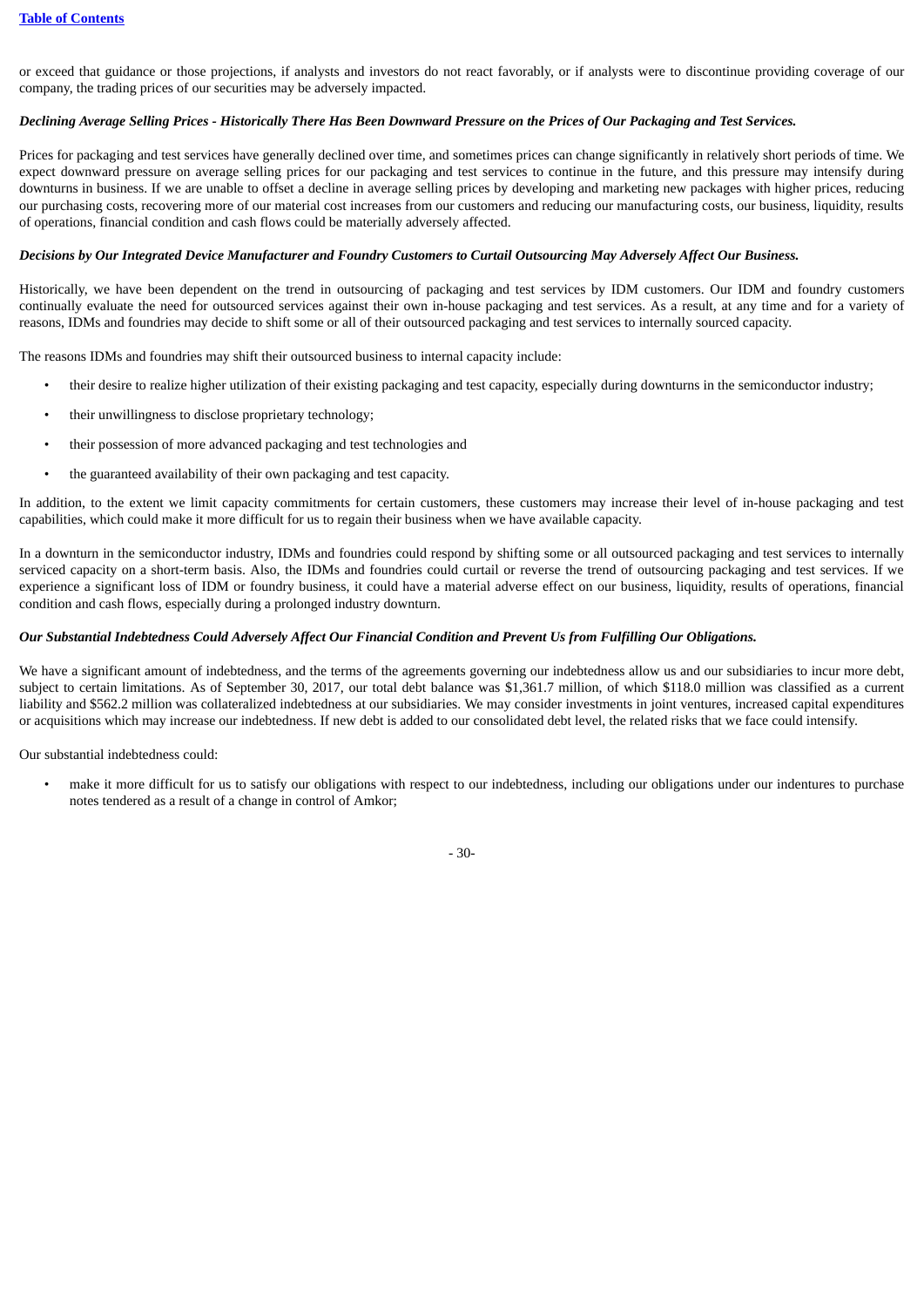or exceed that guidance or those projections, if analysts and investors do not react favorably, or if analysts were to discontinue providing coverage of our company, the trading prices of our securities may be adversely impacted.

***Declining Average Selling Prices - Historically There Has Been Downward Pressure on the Prices of Our Packaging and Test Services.***

Prices for packaging and test services have generally declined over time, and sometimes prices can change significantly in relatively short periods of time. We expect downward pressure on average selling prices for our packaging and test services to continue in the future, and this pressure may intensify during downturns in business. If we are unable to offset a decline in average selling prices by developing and marketing new packages with higher prices, reducing our purchasing costs, recovering more of our material cost increases from our customers and reducing our manufacturing costs, our business, liquidity, results of operations, financial condition and cash flows could be materially adversely affected.

***Decisions by Our Integrated Device Manufacturer and Foundry Customers to Curtail Outsourcing May Adversely Affect Our Business.***

Historically, we have been dependent on the trend in outsourcing of packaging and test services by IDM customers. Our IDM and foundry customers continually evaluate the need for outsourced services against their own in-house packaging and test services. As a result, at any time and for a variety of reasons, IDMs and foundries may decide to shift some or all of their outsourced packaging and test services to internally sourced capacity.

The reasons IDMs and foundries may shift their outsourced business to internal capacity include:

- their desire to realize higher utilization of their existing packaging and test capacity, especially during downturns in the semiconductor industry;
- their unwillingness to disclose proprietary technology;
- their possession of more advanced packaging and test technologies and
- the guaranteed availability of their own packaging and test capacity.

In addition, to the extent we limit capacity commitments for certain customers, these customers may increase their level of in-house packaging and test capabilities, which could make it more difficult for us to regain their business when we have available capacity.

In a downturn in the semiconductor industry, IDMs and foundries could respond by shifting some or all outsourced packaging and test services to internally serviced capacity on a short-term basis. Also, the IDMs and foundries could curtail or reverse the trend of outsourcing packaging and test services. If we experience a significant loss of IDM or foundry business, it could have a material adverse effect on our business, liquidity, results of operations, financial condition and cash flows, especially during a prolonged industry downturn.

***Our Substantial Indebtedness Could Adversely Affect Our Financial Condition and Prevent Us from Fulfilling Our Obligations.***

We have a significant amount of indebtedness, and the terms of the agreements governing our indebtedness allow us and our subsidiaries to incur more debt, subject to certain limitations. As of September 30, 2017, our total debt balance was $1,361.7 million, of which $118.0 million was classified as a current liability and $562.2 million was collateralized indebtedness at our subsidiaries. We may consider investments in joint ventures, increased capital expenditures or acquisitions which may increase our indebtedness. If new debt is added to our consolidated debt level, the related risks that we face could intensify.

Our substantial indebtedness could:

- make it more difficult for us to satisfy our obligations with respect to our indebtedness, including our obligations under our indentures to purchase notes tendered as a result of a change in control of Amkor;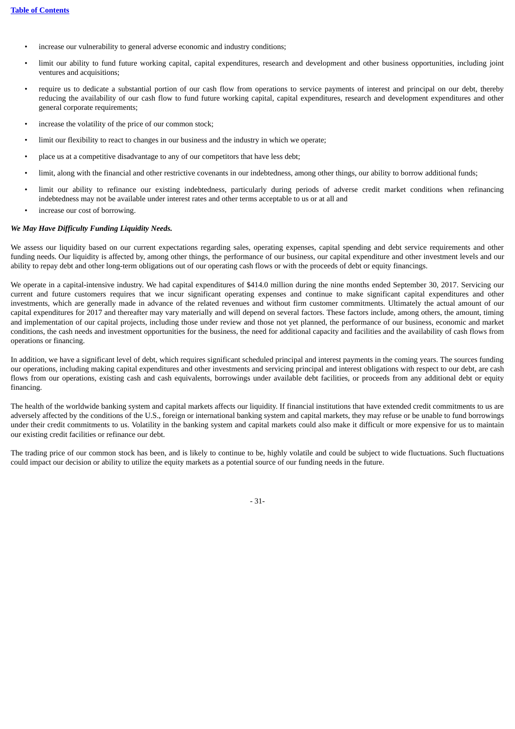- increase our vulnerability to general adverse economic and industry conditions;
- limit our ability to fund future working capital, capital expenditures, research and development and other business opportunities, including joint ventures and acquisitions;
- require us to dedicate a substantial portion of our cash flow from operations to service payments of interest and principal on our debt, thereby reducing the availability of our cash flow to fund future working capital, capital expenditures, research and development expenditures and other general corporate requirements;
- increase the volatility of the price of our common stock;
- limit our flexibility to react to changes in our business and the industry in which we operate;
- place us at a competitive disadvantage to any of our competitors that have less debt;
- limit, along with the financial and other restrictive covenants in our indebtedness, among other things, our ability to borrow additional funds;
- limit our ability to refinance our existing indebtedness, particularly during periods of adverse credit market conditions when refinancing indebtedness may not be available under interest rates and other terms acceptable to us or at all and
- increase our cost of borrowing.

***We May Have Difficulty Funding Liquidity Needs.***

We assess our liquidity based on our current expectations regarding sales, operating expenses, capital spending and debt service requirements and other funding needs. Our liquidity is affected by, among other things, the performance of our business, our capital expenditure and other investment levels and our ability to repay debt and other long-term obligations out of our operating cash flows or with the proceeds of debt or equity financings.

We operate in a capital-intensive industry. We had capital expenditures of $414.0 million during the nine months ended September 30, 2017. Servicing our current and future customers requires that we incur significant operating expenses and continue to make significant capital expenditures and other investments, which are generally made in advance of the related revenues and without firm customer commitments. Ultimately the actual amount of our capital expenditures for 2017 and thereafter may vary materially and will depend on several factors. These factors include, among others, the amount, timing and implementation of our capital projects, including those under review and those not yet planned, the performance of our business, economic and market conditions, the cash needs and investment opportunities for the business, the need for additional capacity and facilities and the availability of cash flows from operations or financing.

In addition, we have a significant level of debt, which requires significant scheduled principal and interest payments in the coming years. The sources funding our operations, including making capital expenditures and other investments and servicing principal and interest obligations with respect to our debt, are cash flows from our operations, existing cash and cash equivalents, borrowings under available debt facilities, or proceeds from any additional debt or equity financing.

The health of the worldwide banking system and capital markets affects our liquidity. If financial institutions that have extended credit commitments to us are adversely affected by the conditions of the U.S., foreign or international banking system and capital markets, they may refuse or be unable to fund borrowings under their credit commitments to us. Volatility in the banking system and capital markets could also make it difficult or more expensive for us to maintain our existing credit facilities or refinance our debt.

The trading price of our common stock has been, and is likely to continue to be, highly volatile and could be subject to wide fluctuations. Such fluctuations could impact our decision or ability to utilize the equity markets as a potential source of our funding needs in the future.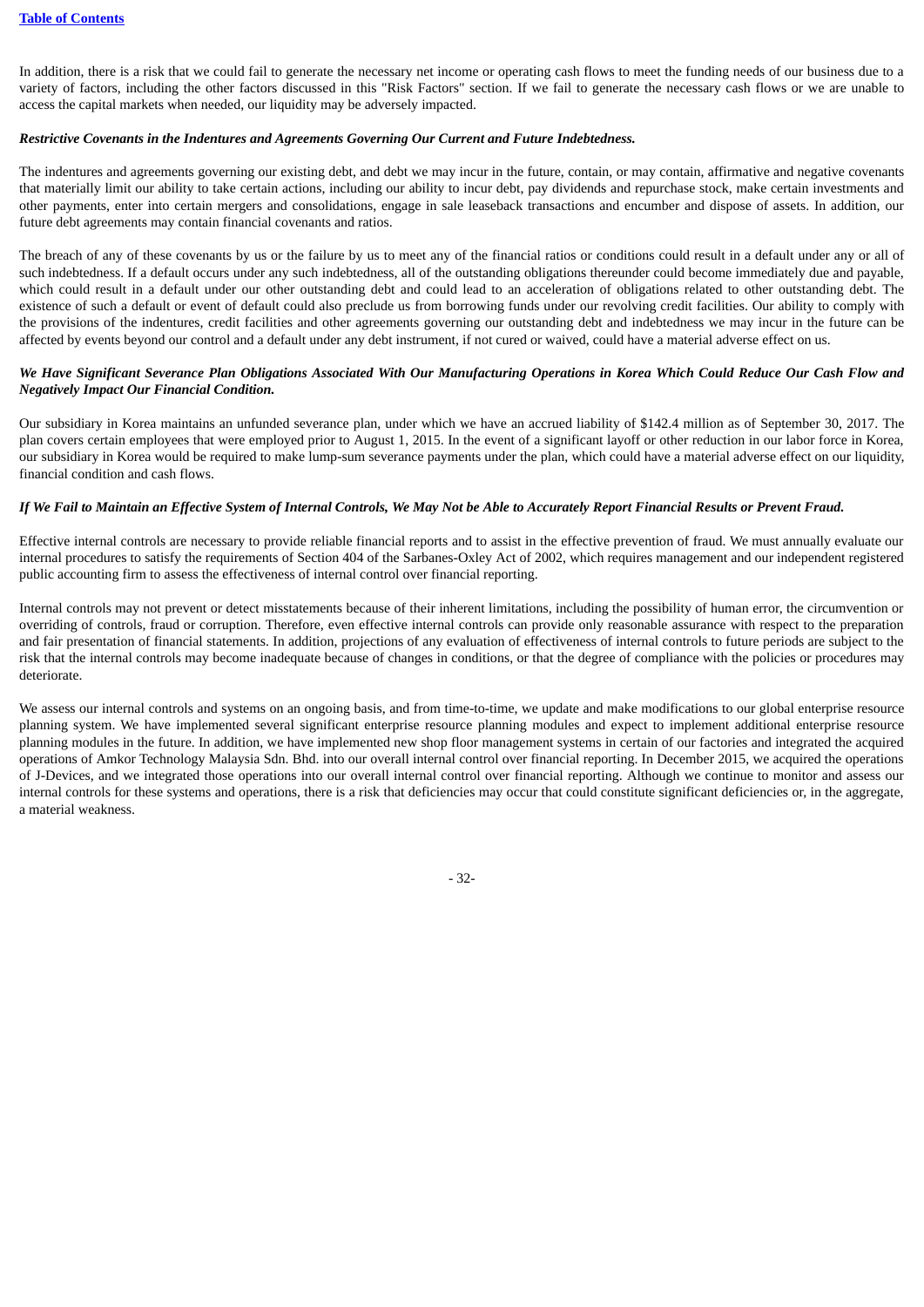In addition, there is a risk that we could fail to generate the necessary net income or operating cash flows to meet the funding needs of our business due to a variety of factors, including the other factors discussed in this "Risk Factors" section. If we fail to generate the necessary cash flows or we are unable to access the capital markets when needed, our liquidity may be adversely impacted.

***Restrictive Covenants in the Indentures and Agreements Governing Our Current and Future Indebtedness.***

The indentures and agreements governing our existing debt, and debt we may incur in the future, contain, or may contain, affirmative and negative covenants that materially limit our ability to take certain actions, including our ability to incur debt, pay dividends and repurchase stock, make certain investments and other payments, enter into certain mergers and consolidations, engage in sale leaseback transactions and encumber and dispose of assets. In addition, our future debt agreements may contain financial covenants and ratios.

The breach of any of these covenants by us or the failure by us to meet any of the financial ratios or conditions could result in a default under any or all of such indebtedness. If a default occurs under any such indebtedness, all of the outstanding obligations thereunder could become immediately due and payable, which could result in a default under our other outstanding debt and could lead to an acceleration of obligations related to other outstanding debt. The existence of such a default or event of default could also preclude us from borrowing funds under our revolving credit facilities. Our ability to comply with the provisions of the indentures, credit facilities and other agreements governing our outstanding debt and indebtedness we may incur in the future can be affected by events beyond our control and a default under any debt instrument, if not cured or waived, could have a material adverse effect on us.

***We Have Significant Severance Plan Obligations Associated With Our Manufacturing Operations in Korea Which Could Reduce Our Cash Flow and Negatively Impact Our Financial Condition.***

Our subsidiary in Korea maintains an unfunded severance plan, under which we have an accrued liability of $142.4 million as of September 30, 2017. The plan covers certain employees that were employed prior to August 1, 2015. In the event of a significant layoff or other reduction in our labor force in Korea, our subsidiary in Korea would be required to make lump-sum severance payments under the plan, which could have a material adverse effect on our liquidity, financial condition and cash flows.

***If We Fail to Maintain an Effective System of Internal Controls, We May Not be Able to Accurately Report Financial Results or Prevent Fraud.***

Effective internal controls are necessary to provide reliable financial reports and to assist in the effective prevention of fraud. We must annually evaluate our internal procedures to satisfy the requirements of Section 404 of the Sarbanes-Oxley Act of 2002, which requires management and our independent registered public accounting firm to assess the effectiveness of internal control over financial reporting.

Internal controls may not prevent or detect misstatements because of their inherent limitations, including the possibility of human error, the circumvention or overriding of controls, fraud or corruption. Therefore, even effective internal controls can provide only reasonable assurance with respect to the preparation and fair presentation of financial statements. In addition, projections of any evaluation of effectiveness of internal controls to future periods are subject to the risk that the internal controls may become inadequate because of changes in conditions, or that the degree of compliance with the policies or procedures may deteriorate.

We assess our internal controls and systems on an ongoing basis, and from time-to-time, we update and make modifications to our global enterprise resource planning system. We have implemented several significant enterprise resource planning modules and expect to implement additional enterprise resource planning modules in the future. In addition, we have implemented new shop floor management systems in certain of our factories and integrated the acquired operations of Amkor Technology Malaysia Sdn. Bhd. into our overall internal control over financial reporting. In December 2015, we acquired the operations of J-Devices, and we integrated those operations into our overall internal control over financial reporting. Although we continue to monitor and assess our internal controls for these systems and operations, there is a risk that deficiencies may occur that could constitute significant deficiencies or, in the aggregate, a material weakness.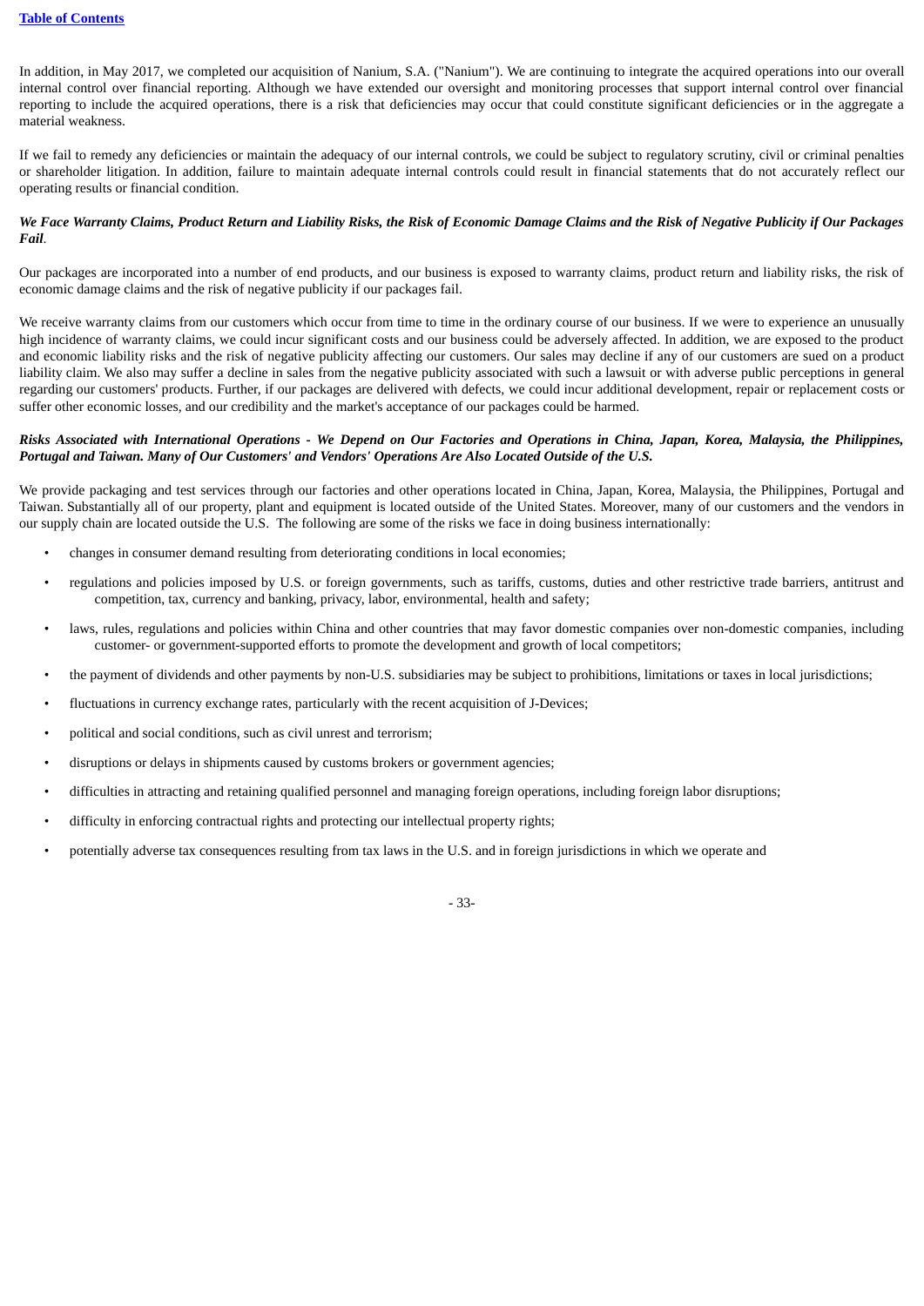In addition, in May 2017, we completed our acquisition of Nanium, S.A. ("Nanium"). We are continuing to integrate the acquired operations into our overall internal control over financial reporting. Although we have extended our oversight and monitoring processes that support internal control over financial reporting to include the acquired operations, there is a risk that deficiencies may occur that could constitute significant deficiencies or in the aggregate a material weakness.

If we fail to remedy any deficiencies or maintain the adequacy of our internal controls, we could be subject to regulatory scrutiny, civil or criminal penalties or shareholder litigation. In addition, failure to maintain adequate internal controls could result in financial statements that do not accurately reflect our operating results or financial condition.

***We Face Warranty Claims, Product Return and Liability Risks, the Risk of Economic Damage Claims and the Risk of Negative Publicity if Our Packages Fail*.**

Our packages are incorporated into a number of end products, and our business is exposed to warranty claims, product return and liability risks, the risk of economic damage claims and the risk of negative publicity if our packages fail.

We receive warranty claims from our customers which occur from time to time in the ordinary course of our business. If we were to experience an unusually high incidence of warranty claims, we could incur significant costs and our business could be adversely affected. In addition, we are exposed to the product and economic liability risks and the risk of negative publicity affecting our customers. Our sales may decline if any of our customers are sued on a product liability claim. We also may suffer a decline in sales from the negative publicity associated with such a lawsuit or with adverse public perceptions in general regarding our customers' products. Further, if our packages are delivered with defects, we could incur additional development, repair or replacement costs or suffer other economic losses, and our credibility and the market's acceptance of our packages could be harmed.

***Risks Associated with International Operations - We Depend on Our Factories and Operations in China, Japan, Korea, Malaysia, the Philippines, Portugal and Taiwan. Many of Our Customers' and Vendors' Operations Are Also Located Outside of the U.S.***

We provide packaging and test services through our factories and other operations located in China, Japan, Korea, Malaysia, the Philippines, Portugal and Taiwan. Substantially all of our property, plant and equipment is located outside of the United States. Moreover, many of our customers and the vendors in our supply chain are located outside the U.S. The following are some of the risks we face in doing business internationally:

- changes in consumer demand resulting from deteriorating conditions in local economies;
- regulations and policies imposed by U.S. or foreign governments, such as tariffs, customs, duties and other restrictive trade barriers, antitrust and competition, tax, currency and banking, privacy, labor, environmental, health and safety;
- laws, rules, regulations and policies within China and other countries that may favor domestic companies over non-domestic companies, including customer- or government-supported efforts to promote the development and growth of local competitors;
- the payment of dividends and other payments by non-U.S. subsidiaries may be subject to prohibitions, limitations or taxes in local jurisdictions;
- fluctuations in currency exchange rates, particularly with the recent acquisition of J-Devices;
- political and social conditions, such as civil unrest and terrorism;
- disruptions or delays in shipments caused by customs brokers or government agencies;
- difficulties in attracting and retaining qualified personnel and managing foreign operations, including foreign labor disruptions;
- difficulty in enforcing contractual rights and protecting our intellectual property rights;
- potentially adverse tax consequences resulting from tax laws in the U.S. and in foreign jurisdictions in which we operate and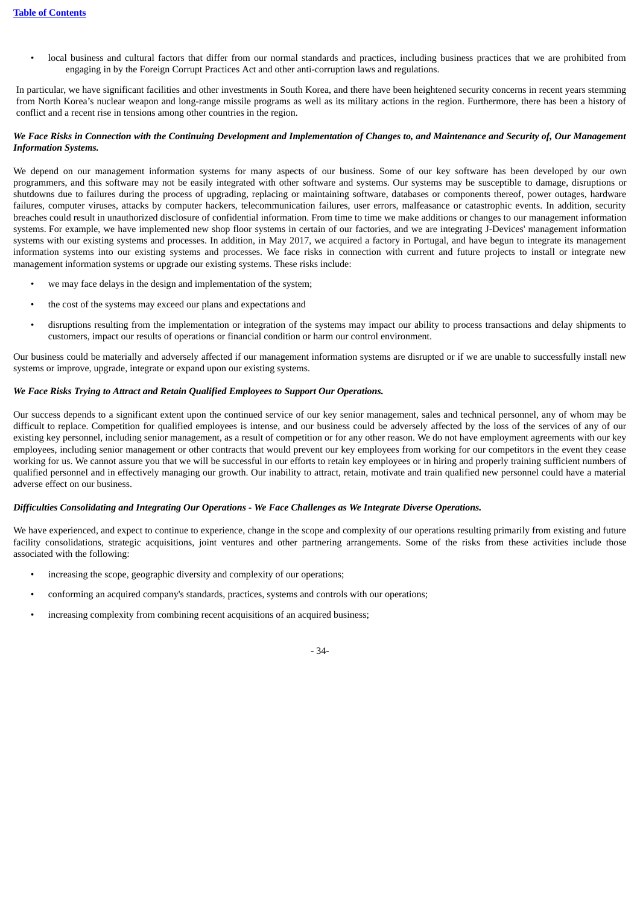- local business and cultural factors that differ from our normal standards and practices, including business practices that we are prohibited from engaging in by the Foreign Corrupt Practices Act and other anti-corruption laws and regulations.

In particular, we have significant facilities and other investments in South Korea, and there have been heightened security concerns in recent years stemming from North Korea's nuclear weapon and long-range missile programs as well as its military actions in the region. Furthermore, there has been a history of conflict and a recent rise in tensions among other countries in the region.

***We Face Risks in Connection with the Continuing Development and Implementation of Changes to, and Maintenance and Security of, Our Management Information Systems.***

We depend on our management information systems for many aspects of our business. Some of our key software has been developed by our own programmers, and this software may not be easily integrated with other software and systems. Our systems may be susceptible to damage, disruptions or shutdowns due to failures during the process of upgrading, replacing or maintaining software, databases or components thereof, power outages, hardware failures, computer viruses, attacks by computer hackers, telecommunication failures, user errors, malfeasance or catastrophic events. In addition, security breaches could result in unauthorized disclosure of confidential information. From time to time we make additions or changes to our management information systems. For example, we have implemented new shop floor systems in certain of our factories, and we are integrating J-Devices' management information systems with our existing systems and processes. In addition, in May 2017, we acquired a factory in Portugal, and have begun to integrate its management information systems into our existing systems and processes. We face risks in connection with current and future projects to install or integrate new management information systems or upgrade our existing systems. These risks include:

- we may face delays in the design and implementation of the system;
- the cost of the systems may exceed our plans and expectations and
- disruptions resulting from the implementation or integration of the systems may impact our ability to process transactions and delay shipments to customers, impact our results of operations or financial condition or harm our control environment.

Our business could be materially and adversely affected if our management information systems are disrupted or if we are unable to successfully install new systems or improve, upgrade, integrate or expand upon our existing systems.

***We Face Risks Trying to Attract and Retain Qualified Employees to Support Our Operations.***

Our success depends to a significant extent upon the continued service of our key senior management, sales and technical personnel, any of whom may be difficult to replace. Competition for qualified employees is intense, and our business could be adversely affected by the loss of the services of any of our existing key personnel, including senior management, as a result of competition or for any other reason. We do not have employment agreements with our key employees, including senior management or other contracts that would prevent our key employees from working for our competitors in the event they cease working for us. We cannot assure you that we will be successful in our efforts to retain key employees or in hiring and properly training sufficient numbers of qualified personnel and in effectively managing our growth. Our inability to attract, retain, motivate and train qualified new personnel could have a material adverse effect on our business.

***Difficulties Consolidating and Integrating Our Operations - We Face Challenges as We Integrate Diverse Operations.***

We have experienced, and expect to continue to experience, change in the scope and complexity of our operations resulting primarily from existing and future facility consolidations, strategic acquisitions, joint ventures and other partnering arrangements. Some of the risks from these activities include those associated with the following:

- increasing the scope, geographic diversity and complexity of our operations;
- conforming an acquired company's standards, practices, systems and controls with our operations;
- increasing complexity from combining recent acquisitions of an acquired business;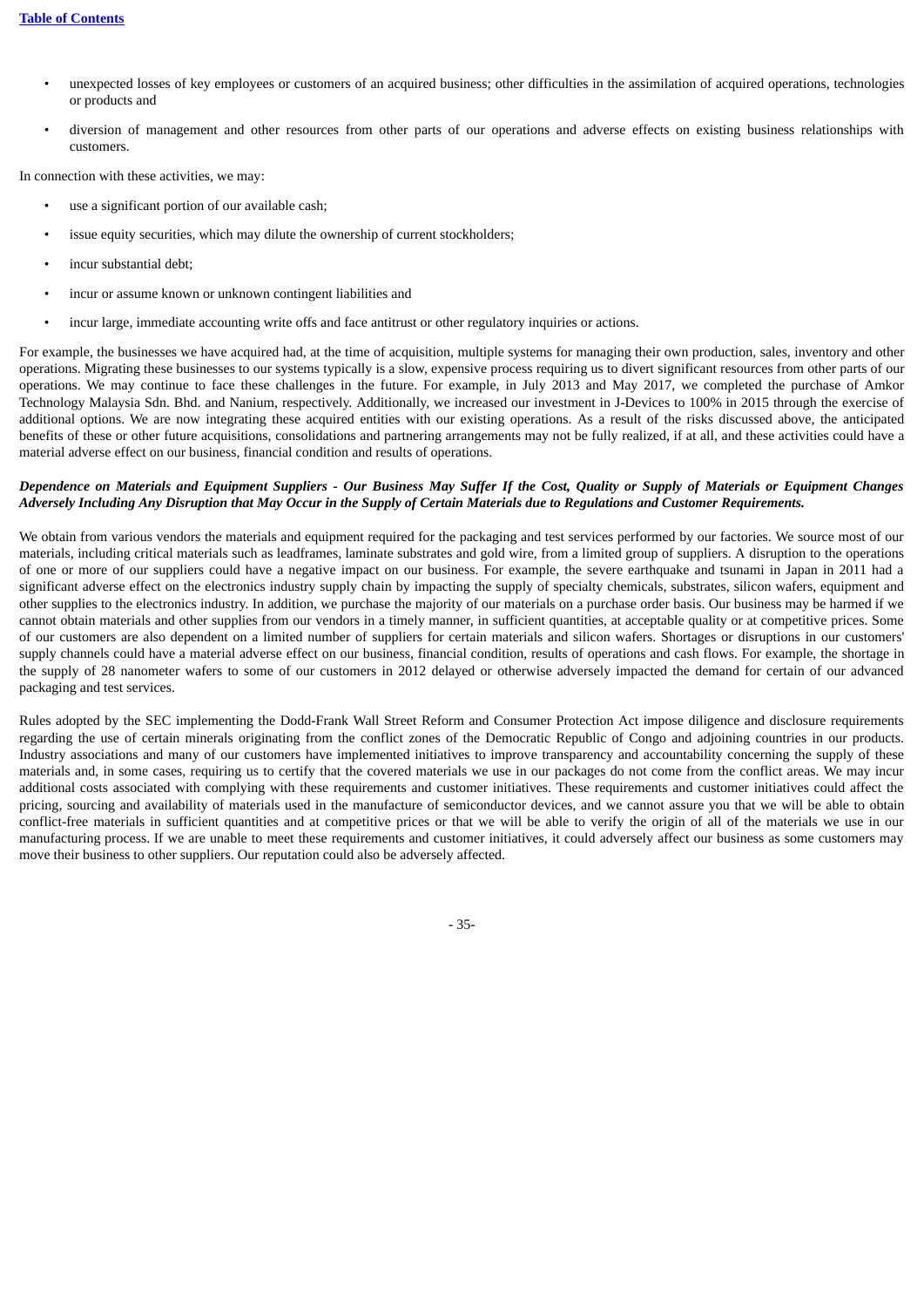- unexpected losses of key employees or customers of an acquired business; other difficulties in the assimilation of acquired operations, technologies or products and
- diversion of management and other resources from other parts of our operations and adverse effects on existing business relationships with customers.

In connection with these activities, we may:

- use a significant portion of our available cash;
- issue equity securities, which may dilute the ownership of current stockholders;
- incur substantial debt;
- incur or assume known or unknown contingent liabilities and
- incur large, immediate accounting write offs and face antitrust or other regulatory inquiries or actions.

For example, the businesses we have acquired had, at the time of acquisition, multiple systems for managing their own production, sales, inventory and other operations. Migrating these businesses to our systems typically is a slow, expensive process requiring us to divert significant resources from other parts of our operations. We may continue to face these challenges in the future. For example, in July 2013 and May 2017, we completed the purchase of Amkor Technology Malaysia Sdn. Bhd. and Nanium, respectively. Additionally, we increased our investment in J-Devices to 100% in 2015 through the exercise of additional options. We are now integrating these acquired entities with our existing operations. As a result of the risks discussed above, the anticipated benefits of these or other future acquisitions, consolidations and partnering arrangements may not be fully realized, if at all, and these activities could have a material adverse effect on our business, financial condition and results of operations.

***Dependence on Materials and Equipment Suppliers - Our Business May Suffer If the Cost, Quality or Supply of Materials or Equipment Changes Adversely Including Any Disruption that May Occur in the Supply of Certain Materials due to Regulations and Customer Requirements.***

We obtain from various vendors the materials and equipment required for the packaging and test services performed by our factories. We source most of our materials, including critical materials such as leadframes, laminate substrates and gold wire, from a limited group of suppliers. A disruption to the operations of one or more of our suppliers could have a negative impact on our business. For example, the severe earthquake and tsunami in Japan in 2011 had a significant adverse effect on the electronics industry supply chain by impacting the supply of specialty chemicals, substrates, silicon wafers, equipment and other supplies to the electronics industry. In addition, we purchase the majority of our materials on a purchase order basis. Our business may be harmed if we cannot obtain materials and other supplies from our vendors in a timely manner, in sufficient quantities, at acceptable quality or at competitive prices. Some of our customers are also dependent on a limited number of suppliers for certain materials and silicon wafers. Shortages or disruptions in our customers' supply channels could have a material adverse effect on our business, financial condition, results of operations and cash flows. For example, the shortage in the supply of 28 nanometer wafers to some of our customers in 2012 delayed or otherwise adversely impacted the demand for certain of our advanced packaging and test services.

Rules adopted by the SEC implementing the Dodd-Frank Wall Street Reform and Consumer Protection Act impose diligence and disclosure requirements regarding the use of certain minerals originating from the conflict zones of the Democratic Republic of Congo and adjoining countries in our products. Industry associations and many of our customers have implemented initiatives to improve transparency and accountability concerning the supply of these materials and, in some cases, requiring us to certify that the covered materials we use in our packages do not come from the conflict areas. We may incur additional costs associated with complying with these requirements and customer initiatives. These requirements and customer initiatives could affect the pricing, sourcing and availability of materials used in the manufacture of semiconductor devices, and we cannot assure you that we will be able to obtain conflict-free materials in sufficient quantities and at competitive prices or that we will be able to verify the origin of all of the materials we use in our manufacturing process. If we are unable to meet these requirements and customer initiatives, it could adversely affect our business as some customers may move their business to other suppliers. Our reputation could also be adversely affected.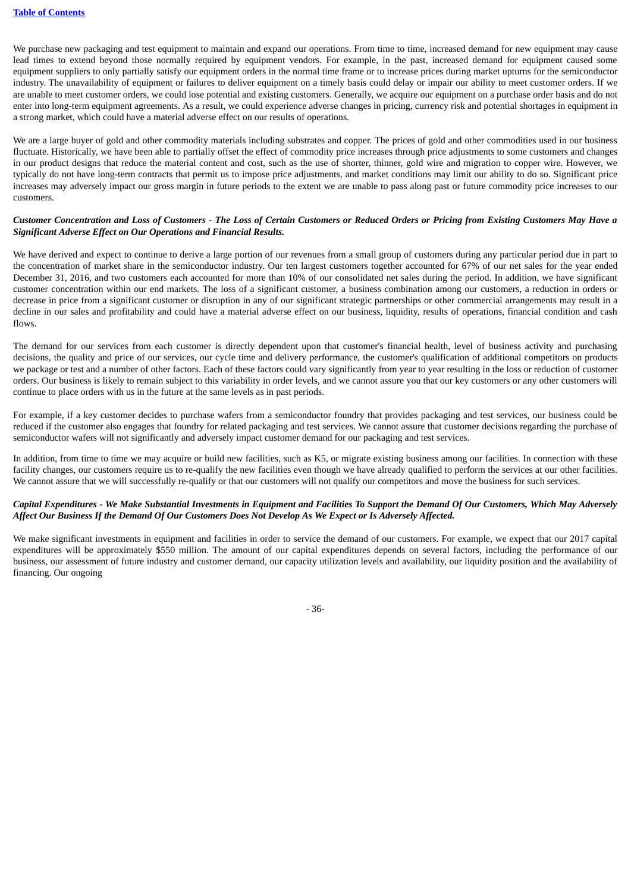We purchase new packaging and test equipment to maintain and expand our operations. From time to time, increased demand for new equipment may cause lead times to extend beyond those normally required by equipment vendors. For example, in the past, increased demand for equipment caused some equipment suppliers to only partially satisfy our equipment orders in the normal time frame or to increase prices during market upturns for the semiconductor industry. The unavailability of equipment or failures to deliver equipment on a timely basis could delay or impair our ability to meet customer orders. If we are unable to meet customer orders, we could lose potential and existing customers. Generally, we acquire our equipment on a purchase order basis and do not enter into long-term equipment agreements. As a result, we could experience adverse changes in pricing, currency risk and potential shortages in equipment in a strong market, which could have a material adverse effect on our results of operations.

We are a large buyer of gold and other commodity materials including substrates and copper. The prices of gold and other commodities used in our business fluctuate. Historically, we have been able to partially offset the effect of commodity price increases through price adjustments to some customers and changes in our product designs that reduce the material content and cost, such as the use of shorter, thinner, gold wire and migration to copper wire. However, we typically do not have long-term contracts that permit us to impose price adjustments, and market conditions may limit our ability to do so. Significant price increases may adversely impact our gross margin in future periods to the extent we are unable to pass along past or future commodity price increases to our customers.

***Customer Concentration and Loss of Customers - The Loss of Certain Customers or Reduced Orders or Pricing from Existing Customers May Have a Significant Adverse Effect on Our Operations and Financial Results.***

We have derived and expect to continue to derive a large portion of our revenues from a small group of customers during any particular period due in part to the concentration of market share in the semiconductor industry. Our ten largest customers together accounted for 67% of our net sales for the year ended December 31, 2016, and two customers each accounted for more than 10% of our consolidated net sales during the period. In addition, we have significant customer concentration within our end markets. The loss of a significant customer, a business combination among our customers, a reduction in orders or decrease in price from a significant customer or disruption in any of our significant strategic partnerships or other commercial arrangements may result in a decline in our sales and profitability and could have a material adverse effect on our business, liquidity, results of operations, financial condition and cash flows.

The demand for our services from each customer is directly dependent upon that customer's financial health, level of business activity and purchasing decisions, the quality and price of our services, our cycle time and delivery performance, the customer's qualification of additional competitors on products we package or test and a number of other factors. Each of these factors could vary significantly from year to year resulting in the loss or reduction of customer orders. Our business is likely to remain subject to this variability in order levels, and we cannot assure you that our key customers or any other customers will continue to place orders with us in the future at the same levels as in past periods.

For example, if a key customer decides to purchase wafers from a semiconductor foundry that provides packaging and test services, our business could be reduced if the customer also engages that foundry for related packaging and test services. We cannot assure that customer decisions regarding the purchase of semiconductor wafers will not significantly and adversely impact customer demand for our packaging and test services.

In addition, from time to time we may acquire or build new facilities, such as K5, or migrate existing business among our facilities. In connection with these facility changes, our customers require us to re-qualify the new facilities even though we have already qualified to perform the services at our other facilities. We cannot assure that we will successfully re-qualify or that our customers will not qualify our competitors and move the business for such services.

***Capital Expenditures - We Make Substantial Investments in Equipment and Facilities To Support the Demand Of Our Customers, Which May Adversely Affect Our Business If the Demand Of Our Customers Does Not Develop As We Expect or Is Adversely Affected.***

We make significant investments in equipment and facilities in order to service the demand of our customers. For example, we expect that our 2017 capital expenditures will be approximately $550 million. The amount of our capital expenditures depends on several factors, including the performance of our business, our assessment of future industry and customer demand, our capacity utilization levels and availability, our liquidity position and the availability of financing. Our ongoing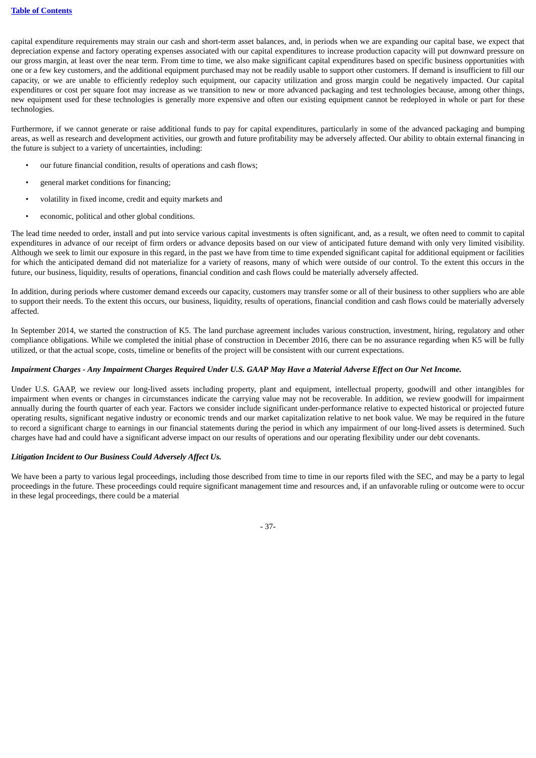capital expenditure requirements may strain our cash and short-term asset balances, and, in periods when we are expanding our capital base, we expect that depreciation expense and factory operating expenses associated with our capital expenditures to increase production capacity will put downward pressure on our gross margin, at least over the near term. From time to time, we also make significant capital expenditures based on specific business opportunities with one or a few key customers, and the additional equipment purchased may not be readily usable to support other customers. If demand is insufficient to fill our capacity, or we are unable to efficiently redeploy such equipment, our capacity utilization and gross margin could be negatively impacted. Our capital expenditures or cost per square foot may increase as we transition to new or more advanced packaging and test technologies because, among other things, new equipment used for these technologies is generally more expensive and often our existing equipment cannot be redeployed in whole or part for these technologies.

Furthermore, if we cannot generate or raise additional funds to pay for capital expenditures, particularly in some of the advanced packaging and bumping areas, as well as research and development activities, our growth and future profitability may be adversely affected. Our ability to obtain external financing in the future is subject to a variety of uncertainties, including:

- our future financial condition, results of operations and cash flows;
- general market conditions for financing;
- volatility in fixed income, credit and equity markets and
- economic, political and other global conditions.

The lead time needed to order, install and put into service various capital investments is often significant, and, as a result, we often need to commit to capital expenditures in advance of our receipt of firm orders or advance deposits based on our view of anticipated future demand with only very limited visibility. Although we seek to limit our exposure in this regard, in the past we have from time to time expended significant capital for additional equipment or facilities for which the anticipated demand did not materialize for a variety of reasons, many of which were outside of our control. To the extent this occurs in the future, our business, liquidity, results of operations, financial condition and cash flows could be materially adversely affected.

In addition, during periods where customer demand exceeds our capacity, customers may transfer some or all of their business to other suppliers who are able to support their needs. To the extent this occurs, our business, liquidity, results of operations, financial condition and cash flows could be materially adversely affected.

In September 2014, we started the construction of K5. The land purchase agreement includes various construction, investment, hiring, regulatory and other compliance obligations. While we completed the initial phase of construction in December 2016, there can be no assurance regarding when K5 will be fully utilized, or that the actual scope, costs, timeline or benefits of the project will be consistent with our current expectations.

***Impairment Charges - Any Impairment Charges Required Under U.S. GAAP May Have a Material Adverse Effect on Our Net Income.***

Under U.S. GAAP, we review our long-lived assets including property, plant and equipment, intellectual property, goodwill and other intangibles for impairment when events or changes in circumstances indicate the carrying value may not be recoverable. In addition, we review goodwill for impairment annually during the fourth quarter of each year. Factors we consider include significant under-performance relative to expected historical or projected future operating results, significant negative industry or economic trends and our market capitalization relative to net book value. We may be required in the future to record a significant charge to earnings in our financial statements during the period in which any impairment of our long-lived assets is determined. Such charges have had and could have a significant adverse impact on our results of operations and our operating flexibility under our debt covenants.

***Litigation Incident to Our Business Could Adversely Affect Us.***

We have been a party to various legal proceedings, including those described from time to time in our reports filed with the SEC, and may be a party to legal proceedings in the future. These proceedings could require significant management time and resources and, if an unfavorable ruling or outcome were to occur in these legal proceedings, there could be a material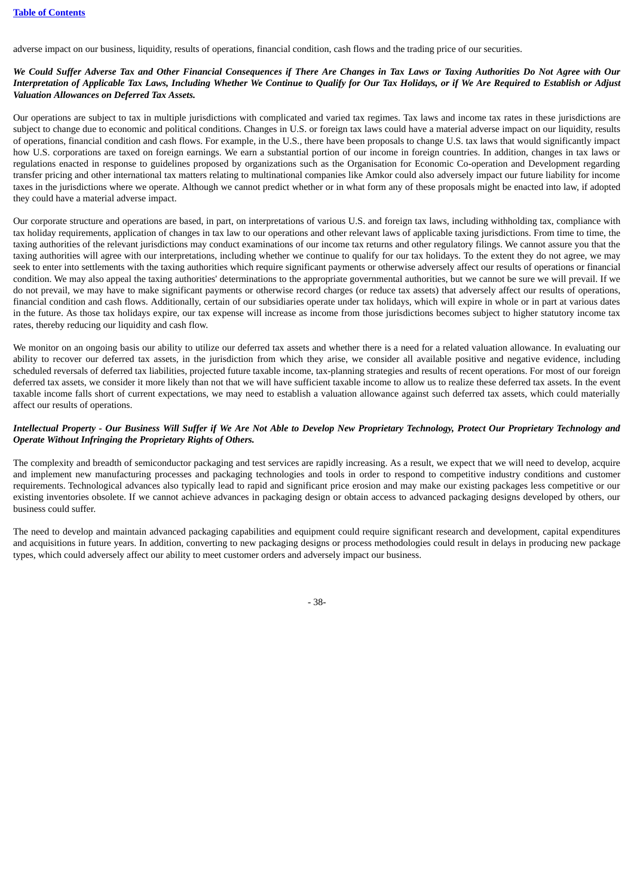adverse impact on our business, liquidity, results of operations, financial condition, cash flows and the trading price of our securities.

***We Could Suffer Adverse Tax and Other Financial Consequences if There Are Changes in Tax Laws or Taxing Authorities Do Not Agree with Our Interpretation of Applicable Tax Laws, Including Whether We Continue to Qualify for Our Tax Holidays, or if We Are Required to Establish or Adjust Valuation Allowances on Deferred Tax Assets.***

Our operations are subject to tax in multiple jurisdictions with complicated and varied tax regimes. Tax laws and income tax rates in these jurisdictions are subject to change due to economic and political conditions. Changes in U.S. or foreign tax laws could have a material adverse impact on our liquidity, results of operations, financial condition and cash flows. For example, in the U.S., there have been proposals to change U.S. tax laws that would significantly impact how U.S. corporations are taxed on foreign earnings. We earn a substantial portion of our income in foreign countries. In addition, changes in tax laws or regulations enacted in response to guidelines proposed by organizations such as the Organisation for Economic Co-operation and Development regarding transfer pricing and other international tax matters relating to multinational companies like Amkor could also adversely impact our future liability for income taxes in the jurisdictions where we operate. Although we cannot predict whether or in what form any of these proposals might be enacted into law, if adopted they could have a material adverse impact.

Our corporate structure and operations are based, in part, on interpretations of various U.S. and foreign tax laws, including withholding tax, compliance with tax holiday requirements, application of changes in tax law to our operations and other relevant laws of applicable taxing jurisdictions. From time to time, the taxing authorities of the relevant jurisdictions may conduct examinations of our income tax returns and other regulatory filings. We cannot assure you that the taxing authorities will agree with our interpretations, including whether we continue to qualify for our tax holidays. To the extent they do not agree, we may seek to enter into settlements with the taxing authorities which require significant payments or otherwise adversely affect our results of operations or financial condition. We may also appeal the taxing authorities' determinations to the appropriate governmental authorities, but we cannot be sure we will prevail. If we do not prevail, we may have to make significant payments or otherwise record charges (or reduce tax assets) that adversely affect our results of operations, financial condition and cash flows. Additionally, certain of our subsidiaries operate under tax holidays, which will expire in whole or in part at various dates in the future. As those tax holidays expire, our tax expense will increase as income from those jurisdictions becomes subject to higher statutory income tax rates, thereby reducing our liquidity and cash flow.

We monitor on an ongoing basis our ability to utilize our deferred tax assets and whether there is a need for a related valuation allowance. In evaluating our ability to recover our deferred tax assets, in the jurisdiction from which they arise, we consider all available positive and negative evidence, including scheduled reversals of deferred tax liabilities, projected future taxable income, tax-planning strategies and results of recent operations. For most of our foreign deferred tax assets, we consider it more likely than not that we will have sufficient taxable income to allow us to realize these deferred tax assets. In the event taxable income falls short of current expectations, we may need to establish a valuation allowance against such deferred tax assets, which could materially affect our results of operations.

***Intellectual Property - Our Business Will Suffer if We Are Not Able to Develop New Proprietary Technology, Protect Our Proprietary Technology and Operate Without Infringing the Proprietary Rights of Others.***

The complexity and breadth of semiconductor packaging and test services are rapidly increasing. As a result, we expect that we will need to develop, acquire and implement new manufacturing processes and packaging technologies and tools in order to respond to competitive industry conditions and customer requirements. Technological advances also typically lead to rapid and significant price erosion and may make our existing packages less competitive or our existing inventories obsolete. If we cannot achieve advances in packaging design or obtain access to advanced packaging designs developed by others, our business could suffer.

The need to develop and maintain advanced packaging capabilities and equipment could require significant research and development, capital expenditures and acquisitions in future years. In addition, converting to new packaging designs or process methodologies could result in delays in producing new package types, which could adversely affect our ability to meet customer orders and adversely impact our business.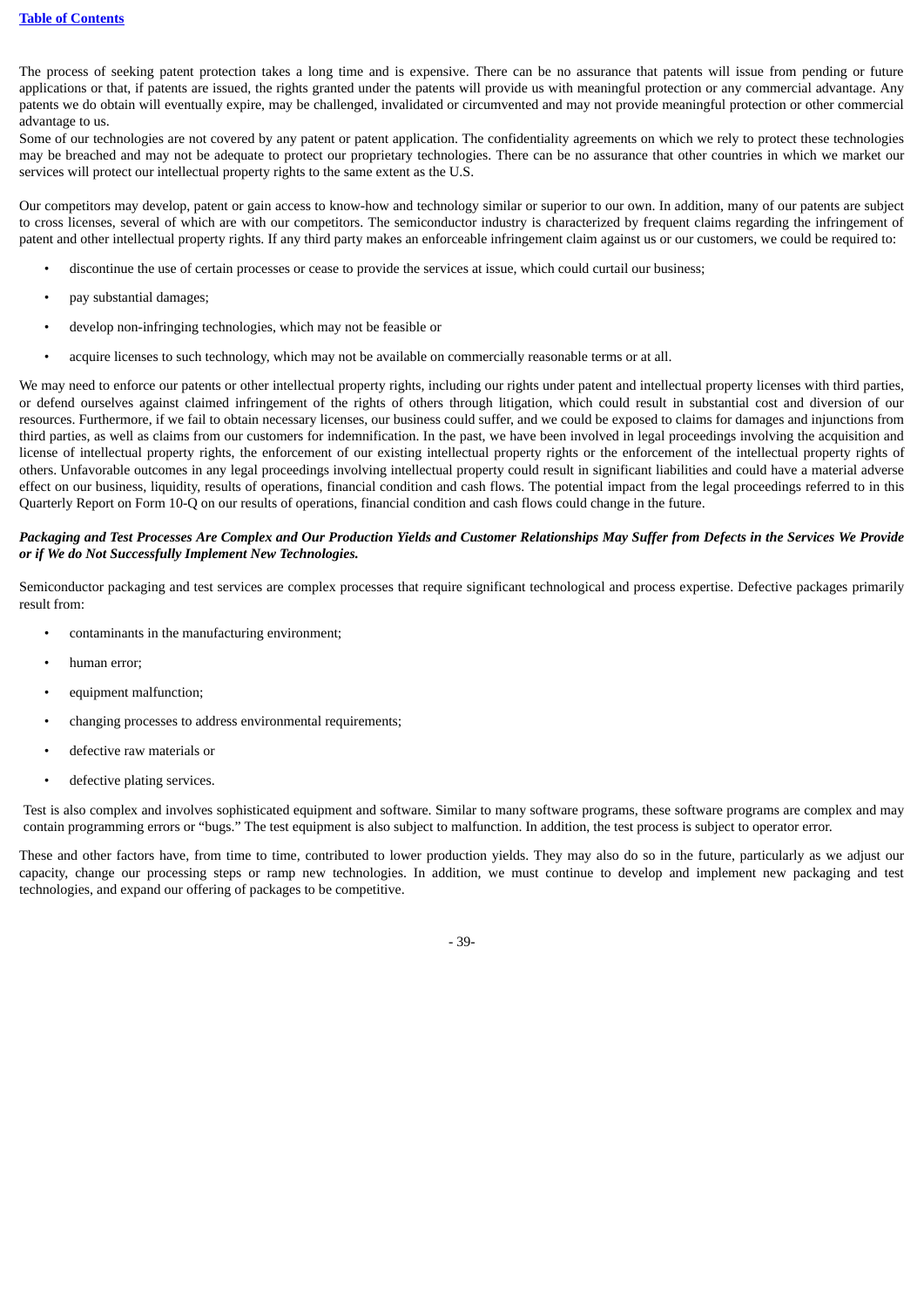The process of seeking patent protection takes a long time and is expensive. There can be no assurance that patents will issue from pending or future applications or that, if patents are issued, the rights granted under the patents will provide us with meaningful protection or any commercial advantage. Any patents we do obtain will eventually expire, may be challenged, invalidated or circumvented and may not provide meaningful protection or other commercial advantage to us.

Some of our technologies are not covered by any patent or patent application. The confidentiality agreements on which we rely to protect these technologies may be breached and may not be adequate to protect our proprietary technologies. There can be no assurance that other countries in which we market our services will protect our intellectual property rights to the same extent as the U.S.

Our competitors may develop, patent or gain access to know-how and technology similar or superior to our own. In addition, many of our patents are subject to cross licenses, several of which are with our competitors. The semiconductor industry is characterized by frequent claims regarding the infringement of patent and other intellectual property rights. If any third party makes an enforceable infringement claim against us or our customers, we could be required to:

- discontinue the use of certain processes or cease to provide the services at issue, which could curtail our business;
- pay substantial damages;
- develop non-infringing technologies, which may not be feasible or
- acquire licenses to such technology, which may not be available on commercially reasonable terms or at all.

We may need to enforce our patents or other intellectual property rights, including our rights under patent and intellectual property licenses with third parties, or defend ourselves against claimed infringement of the rights of others through litigation, which could result in substantial cost and diversion of our resources. Furthermore, if we fail to obtain necessary licenses, our business could suffer, and we could be exposed to claims for damages and injunctions from third parties, as well as claims from our customers for indemnification. In the past, we have been involved in legal proceedings involving the acquisition and license of intellectual property rights, the enforcement of our existing intellectual property rights or the enforcement of the intellectual property rights of others. Unfavorable outcomes in any legal proceedings involving intellectual property could result in significant liabilities and could have a material adverse effect on our business, liquidity, results of operations, financial condition and cash flows. The potential impact from the legal proceedings referred to in this Quarterly Report on Form 10-Q on our results of operations, financial condition and cash flows could change in the future.

***Packaging and Test Processes Are Complex and Our Production Yields and Customer Relationships May Suffer from Defects in the Services We Provide or if We do Not Successfully Implement New Technologies.***

Semiconductor packaging and test services are complex processes that require significant technological and process expertise. Defective packages primarily result from:

- contaminants in the manufacturing environment;
- human error;
- equipment malfunction;
- changing processes to address environmental requirements;
- defective raw materials or
- defective plating services.

Test is also complex and involves sophisticated equipment and software. Similar to many software programs, these software programs are complex and may contain programming errors or "bugs." The test equipment is also subject to malfunction. In addition, the test process is subject to operator error.

These and other factors have, from time to time, contributed to lower production yields. They may also do so in the future, particularly as we adjust our capacity, change our processing steps or ramp new technologies. In addition, we must continue to develop and implement new packaging and test technologies, and expand our offering of packages to be competitive.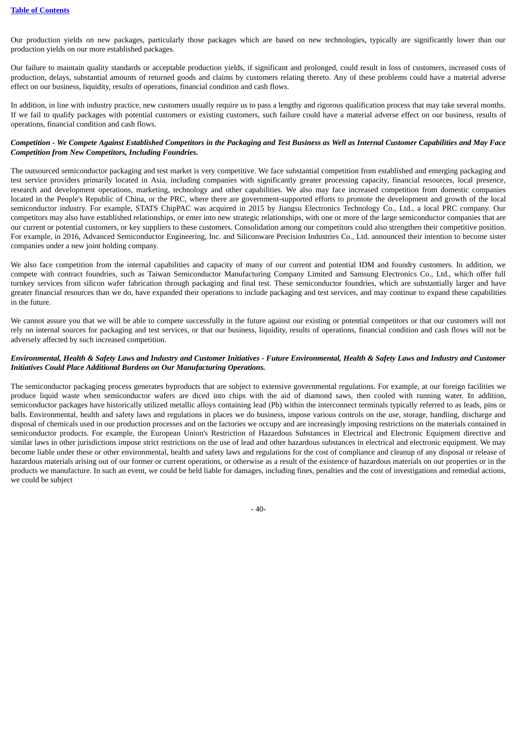Our production yields on new packages, particularly those packages which are based on new technologies, typically are significantly lower than our production yields on our more established packages.

Our failure to maintain quality standards or acceptable production yields, if significant and prolonged, could result in loss of customers, increased costs of production, delays, substantial amounts of returned goods and claims by customers relating thereto. Any of these problems could have a material adverse effect on our business, liquidity, results of operations, financial condition and cash flows.

In addition, in line with industry practice, new customers usually require us to pass a lengthy and rigorous qualification process that may take several months. If we fail to qualify packages with potential customers or existing customers, such failure could have a material adverse effect on our business, results of operations, financial condition and cash flows.

***Competition - We Compete Against Established Competitors in the Packaging and Test Business as Well as Internal Customer Capabilities and May Face Competition from New Competitors, Including Foundries.***

The outsourced semiconductor packaging and test market is very competitive. We face substantial competition from established and emerging packaging and test service providers primarily located in Asia, including companies with significantly greater processing capacity, financial resources, local presence, research and development operations, marketing, technology and other capabilities. We also may face increased competition from domestic companies located in the People's Republic of China, or the PRC, where there are government-supported efforts to promote the development and growth of the local semiconductor industry. For example, STATS ChipPAC was acquired in 2015 by Jiangsu Electronics Technology Co., Ltd., a local PRC company. Our competitors may also have established relationships, or enter into new strategic relationships, with one or more of the large semiconductor companies that are our current or potential customers, or key suppliers to these customers. Consolidation among our competitors could also strengthen their competitive position. For example, in 2016, Advanced Semiconductor Engineering, Inc. and Siliconware Precision Industries Co., Ltd. announced their intention to become sister companies under a new joint holding company.

We also face competition from the internal capabilities and capacity of many of our current and potential IDM and foundry customers. In addition, we compete with contract foundries, such as Taiwan Semiconductor Manufacturing Company Limited and Samsung Electronics Co., Ltd., which offer full turnkey services from silicon wafer fabrication through packaging and final test. These semiconductor foundries, which are substantially larger and have greater financial resources than we do, have expanded their operations to include packaging and test services, and may continue to expand these capabilities in the future.

We cannot assure you that we will be able to compete successfully in the future against our existing or potential competitors or that our customers will not rely on internal sources for packaging and test services, or that our business, liquidity, results of operations, financial condition and cash flows will not be adversely affected by such increased competition.

***Environmental, Health & Safety Laws and Industry and Customer Initiatives - Future Environmental, Health & Safety Laws and Industry and Customer Initiatives Could Place Additional Burdens on Our Manufacturing Operations.***

The semiconductor packaging process generates byproducts that are subject to extensive governmental regulations. For example, at our foreign facilities we produce liquid waste when semiconductor wafers are diced into chips with the aid of diamond saws, then cooled with running water. In addition, semiconductor packages have historically utilized metallic alloys containing lead (Pb) within the interconnect terminals typically referred to as leads, pins or balls. Environmental, health and safety laws and regulations in places we do business, impose various controls on the use, storage, handling, discharge and disposal of chemicals used in our production processes and on the factories we occupy and are increasingly imposing restrictions on the materials contained in semiconductor products. For example, the European Union's Restriction of Hazardous Substances in Electrical and Electronic Equipment directive and similar laws in other jurisdictions impose strict restrictions on the use of lead and other hazardous substances in electrical and electronic equipment. We may become liable under these or other environmental, health and safety laws and regulations for the cost of compliance and cleanup of any disposal or release of hazardous materials arising out of our former or current operations, or otherwise as a result of the existence of hazardous materials on our properties or in the products we manufacture. In such an event, we could be held liable for damages, including fines, penalties and the cost of investigations and remedial actions, we could be subject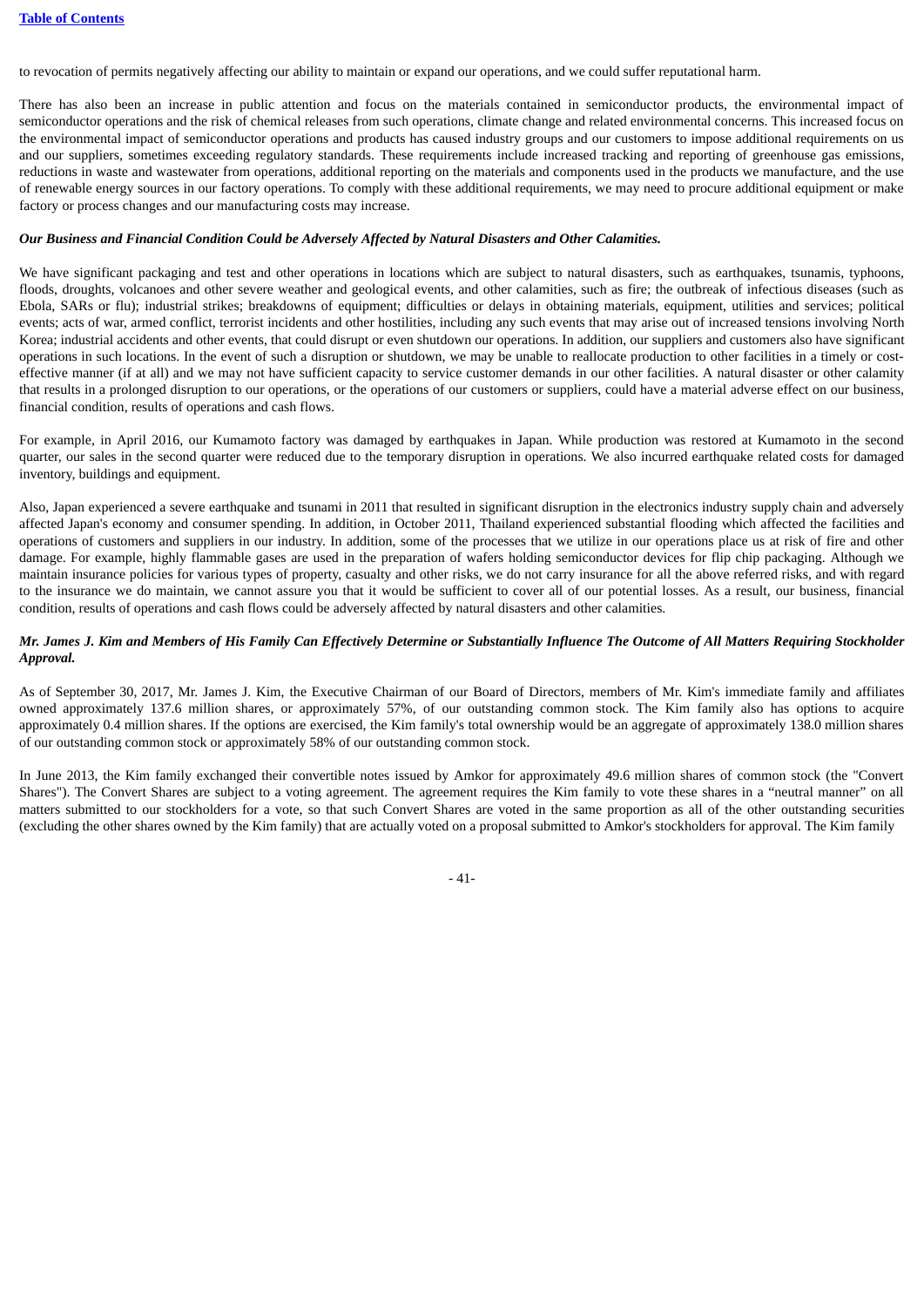to revocation of permits negatively affecting our ability to maintain or expand our operations, and we could suffer reputational harm.

There has also been an increase in public attention and focus on the materials contained in semiconductor products, the environmental impact of semiconductor operations and the risk of chemical releases from such operations, climate change and related environmental concerns. This increased focus on the environmental impact of semiconductor operations and products has caused industry groups and our customers to impose additional requirements on us and our suppliers, sometimes exceeding regulatory standards. These requirements include increased tracking and reporting of greenhouse gas emissions, reductions in waste and wastewater from operations, additional reporting on the materials and components used in the products we manufacture, and the use of renewable energy sources in our factory operations. To comply with these additional requirements, we may need to procure additional equipment or make factory or process changes and our manufacturing costs may increase.

***Our Business and Financial Condition Could be Adversely Affected by Natural Disasters and Other Calamities.***

We have significant packaging and test and other operations in locations which are subject to natural disasters, such as earthquakes, tsunamis, typhoons, floods, droughts, volcanoes and other severe weather and geological events, and other calamities, such as fire; the outbreak of infectious diseases (such as Ebola, SARs or flu); industrial strikes; breakdowns of equipment; difficulties or delays in obtaining materials, equipment, utilities and services; political events; acts of war, armed conflict, terrorist incidents and other hostilities, including any such events that may arise out of increased tensions involving North Korea; industrial accidents and other events, that could disrupt or even shutdown our operations. In addition, our suppliers and customers also have significant operations in such locations. In the event of such a disruption or shutdown, we may be unable to reallocate production to other facilities in a timely or cost-effective manner (if at all) and we may not have sufficient capacity to service customer demands in our other facilities. A natural disaster or other calamity that results in a prolonged disruption to our operations, or the operations of our customers or suppliers, could have a material adverse effect on our business, financial condition, results of operations and cash flows.

For example, in April 2016, our Kumamoto factory was damaged by earthquakes in Japan. While production was restored at Kumamoto in the second quarter, our sales in the second quarter were reduced due to the temporary disruption in operations. We also incurred earthquake related costs for damaged inventory, buildings and equipment.

Also, Japan experienced a severe earthquake and tsunami in 2011 that resulted in significant disruption in the electronics industry supply chain and adversely affected Japan's economy and consumer spending. In addition, in October 2011, Thailand experienced substantial flooding which affected the facilities and operations of customers and suppliers in our industry. In addition, some of the processes that we utilize in our operations place us at risk of fire and other damage. For example, highly flammable gases are used in the preparation of wafers holding semiconductor devices for flip chip packaging. Although we maintain insurance policies for various types of property, casualty and other risks, we do not carry insurance for all the above referred risks, and with regard to the insurance we do maintain, we cannot assure you that it would be sufficient to cover all of our potential losses. As a result, our business, financial condition, results of operations and cash flows could be adversely affected by natural disasters and other calamities.

***Mr. James J. Kim and Members of His Family Can Effectively Determine or Substantially Influence The Outcome of All Matters Requiring Stockholder Approval.***

As of September 30, 2017, Mr. James J. Kim, the Executive Chairman of our Board of Directors, members of Mr. Kim's immediate family and affiliates owned approximately 137.6 million shares, or approximately 57%, of our outstanding common stock. The Kim family also has options to acquire approximately 0.4 million shares. If the options are exercised, the Kim family's total ownership would be an aggregate of approximately 138.0 million shares of our outstanding common stock or approximately 58% of our outstanding common stock.

In June 2013, the Kim family exchanged their convertible notes issued by Amkor for approximately 49.6 million shares of common stock (the "Convert Shares"). The Convert Shares are subject to a voting agreement. The agreement requires the Kim family to vote these shares in a "neutral manner" on all matters submitted to our stockholders for a vote, so that such Convert Shares are voted in the same proportion as all of the other outstanding securities (excluding the other shares owned by the Kim family) that are actually voted on a proposal submitted to Amkor's stockholders for approval. The Kim family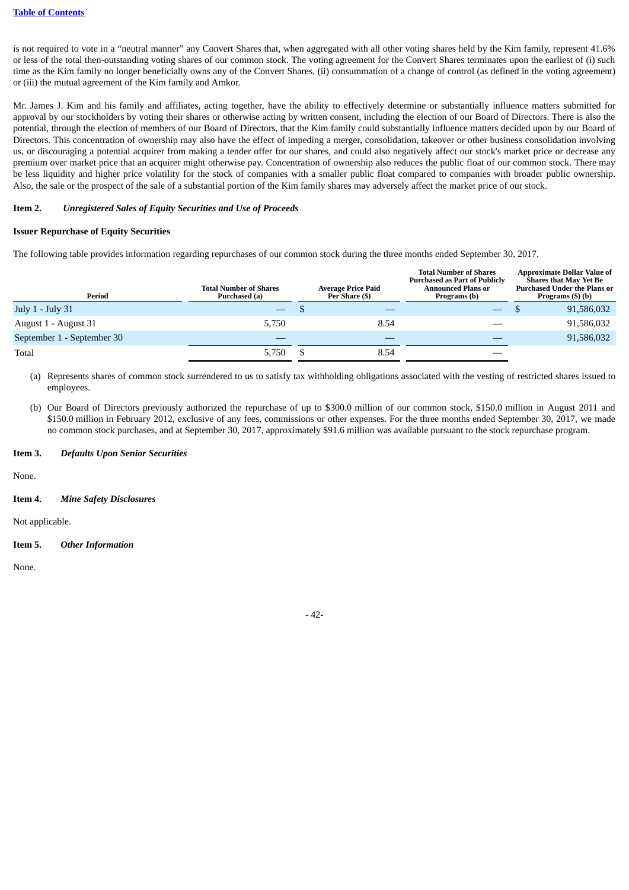is not required to vote in a "neutral manner" any Convert Shares that, when aggregated with all other voting shares held by the Kim family, represent 41.6% or less of the total then-outstanding voting shares of our common stock. The voting agreement for the Convert Shares terminates upon the earliest of (i) such time as the Kim family no longer beneficially owns any of the Convert Shares, (ii) consummation of a change of control (as defined in the voting agreement) or (iii) the mutual agreement of the Kim family and Amkor.

Mr. James J. Kim and his family and affiliates, acting together, have the ability to effectively determine or substantially influence matters submitted for approval by our stockholders by voting their shares or otherwise acting by written consent, including the election of our Board of Directors. There is also the potential, through the election of members of our Board of Directors, that the Kim family could substantially influence matters decided upon by our Board of Directors. This concentration of ownership may also have the effect of impeding a merger, consolidation, takeover or other business consolidation involving us, or discouraging a potential acquirer from making a tender offer for our shares, and could also negatively affect our stock's market price or decrease any premium over market price that an acquirer might otherwise pay. Concentration of ownership also reduces the public float of our common stock. There may be less liquidity and higher price volatility for the stock of companies with a smaller public float compared to companies with broader public ownership. Also, the sale or the prospect of the sale of a substantial portion of the Kim family shares may adversely affect the market price of our stock.

## Item 2. *Unregistered Sales of Equity Securities and Use of Proceeds*

### Issuer Repurchase of Equity Securities

The following table provides information regarding repurchases of our common stock during the three months ended September 30, 2017.

| Period | Total Number of Shares Purchased (a) | Average Price Paid Per Share ($) | Total Number of Shares Purchased as Part of Publicly Announced Plans or Programs (b) | Approximate Dollar Value of Shares that May Yet Be Purchased Under the Plans or Programs ($) (b) |
|---|---|---|---|---|
| July 1 - July 31 | — | $ — | — | $ 91,586,032 |
| August 1 - August 31 | 5,750 | 8.54 | — | 91,586,032 |
| September 1 - September 30 | — | — | — | 91,586,032 |
| Total | 5,750 | $ 8.54 | — | |

(a) Represents shares of common stock surrendered to us to satisfy tax withholding obligations associated with the vesting of restricted shares issued to employees.

(b) Our Board of Directors previously authorized the repurchase of up to $300.0 million of our common stock, $150.0 million in August 2011 and $150.0 million in February 2012, exclusive of any fees, commissions or other expenses. For the three months ended September 30, 2017, we made no common stock purchases, and at September 30, 2017, approximately $91.6 million was available pursuant to the stock repurchase program.

## Item 3. *Defaults Upon Senior Securities*

None.

## Item 4. *Mine Safety Disclosures*

Not applicable.

## Item 5. *Other Information*

None.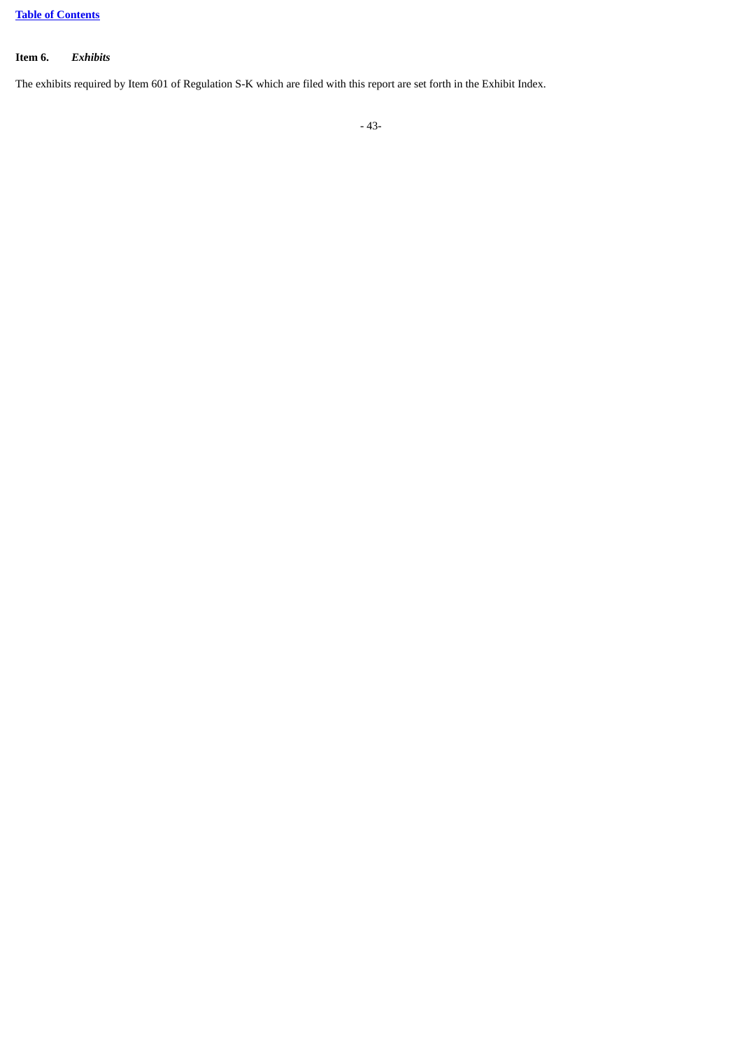**Item 6.** ***Exhibits***

The exhibits required by Item 601 of Regulation S-K which are filed with this report are set forth in the Exhibit Index.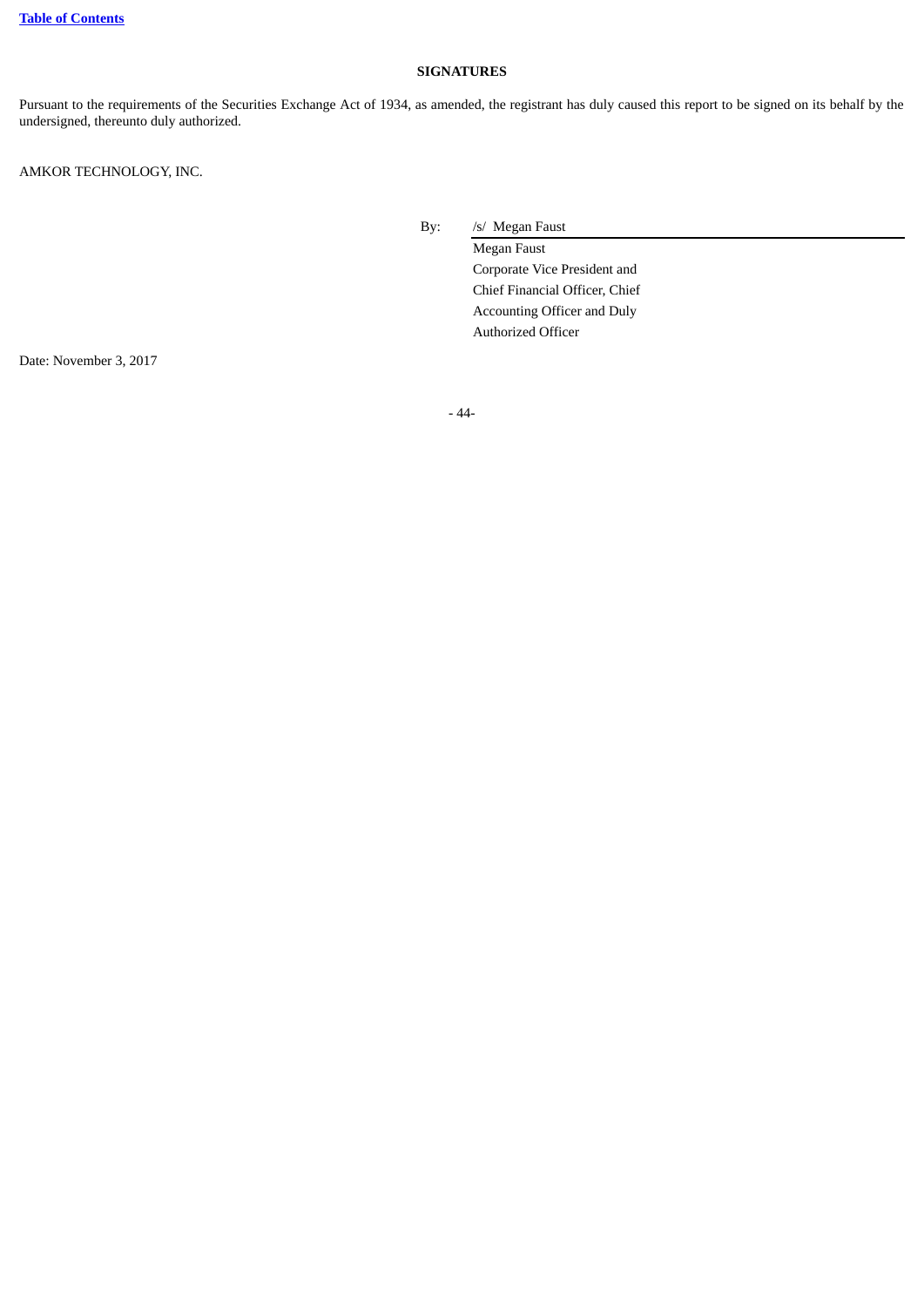**SIGNATURES**

Pursuant to the requirements of the Securities Exchange Act of 1934, as amended, the registrant has duly caused this report to be signed on its behalf by the undersigned, thereunto duly authorized.

AMKOR TECHNOLOGY, INC.

By: /s/ Megan Faust

Megan Faust
Corporate Vice President and
Chief Financial Officer, Chief
Accounting Officer and Duly
Authorized Officer

Date: November 3, 2017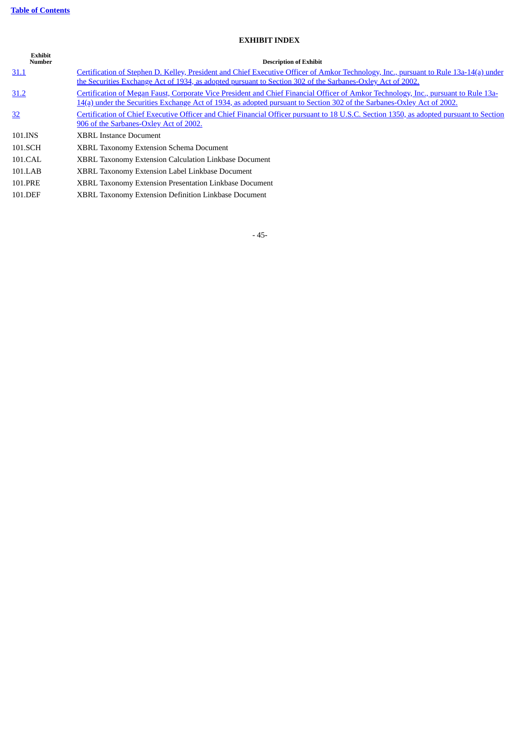## EXHIBIT INDEX

| Exhibit Number | Description of Exhibit |
|---|---|
| 31.1 | Certification of Stephen D. Kelley, President and Chief Executive Officer of Amkor Technology, Inc., pursuant to Rule 13a-14(a) under the Securities Exchange Act of 1934, as adopted pursuant to Section 302 of the Sarbanes-Oxley Act of 2002. |
| 31.2 | Certification of Megan Faust, Corporate Vice President and Chief Financial Officer of Amkor Technology, Inc., pursuant to Rule 13a-14(a) under the Securities Exchange Act of 1934, as adopted pursuant to Section 302 of the Sarbanes-Oxley Act of 2002. |
| 32 | Certification of Chief Executive Officer and Chief Financial Officer pursuant to 18 U.S.C. Section 1350, as adopted pursuant to Section 906 of the Sarbanes-Oxley Act of 2002. |
| 101.INS | XBRL Instance Document |
| 101.SCH | XBRL Taxonomy Extension Schema Document |
| 101.CAL | XBRL Taxonomy Extension Calculation Linkbase Document |
| 101.LAB | XBRL Taxonomy Extension Label Linkbase Document |
| 101.PRE | XBRL Taxonomy Extension Presentation Linkbase Document |
| 101.DEF | XBRL Taxonomy Extension Definition Linkbase Document |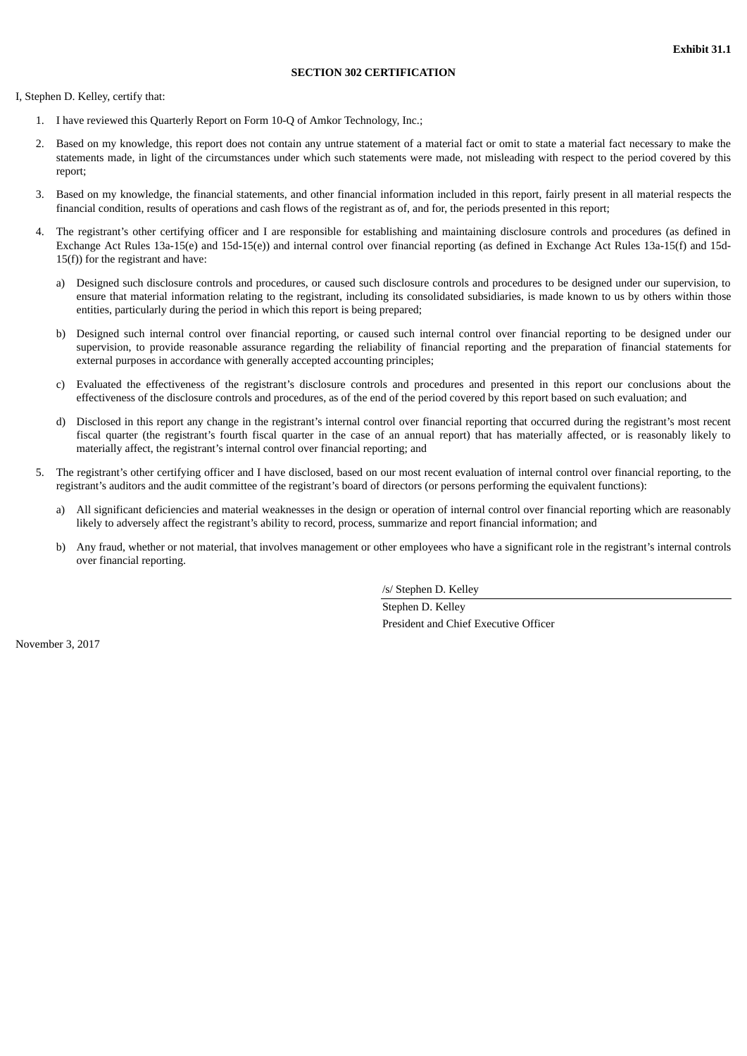**Exhibit 31.1**

**SECTION 302 CERTIFICATION**

I, Stephen D. Kelley, certify that:

1. I have reviewed this Quarterly Report on Form 10-Q of Amkor Technology, Inc.;

2. Based on my knowledge, this report does not contain any untrue statement of a material fact or omit to state a material fact necessary to make the statements made, in light of the circumstances under which such statements were made, not misleading with respect to the period covered by this report;

3. Based on my knowledge, the financial statements, and other financial information included in this report, fairly present in all material respects the financial condition, results of operations and cash flows of the registrant as of, and for, the periods presented in this report;

4. The registrant's other certifying officer and I are responsible for establishing and maintaining disclosure controls and procedures (as defined in Exchange Act Rules 13a-15(e) and 15d-15(e)) and internal control over financial reporting (as defined in Exchange Act Rules 13a-15(f) and 15d-15(f)) for the registrant and have:

   a) Designed such disclosure controls and procedures, or caused such disclosure controls and procedures to be designed under our supervision, to ensure that material information relating to the registrant, including its consolidated subsidiaries, is made known to us by others within those entities, particularly during the period in which this report is being prepared;

   b) Designed such internal control over financial reporting, or caused such internal control over financial reporting to be designed under our supervision, to provide reasonable assurance regarding the reliability of financial reporting and the preparation of financial statements for external purposes in accordance with generally accepted accounting principles;

   c) Evaluated the effectiveness of the registrant's disclosure controls and procedures and presented in this report our conclusions about the effectiveness of the disclosure controls and procedures, as of the end of the period covered by this report based on such evaluation; and

   d) Disclosed in this report any change in the registrant's internal control over financial reporting that occurred during the registrant's most recent fiscal quarter (the registrant's fourth fiscal quarter in the case of an annual report) that has materially affected, or is reasonably likely to materially affect, the registrant's internal control over financial reporting; and

5. The registrant's other certifying officer and I have disclosed, based on our most recent evaluation of internal control over financial reporting, to the registrant's auditors and the audit committee of the registrant's board of directors (or persons performing the equivalent functions):

   a) All significant deficiencies and material weaknesses in the design or operation of internal control over financial reporting which are reasonably likely to adversely affect the registrant's ability to record, process, summarize and report financial information; and

   b) Any fraud, whether or not material, that involves management or other employees who have a significant role in the registrant's internal controls over financial reporting.

/s/ Stephen D. Kelley

Stephen D. Kelley

President and Chief Executive Officer

November 3, 2017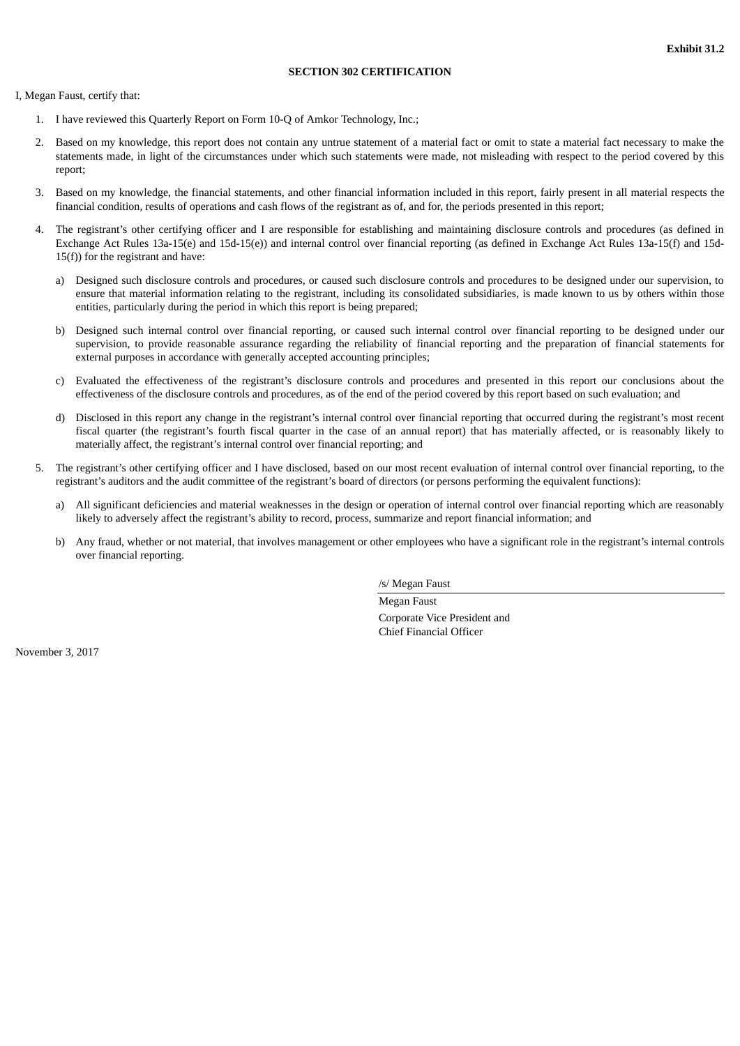**Exhibit 31.2**

**SECTION 302 CERTIFICATION**

I, Megan Faust, certify that:

1. I have reviewed this Quarterly Report on Form 10-Q of Amkor Technology, Inc.;

2. Based on my knowledge, this report does not contain any untrue statement of a material fact or omit to state a material fact necessary to make the statements made, in light of the circumstances under which such statements were made, not misleading with respect to the period covered by this report;

3. Based on my knowledge, the financial statements, and other financial information included in this report, fairly present in all material respects the financial condition, results of operations and cash flows of the registrant as of, and for, the periods presented in this report;

4. The registrant's other certifying officer and I are responsible for establishing and maintaining disclosure controls and procedures (as defined in Exchange Act Rules 13a-15(e) and 15d-15(e)) and internal control over financial reporting (as defined in Exchange Act Rules 13a-15(f) and 15d-15(f)) for the registrant and have:

   a) Designed such disclosure controls and procedures, or caused such disclosure controls and procedures to be designed under our supervision, to ensure that material information relating to the registrant, including its consolidated subsidiaries, is made known to us by others within those entities, particularly during the period in which this report is being prepared;

   b) Designed such internal control over financial reporting, or caused such internal control over financial reporting to be designed under our supervision, to provide reasonable assurance regarding the reliability of financial reporting and the preparation of financial statements for external purposes in accordance with generally accepted accounting principles;

   c) Evaluated the effectiveness of the registrant's disclosure controls and procedures and presented in this report our conclusions about the effectiveness of the disclosure controls and procedures, as of the end of the period covered by this report based on such evaluation; and

   d) Disclosed in this report any change in the registrant's internal control over financial reporting that occurred during the registrant's most recent fiscal quarter (the registrant's fourth fiscal quarter in the case of an annual report) that has materially affected, or is reasonably likely to materially affect, the registrant's internal control over financial reporting; and

5. The registrant's other certifying officer and I have disclosed, based on our most recent evaluation of internal control over financial reporting, to the registrant's auditors and the audit committee of the registrant's board of directors (or persons performing the equivalent functions):

   a) All significant deficiencies and material weaknesses in the design or operation of internal control over financial reporting which are reasonably likely to adversely affect the registrant's ability to record, process, summarize and report financial information; and

   b) Any fraud, whether or not material, that involves management or other employees who have a significant role in the registrant's internal controls over financial reporting.

/s/ Megan Faust

Megan Faust

Corporate Vice President and
Chief Financial Officer

November 3, 2017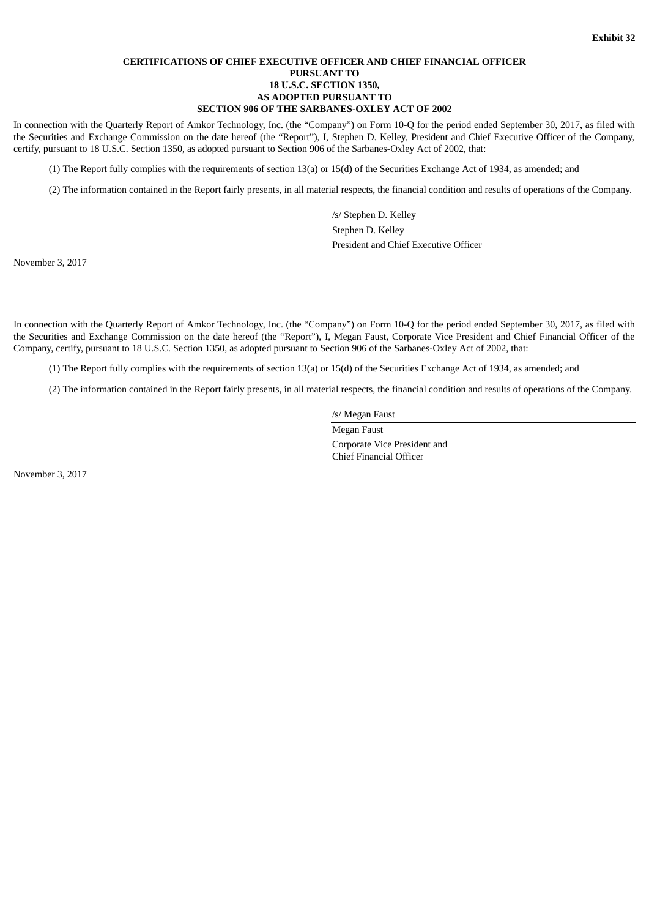**Exhibit 32**

**CERTIFICATIONS OF CHIEF EXECUTIVE OFFICER AND CHIEF FINANCIAL OFFICER**
**PURSUANT TO**
**18 U.S.C. SECTION 1350,**
**AS ADOPTED PURSUANT TO**
**SECTION 906 OF THE SARBANES-OXLEY ACT OF 2002**

In connection with the Quarterly Report of Amkor Technology, Inc. (the “Company”) on Form 10-Q for the period ended September 30, 2017, as filed with the Securities and Exchange Commission on the date hereof (the “Report”), I, Stephen D. Kelley, President and Chief Executive Officer of the Company, certify, pursuant to 18 U.S.C. Section 1350, as adopted pursuant to Section 906 of the Sarbanes-Oxley Act of 2002, that:

(1) The Report fully complies with the requirements of section 13(a) or 15(d) of the Securities Exchange Act of 1934, as amended; and

(2) The information contained in the Report fairly presents, in all material respects, the financial condition and results of operations of the Company.

/s/ Stephen D. Kelley

Stephen D. Kelley
President and Chief Executive Officer

November 3, 2017

In connection with the Quarterly Report of Amkor Technology, Inc. (the “Company”) on Form 10-Q for the period ended September 30, 2017, as filed with the Securities and Exchange Commission on the date hereof (the “Report”), I, Megan Faust, Corporate Vice President and Chief Financial Officer of the Company, certify, pursuant to 18 U.S.C. Section 1350, as adopted pursuant to Section 906 of the Sarbanes-Oxley Act of 2002, that:

(1) The Report fully complies with the requirements of section 13(a) or 15(d) of the Securities Exchange Act of 1934, as amended; and

(2) The information contained in the Report fairly presents, in all material respects, the financial condition and results of operations of the Company.

/s/ Megan Faust

Megan Faust
Corporate Vice President and
Chief Financial Officer

November 3, 2017